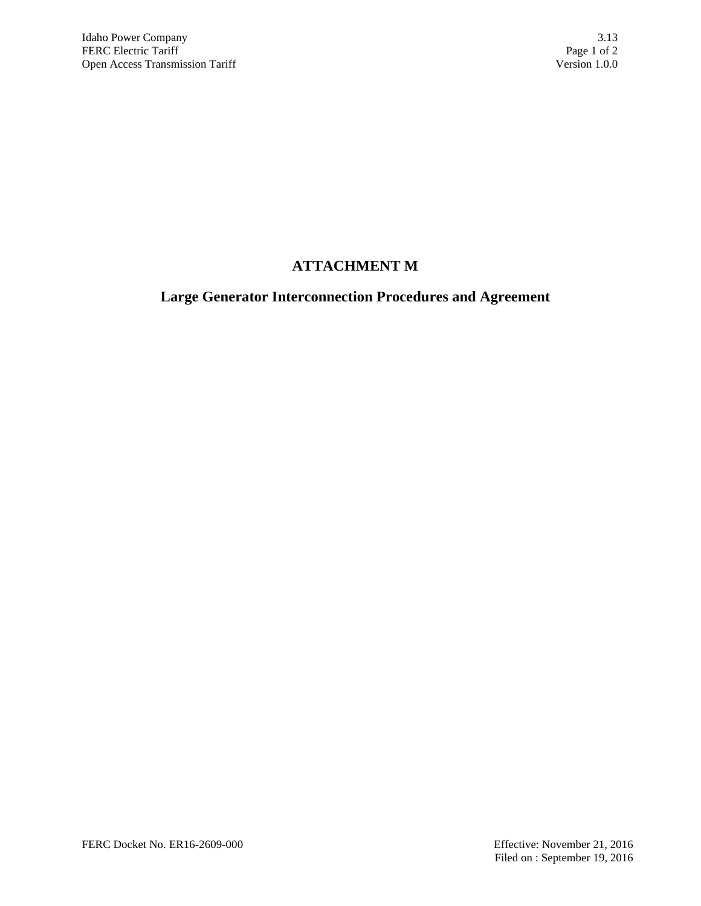# ATTACHMENT M

## Large Generator Interconnection Procedures and Agreement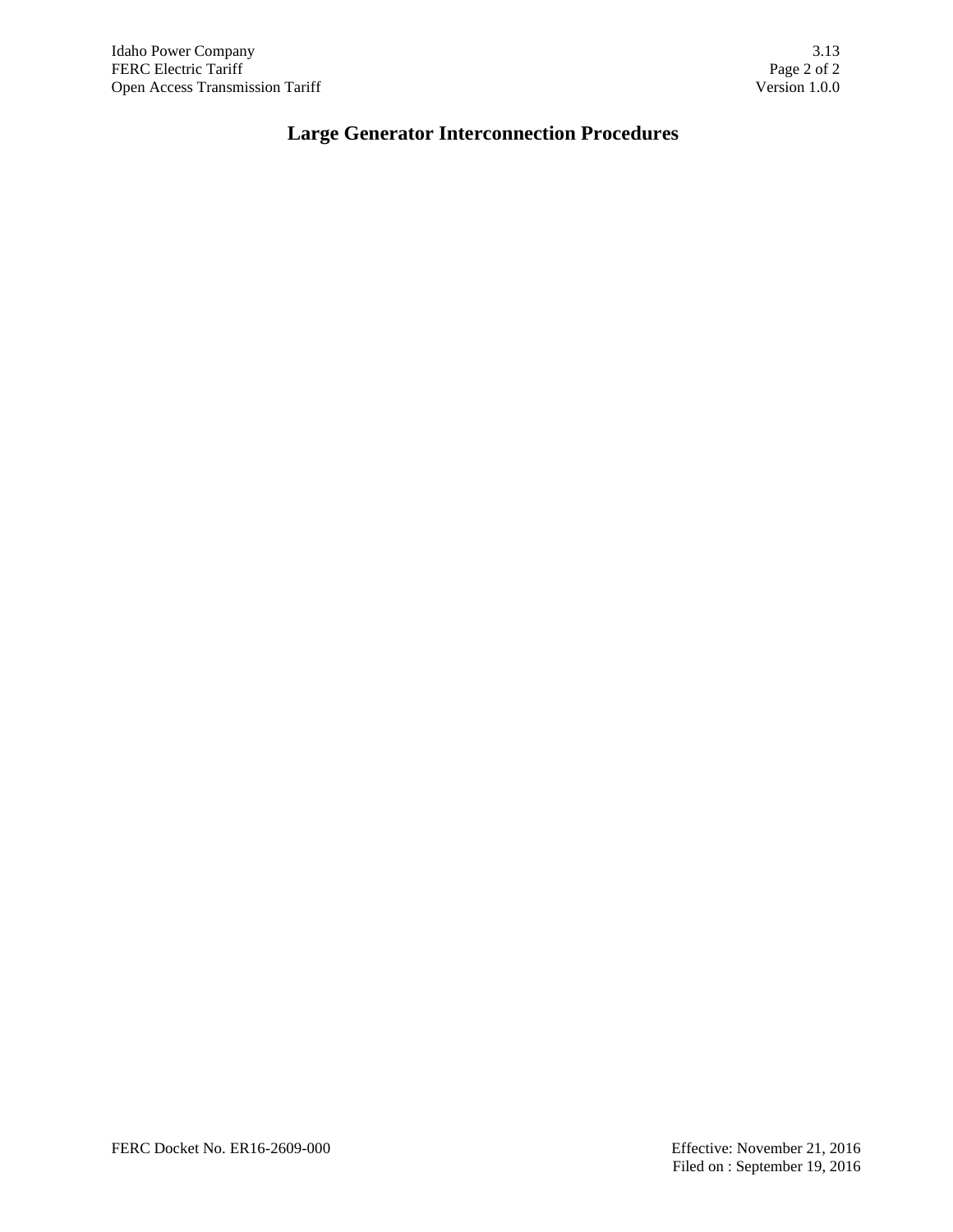# Large Generator Interconnection Procedures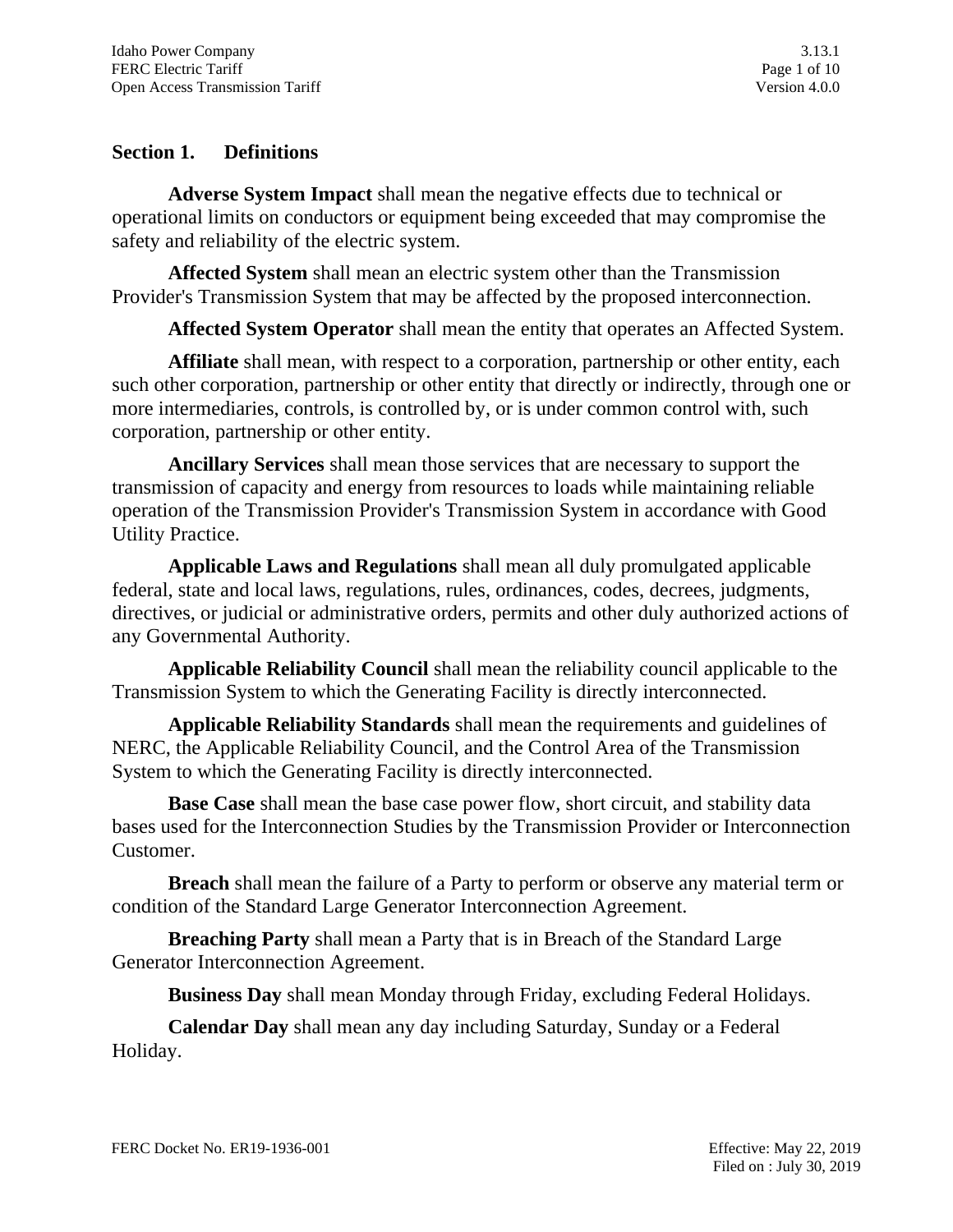## Section 1. Definitions

**Adverse System Impact** shall mean the negative effects due to technical or operational limits on conductors or equipment being exceeded that may compromise the safety and reliability of the electric system.

**Affected System** shall mean an electric system other than the Transmission Provider's Transmission System that may be affected by the proposed interconnection.

**Affected System Operator** shall mean the entity that operates an Affected System.

**Affiliate** shall mean, with respect to a corporation, partnership or other entity, each such other corporation, partnership or other entity that directly or indirectly, through one or more intermediaries, controls, is controlled by, or is under common control with, such corporation, partnership or other entity.

**Ancillary Services** shall mean those services that are necessary to support the transmission of capacity and energy from resources to loads while maintaining reliable operation of the Transmission Provider's Transmission System in accordance with Good Utility Practice.

**Applicable Laws and Regulations** shall mean all duly promulgated applicable federal, state and local laws, regulations, rules, ordinances, codes, decrees, judgments, directives, or judicial or administrative orders, permits and other duly authorized actions of any Governmental Authority.

**Applicable Reliability Council** shall mean the reliability council applicable to the Transmission System to which the Generating Facility is directly interconnected.

**Applicable Reliability Standards** shall mean the requirements and guidelines of NERC, the Applicable Reliability Council, and the Control Area of the Transmission System to which the Generating Facility is directly interconnected.

**Base Case** shall mean the base case power flow, short circuit, and stability data bases used for the Interconnection Studies by the Transmission Provider or Interconnection Customer.

**Breach** shall mean the failure of a Party to perform or observe any material term or condition of the Standard Large Generator Interconnection Agreement.

**Breaching Party** shall mean a Party that is in Breach of the Standard Large Generator Interconnection Agreement.

**Business Day** shall mean Monday through Friday, excluding Federal Holidays.

**Calendar Day** shall mean any day including Saturday, Sunday or a Federal Holiday.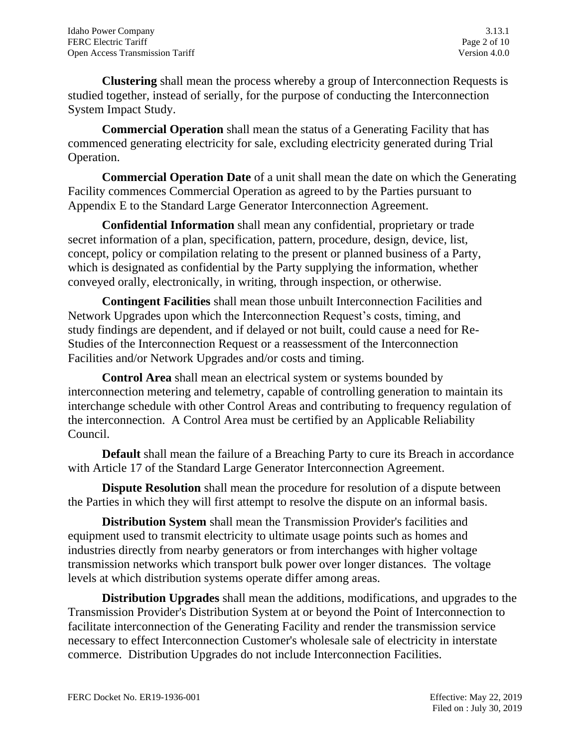**Clustering** shall mean the process whereby a group of Interconnection Requests is studied together, instead of serially, for the purpose of conducting the Interconnection System Impact Study.

**Commercial Operation** shall mean the status of a Generating Facility that has commenced generating electricity for sale, excluding electricity generated during Trial Operation.

**Commercial Operation Date** of a unit shall mean the date on which the Generating Facility commences Commercial Operation as agreed to by the Parties pursuant to Appendix E to the Standard Large Generator Interconnection Agreement.

**Confidential Information** shall mean any confidential, proprietary or trade secret information of a plan, specification, pattern, procedure, design, device, list, concept, policy or compilation relating to the present or planned business of a Party, which is designated as confidential by the Party supplying the information, whether conveyed orally, electronically, in writing, through inspection, or otherwise.

**Contingent Facilities** shall mean those unbuilt Interconnection Facilities and Network Upgrades upon which the Interconnection Request's costs, timing, and study findings are dependent, and if delayed or not built, could cause a need for Re-Studies of the Interconnection Request or a reassessment of the Interconnection Facilities and/or Network Upgrades and/or costs and timing.

**Control Area** shall mean an electrical system or systems bounded by interconnection metering and telemetry, capable of controlling generation to maintain its interchange schedule with other Control Areas and contributing to frequency regulation of the interconnection. A Control Area must be certified by an Applicable Reliability Council.

**Default** shall mean the failure of a Breaching Party to cure its Breach in accordance with Article 17 of the Standard Large Generator Interconnection Agreement.

**Dispute Resolution** shall mean the procedure for resolution of a dispute between the Parties in which they will first attempt to resolve the dispute on an informal basis.

**Distribution System** shall mean the Transmission Provider's facilities and equipment used to transmit electricity to ultimate usage points such as homes and industries directly from nearby generators or from interchanges with higher voltage transmission networks which transport bulk power over longer distances. The voltage levels at which distribution systems operate differ among areas.

**Distribution Upgrades** shall mean the additions, modifications, and upgrades to the Transmission Provider's Distribution System at or beyond the Point of Interconnection to facilitate interconnection of the Generating Facility and render the transmission service necessary to effect Interconnection Customer's wholesale sale of electricity in interstate commerce. Distribution Upgrades do not include Interconnection Facilities.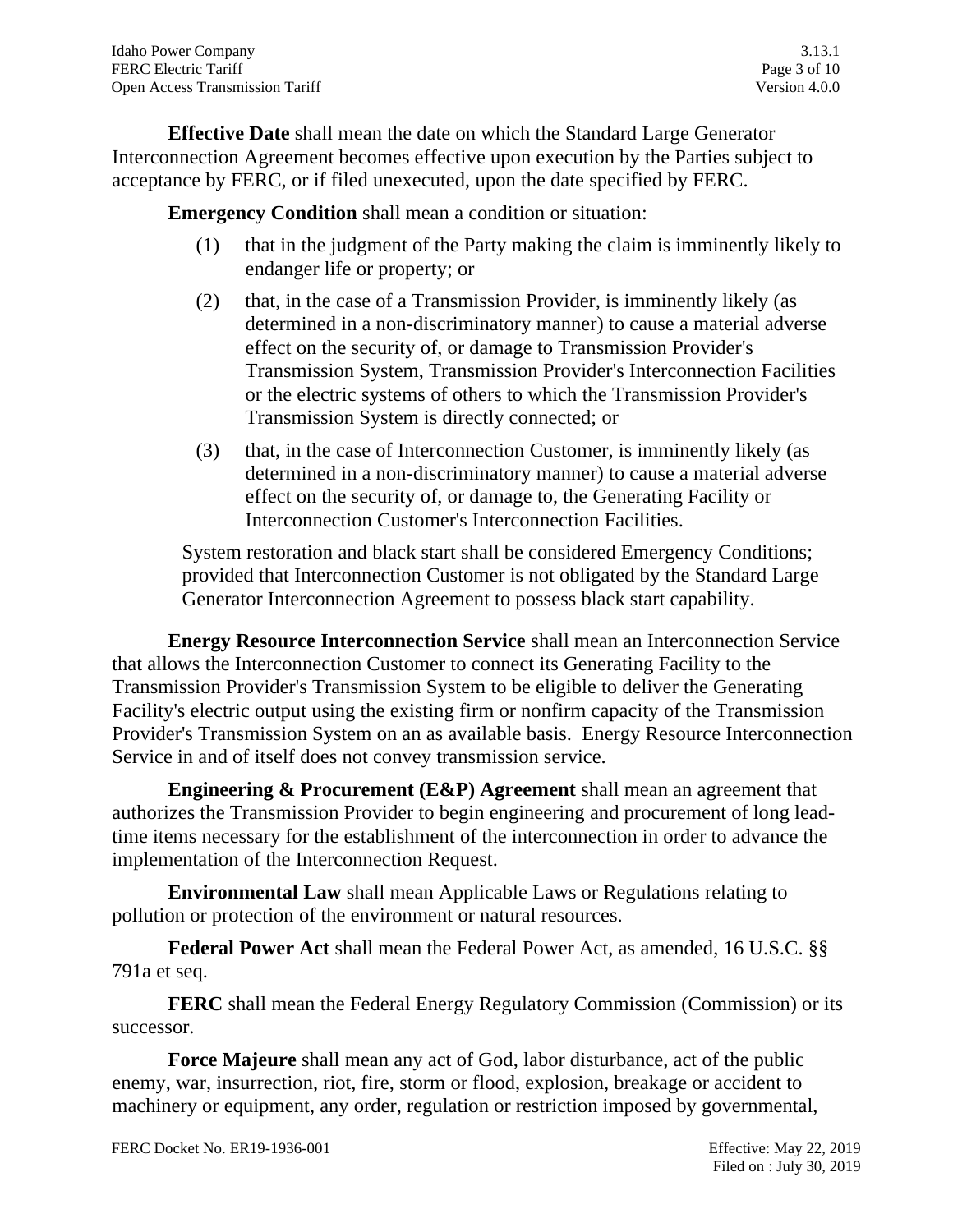**Effective Date** shall mean the date on which the Standard Large Generator Interconnection Agreement becomes effective upon execution by the Parties subject to acceptance by FERC, or if filed unexecuted, upon the date specified by FERC.

**Emergency Condition** shall mean a condition or situation:

(1) that in the judgment of the Party making the claim is imminently likely to endanger life or property; or

(2) that, in the case of a Transmission Provider, is imminently likely (as determined in a non-discriminatory manner) to cause a material adverse effect on the security of, or damage to Transmission Provider's Transmission System, Transmission Provider's Interconnection Facilities or the electric systems of others to which the Transmission Provider's Transmission System is directly connected; or

(3) that, in the case of Interconnection Customer, is imminently likely (as determined in a non-discriminatory manner) to cause a material adverse effect on the security of, or damage to, the Generating Facility or Interconnection Customer's Interconnection Facilities.

System restoration and black start shall be considered Emergency Conditions; provided that Interconnection Customer is not obligated by the Standard Large Generator Interconnection Agreement to possess black start capability.

**Energy Resource Interconnection Service** shall mean an Interconnection Service that allows the Interconnection Customer to connect its Generating Facility to the Transmission Provider's Transmission System to be eligible to deliver the Generating Facility's electric output using the existing firm or nonfirm capacity of the Transmission Provider's Transmission System on an as available basis. Energy Resource Interconnection Service in and of itself does not convey transmission service.

**Engineering & Procurement (E&P) Agreement** shall mean an agreement that authorizes the Transmission Provider to begin engineering and procurement of long lead-time items necessary for the establishment of the interconnection in order to advance the implementation of the Interconnection Request.

**Environmental Law** shall mean Applicable Laws or Regulations relating to pollution or protection of the environment or natural resources.

**Federal Power Act** shall mean the Federal Power Act, as amended, 16 U.S.C. §§ 791a et seq.

**FERC** shall mean the Federal Energy Regulatory Commission (Commission) or its successor.

**Force Majeure** shall mean any act of God, labor disturbance, act of the public enemy, war, insurrection, riot, fire, storm or flood, explosion, breakage or accident to machinery or equipment, any order, regulation or restriction imposed by governmental,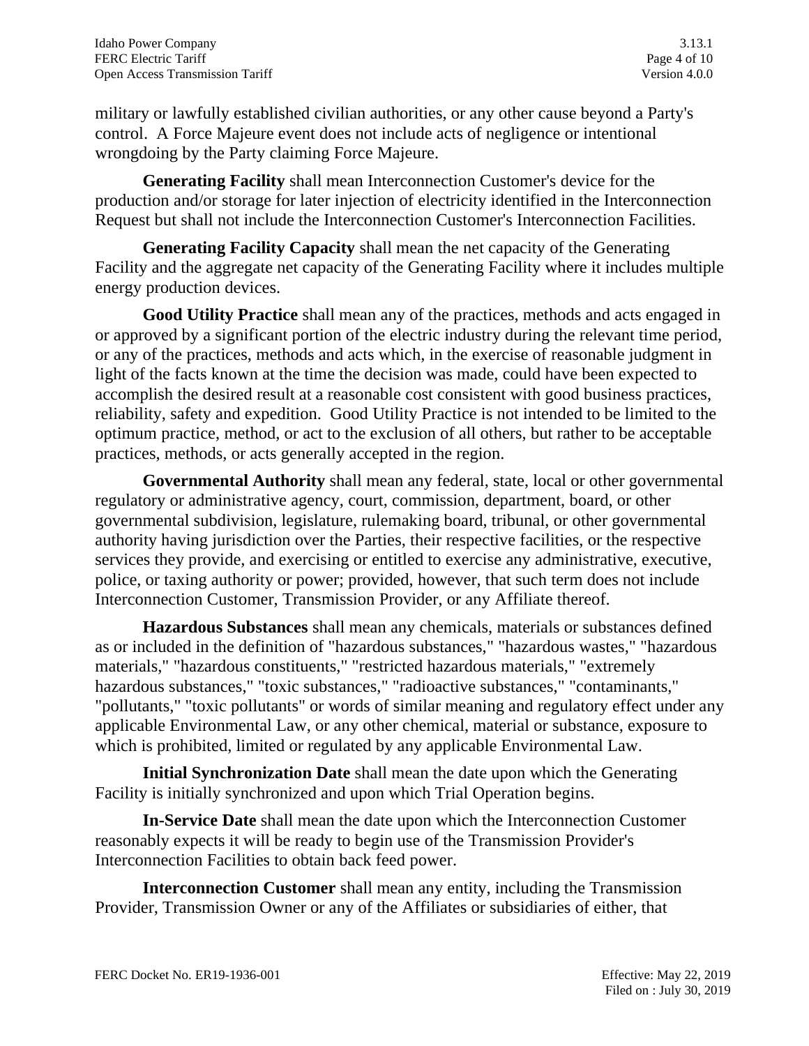military or lawfully established civilian authorities, or any other cause beyond a Party's control. A Force Majeure event does not include acts of negligence or intentional wrongdoing by the Party claiming Force Majeure.

**Generating Facility** shall mean Interconnection Customer's device for the production and/or storage for later injection of electricity identified in the Interconnection Request but shall not include the Interconnection Customer's Interconnection Facilities.

**Generating Facility Capacity** shall mean the net capacity of the Generating Facility and the aggregate net capacity of the Generating Facility where it includes multiple energy production devices.

**Good Utility Practice** shall mean any of the practices, methods and acts engaged in or approved by a significant portion of the electric industry during the relevant time period, or any of the practices, methods and acts which, in the exercise of reasonable judgment in light of the facts known at the time the decision was made, could have been expected to accomplish the desired result at a reasonable cost consistent with good business practices, reliability, safety and expedition. Good Utility Practice is not intended to be limited to the optimum practice, method, or act to the exclusion of all others, but rather to be acceptable practices, methods, or acts generally accepted in the region.

**Governmental Authority** shall mean any federal, state, local or other governmental regulatory or administrative agency, court, commission, department, board, or other governmental subdivision, legislature, rulemaking board, tribunal, or other governmental authority having jurisdiction over the Parties, their respective facilities, or the respective services they provide, and exercising or entitled to exercise any administrative, executive, police, or taxing authority or power; provided, however, that such term does not include Interconnection Customer, Transmission Provider, or any Affiliate thereof.

**Hazardous Substances** shall mean any chemicals, materials or substances defined as or included in the definition of "hazardous substances," "hazardous wastes," "hazardous materials," "hazardous constituents," "restricted hazardous materials," "extremely hazardous substances," "toxic substances," "radioactive substances," "contaminants," "pollutants," "toxic pollutants" or words of similar meaning and regulatory effect under any applicable Environmental Law, or any other chemical, material or substance, exposure to which is prohibited, limited or regulated by any applicable Environmental Law.

**Initial Synchronization Date** shall mean the date upon which the Generating Facility is initially synchronized and upon which Trial Operation begins.

**In-Service Date** shall mean the date upon which the Interconnection Customer reasonably expects it will be ready to begin use of the Transmission Provider's Interconnection Facilities to obtain back feed power.

**Interconnection Customer** shall mean any entity, including the Transmission Provider, Transmission Owner or any of the Affiliates or subsidiaries of either, that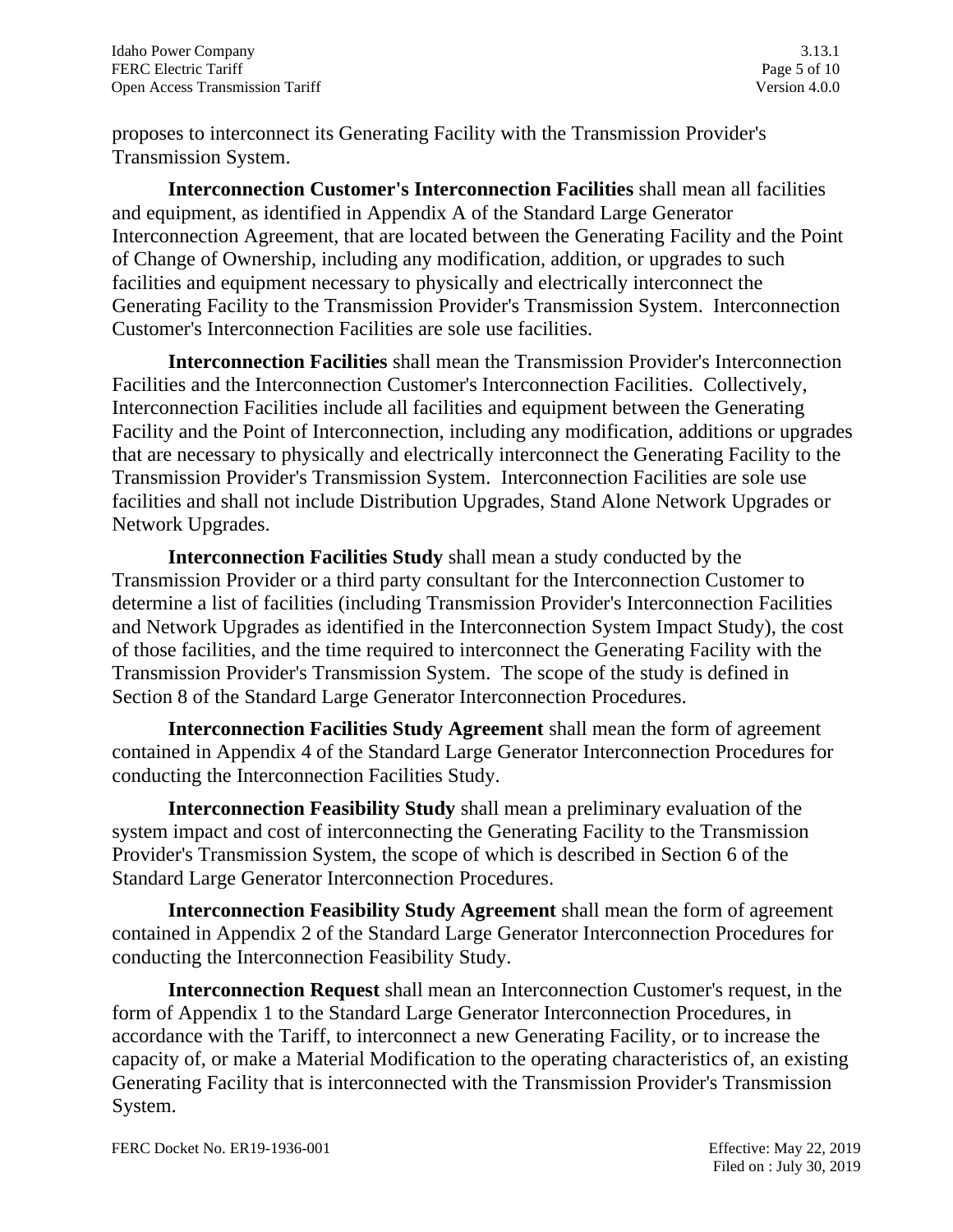proposes to interconnect its Generating Facility with the Transmission Provider's Transmission System.

**Interconnection Customer's Interconnection Facilities** shall mean all facilities and equipment, as identified in Appendix A of the Standard Large Generator Interconnection Agreement, that are located between the Generating Facility and the Point of Change of Ownership, including any modification, addition, or upgrades to such facilities and equipment necessary to physically and electrically interconnect the Generating Facility to the Transmission Provider's Transmission System. Interconnection Customer's Interconnection Facilities are sole use facilities.

**Interconnection Facilities** shall mean the Transmission Provider's Interconnection Facilities and the Interconnection Customer's Interconnection Facilities. Collectively, Interconnection Facilities include all facilities and equipment between the Generating Facility and the Point of Interconnection, including any modification, additions or upgrades that are necessary to physically and electrically interconnect the Generating Facility to the Transmission Provider's Transmission System. Interconnection Facilities are sole use facilities and shall not include Distribution Upgrades, Stand Alone Network Upgrades or Network Upgrades.

**Interconnection Facilities Study** shall mean a study conducted by the Transmission Provider or a third party consultant for the Interconnection Customer to determine a list of facilities (including Transmission Provider's Interconnection Facilities and Network Upgrades as identified in the Interconnection System Impact Study), the cost of those facilities, and the time required to interconnect the Generating Facility with the Transmission Provider's Transmission System. The scope of the study is defined in Section 8 of the Standard Large Generator Interconnection Procedures.

**Interconnection Facilities Study Agreement** shall mean the form of agreement contained in Appendix 4 of the Standard Large Generator Interconnection Procedures for conducting the Interconnection Facilities Study.

**Interconnection Feasibility Study** shall mean a preliminary evaluation of the system impact and cost of interconnecting the Generating Facility to the Transmission Provider's Transmission System, the scope of which is described in Section 6 of the Standard Large Generator Interconnection Procedures.

**Interconnection Feasibility Study Agreement** shall mean the form of agreement contained in Appendix 2 of the Standard Large Generator Interconnection Procedures for conducting the Interconnection Feasibility Study.

**Interconnection Request** shall mean an Interconnection Customer's request, in the form of Appendix 1 to the Standard Large Generator Interconnection Procedures, in accordance with the Tariff, to interconnect a new Generating Facility, or to increase the capacity of, or make a Material Modification to the operating characteristics of, an existing Generating Facility that is interconnected with the Transmission Provider's Transmission System.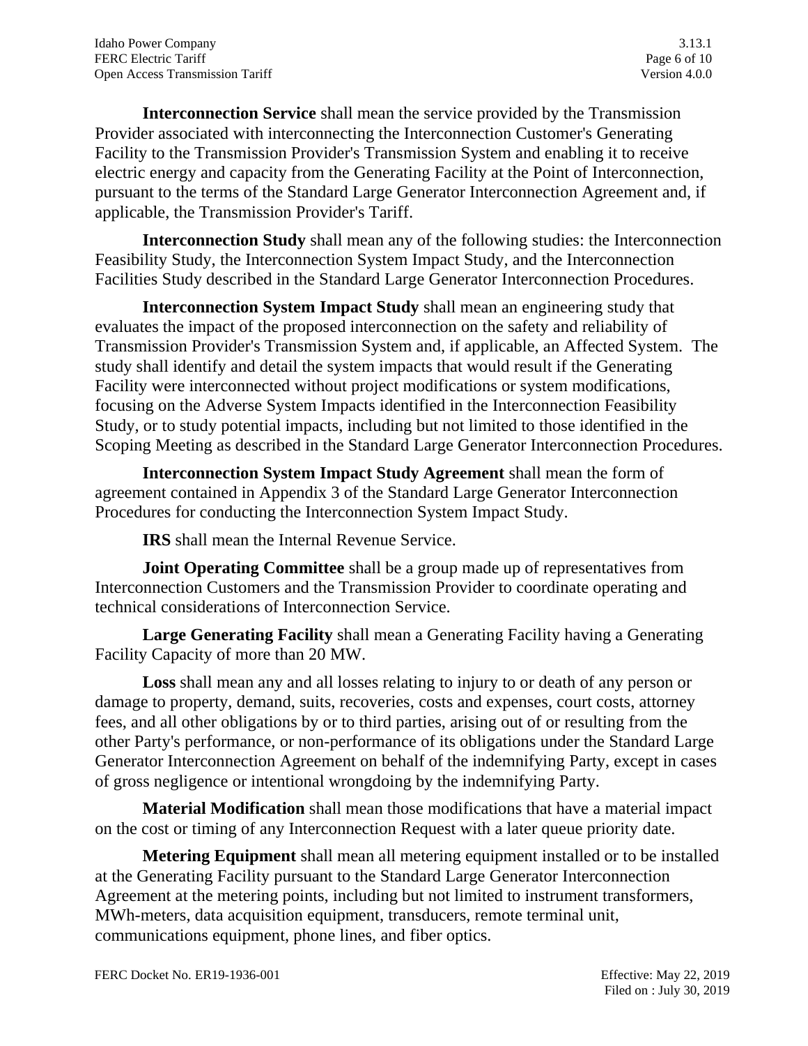**Interconnection Service** shall mean the service provided by the Transmission Provider associated with interconnecting the Interconnection Customer's Generating Facility to the Transmission Provider's Transmission System and enabling it to receive electric energy and capacity from the Generating Facility at the Point of Interconnection, pursuant to the terms of the Standard Large Generator Interconnection Agreement and, if applicable, the Transmission Provider's Tariff.

**Interconnection Study** shall mean any of the following studies: the Interconnection Feasibility Study, the Interconnection System Impact Study, and the Interconnection Facilities Study described in the Standard Large Generator Interconnection Procedures.

**Interconnection System Impact Study** shall mean an engineering study that evaluates the impact of the proposed interconnection on the safety and reliability of Transmission Provider's Transmission System and, if applicable, an Affected System. The study shall identify and detail the system impacts that would result if the Generating Facility were interconnected without project modifications or system modifications, focusing on the Adverse System Impacts identified in the Interconnection Feasibility Study, or to study potential impacts, including but not limited to those identified in the Scoping Meeting as described in the Standard Large Generator Interconnection Procedures.

**Interconnection System Impact Study Agreement** shall mean the form of agreement contained in Appendix 3 of the Standard Large Generator Interconnection Procedures for conducting the Interconnection System Impact Study.

**IRS** shall mean the Internal Revenue Service.

**Joint Operating Committee** shall be a group made up of representatives from Interconnection Customers and the Transmission Provider to coordinate operating and technical considerations of Interconnection Service.

**Large Generating Facility** shall mean a Generating Facility having a Generating Facility Capacity of more than 20 MW.

**Loss** shall mean any and all losses relating to injury to or death of any person or damage to property, demand, suits, recoveries, costs and expenses, court costs, attorney fees, and all other obligations by or to third parties, arising out of or resulting from the other Party's performance, or non-performance of its obligations under the Standard Large Generator Interconnection Agreement on behalf of the indemnifying Party, except in cases of gross negligence or intentional wrongdoing by the indemnifying Party.

**Material Modification** shall mean those modifications that have a material impact on the cost or timing of any Interconnection Request with a later queue priority date.

**Metering Equipment** shall mean all metering equipment installed or to be installed at the Generating Facility pursuant to the Standard Large Generator Interconnection Agreement at the metering points, including but not limited to instrument transformers, MWh-meters, data acquisition equipment, transducers, remote terminal unit, communications equipment, phone lines, and fiber optics.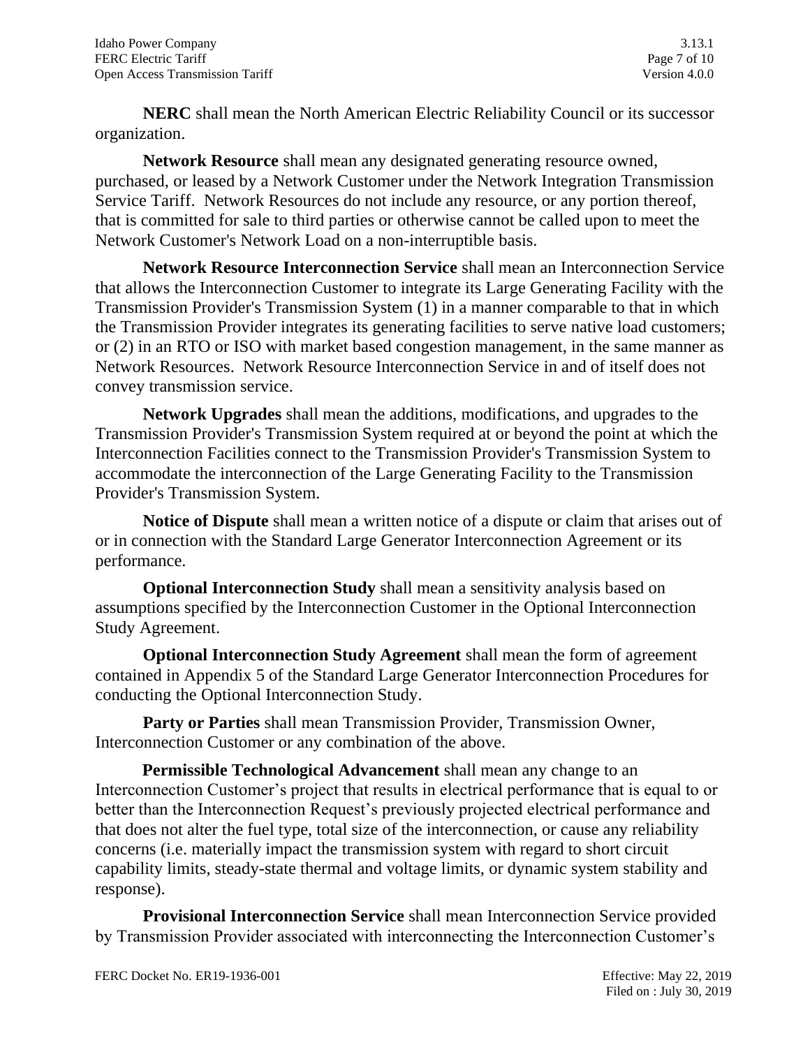**NERC** shall mean the North American Electric Reliability Council or its successor organization.

**Network Resource** shall mean any designated generating resource owned, purchased, or leased by a Network Customer under the Network Integration Transmission Service Tariff. Network Resources do not include any resource, or any portion thereof, that is committed for sale to third parties or otherwise cannot be called upon to meet the Network Customer's Network Load on a non-interruptible basis.

**Network Resource Interconnection Service** shall mean an Interconnection Service that allows the Interconnection Customer to integrate its Large Generating Facility with the Transmission Provider's Transmission System (1) in a manner comparable to that in which the Transmission Provider integrates its generating facilities to serve native load customers; or (2) in an RTO or ISO with market based congestion management, in the same manner as Network Resources. Network Resource Interconnection Service in and of itself does not convey transmission service.

**Network Upgrades** shall mean the additions, modifications, and upgrades to the Transmission Provider's Transmission System required at or beyond the point at which the Interconnection Facilities connect to the Transmission Provider's Transmission System to accommodate the interconnection of the Large Generating Facility to the Transmission Provider's Transmission System.

**Notice of Dispute** shall mean a written notice of a dispute or claim that arises out of or in connection with the Standard Large Generator Interconnection Agreement or its performance.

**Optional Interconnection Study** shall mean a sensitivity analysis based on assumptions specified by the Interconnection Customer in the Optional Interconnection Study Agreement.

**Optional Interconnection Study Agreement** shall mean the form of agreement contained in Appendix 5 of the Standard Large Generator Interconnection Procedures for conducting the Optional Interconnection Study.

**Party or Parties** shall mean Transmission Provider, Transmission Owner, Interconnection Customer or any combination of the above.

**Permissible Technological Advancement** shall mean any change to an Interconnection Customer's project that results in electrical performance that is equal to or better than the Interconnection Request's previously projected electrical performance and that does not alter the fuel type, total size of the interconnection, or cause any reliability concerns (i.e. materially impact the transmission system with regard to short circuit capability limits, steady-state thermal and voltage limits, or dynamic system stability and response).

**Provisional Interconnection Service** shall mean Interconnection Service provided by Transmission Provider associated with interconnecting the Interconnection Customer's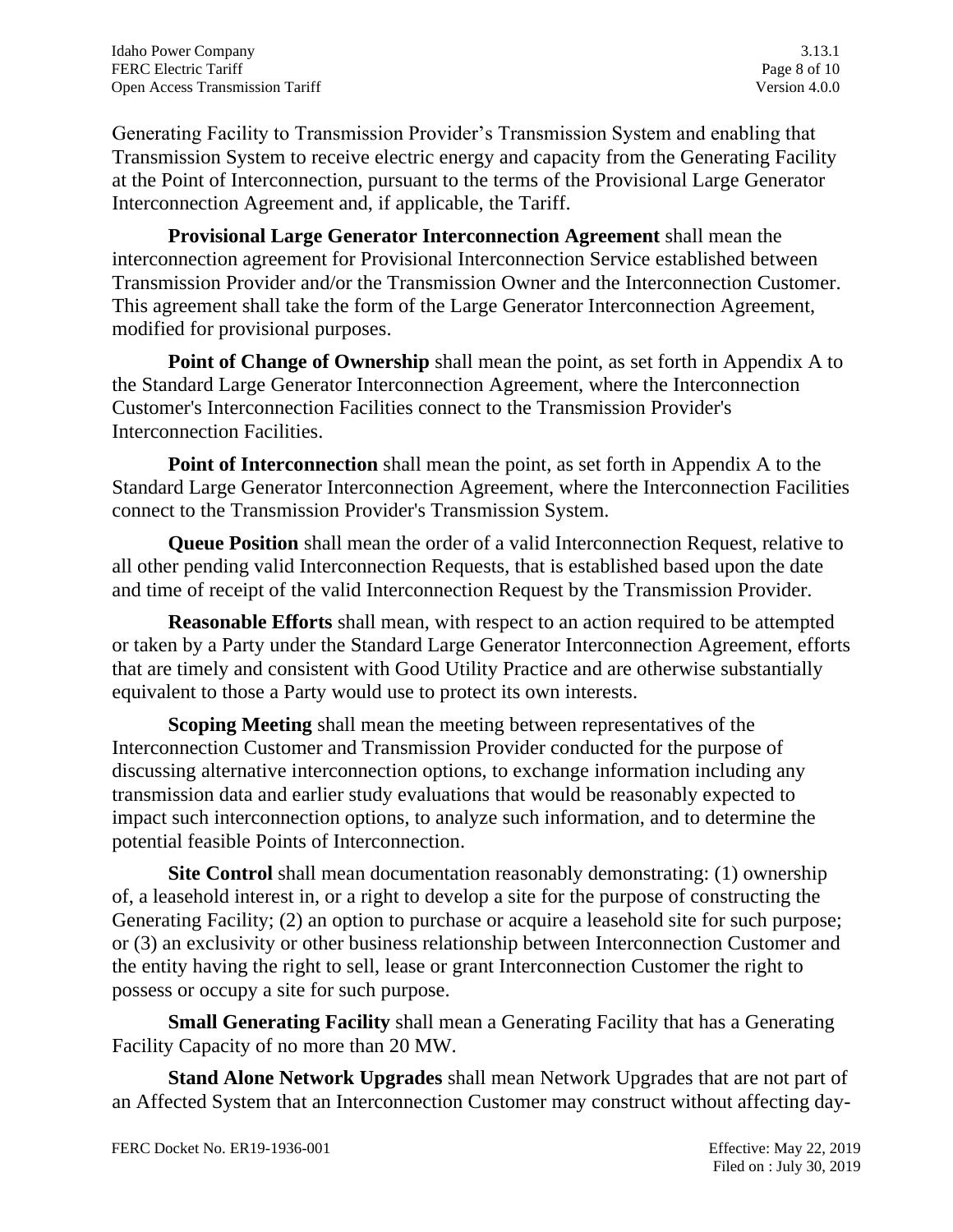Generating Facility to Transmission Provider's Transmission System and enabling that Transmission System to receive electric energy and capacity from the Generating Facility at the Point of Interconnection, pursuant to the terms of the Provisional Large Generator Interconnection Agreement and, if applicable, the Tariff.

**Provisional Large Generator Interconnection Agreement** shall mean the interconnection agreement for Provisional Interconnection Service established between Transmission Provider and/or the Transmission Owner and the Interconnection Customer. This agreement shall take the form of the Large Generator Interconnection Agreement, modified for provisional purposes.

**Point of Change of Ownership** shall mean the point, as set forth in Appendix A to the Standard Large Generator Interconnection Agreement, where the Interconnection Customer's Interconnection Facilities connect to the Transmission Provider's Interconnection Facilities.

**Point of Interconnection** shall mean the point, as set forth in Appendix A to the Standard Large Generator Interconnection Agreement, where the Interconnection Facilities connect to the Transmission Provider's Transmission System.

**Queue Position** shall mean the order of a valid Interconnection Request, relative to all other pending valid Interconnection Requests, that is established based upon the date and time of receipt of the valid Interconnection Request by the Transmission Provider.

**Reasonable Efforts** shall mean, with respect to an action required to be attempted or taken by a Party under the Standard Large Generator Interconnection Agreement, efforts that are timely and consistent with Good Utility Practice and are otherwise substantially equivalent to those a Party would use to protect its own interests.

**Scoping Meeting** shall mean the meeting between representatives of the Interconnection Customer and Transmission Provider conducted for the purpose of discussing alternative interconnection options, to exchange information including any transmission data and earlier study evaluations that would be reasonably expected to impact such interconnection options, to analyze such information, and to determine the potential feasible Points of Interconnection.

**Site Control** shall mean documentation reasonably demonstrating: (1) ownership of, a leasehold interest in, or a right to develop a site for the purpose of constructing the Generating Facility; (2) an option to purchase or acquire a leasehold site for such purpose; or (3) an exclusivity or other business relationship between Interconnection Customer and the entity having the right to sell, lease or grant Interconnection Customer the right to possess or occupy a site for such purpose.

**Small Generating Facility** shall mean a Generating Facility that has a Generating Facility Capacity of no more than 20 MW.

**Stand Alone Network Upgrades** shall mean Network Upgrades that are not part of an Affected System that an Interconnection Customer may construct without affecting day-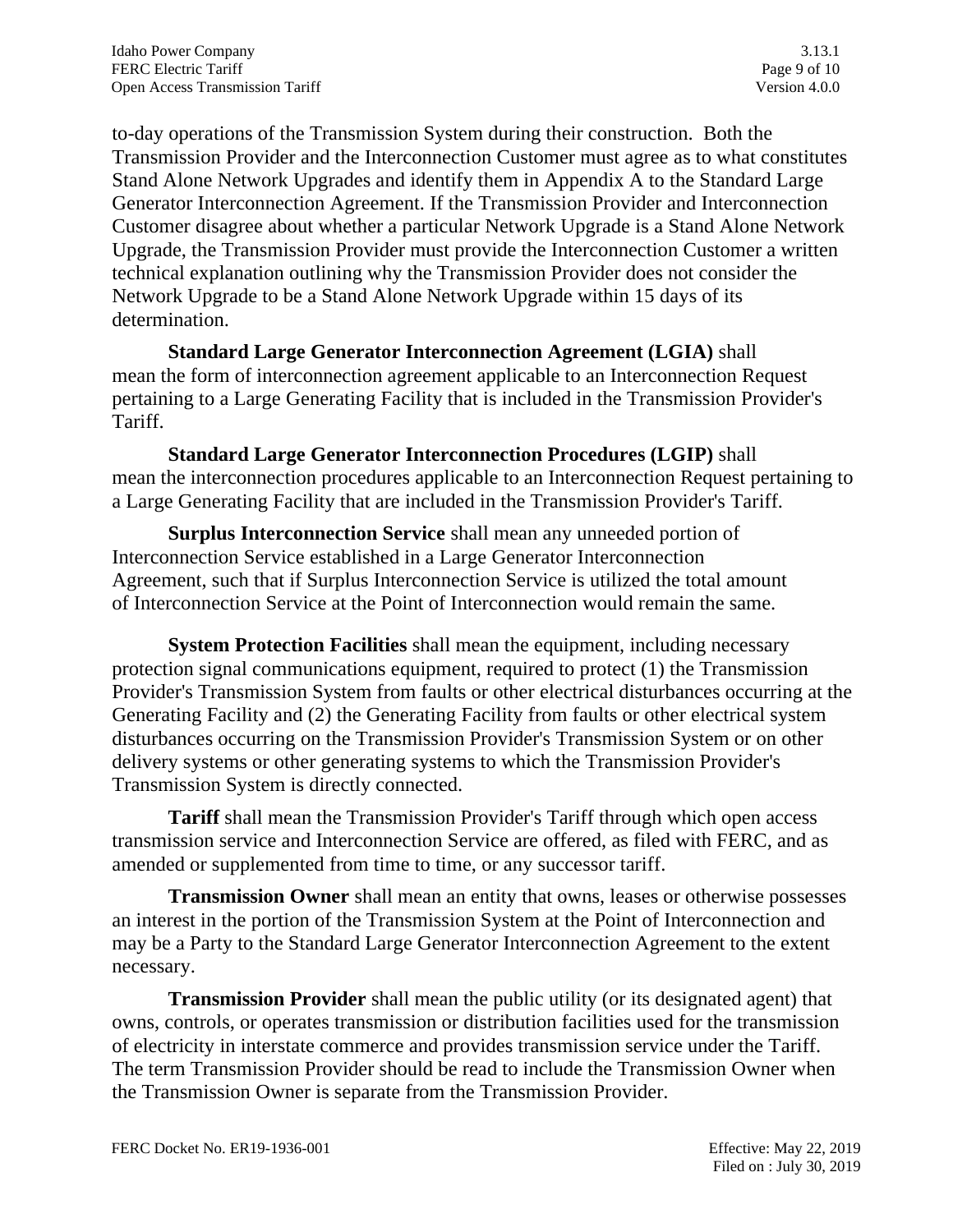to-day operations of the Transmission System during their construction. Both the Transmission Provider and the Interconnection Customer must agree as to what constitutes Stand Alone Network Upgrades and identify them in Appendix A to the Standard Large Generator Interconnection Agreement. If the Transmission Provider and Interconnection Customer disagree about whether a particular Network Upgrade is a Stand Alone Network Upgrade, the Transmission Provider must provide the Interconnection Customer a written technical explanation outlining why the Transmission Provider does not consider the Network Upgrade to be a Stand Alone Network Upgrade within 15 days of its determination.

**Standard Large Generator Interconnection Agreement (LGIA)** shall mean the form of interconnection agreement applicable to an Interconnection Request pertaining to a Large Generating Facility that is included in the Transmission Provider's Tariff.

**Standard Large Generator Interconnection Procedures (LGIP)** shall mean the interconnection procedures applicable to an Interconnection Request pertaining to a Large Generating Facility that are included in the Transmission Provider's Tariff.

**Surplus Interconnection Service** shall mean any unneeded portion of Interconnection Service established in a Large Generator Interconnection Agreement, such that if Surplus Interconnection Service is utilized the total amount of Interconnection Service at the Point of Interconnection would remain the same.

**System Protection Facilities** shall mean the equipment, including necessary protection signal communications equipment, required to protect (1) the Transmission Provider's Transmission System from faults or other electrical disturbances occurring at the Generating Facility and (2) the Generating Facility from faults or other electrical system disturbances occurring on the Transmission Provider's Transmission System or on other delivery systems or other generating systems to which the Transmission Provider's Transmission System is directly connected.

**Tariff** shall mean the Transmission Provider's Tariff through which open access transmission service and Interconnection Service are offered, as filed with FERC, and as amended or supplemented from time to time, or any successor tariff.

**Transmission Owner** shall mean an entity that owns, leases or otherwise possesses an interest in the portion of the Transmission System at the Point of Interconnection and may be a Party to the Standard Large Generator Interconnection Agreement to the extent necessary.

**Transmission Provider** shall mean the public utility (or its designated agent) that owns, controls, or operates transmission or distribution facilities used for the transmission of electricity in interstate commerce and provides transmission service under the Tariff. The term Transmission Provider should be read to include the Transmission Owner when the Transmission Owner is separate from the Transmission Provider.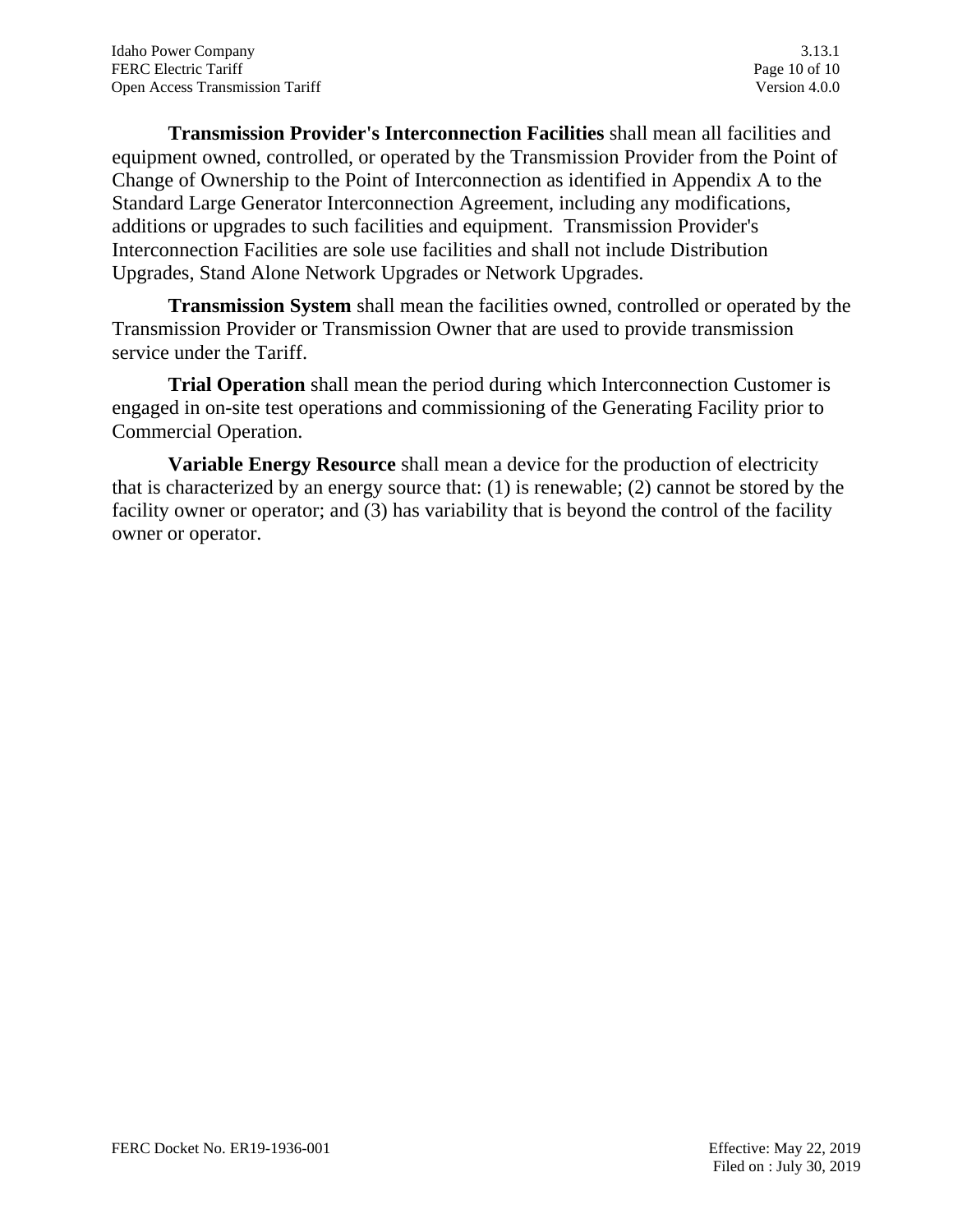**Transmission Provider's Interconnection Facilities** shall mean all facilities and equipment owned, controlled, or operated by the Transmission Provider from the Point of Change of Ownership to the Point of Interconnection as identified in Appendix A to the Standard Large Generator Interconnection Agreement, including any modifications, additions or upgrades to such facilities and equipment. Transmission Provider's Interconnection Facilities are sole use facilities and shall not include Distribution Upgrades, Stand Alone Network Upgrades or Network Upgrades.

**Transmission System** shall mean the facilities owned, controlled or operated by the Transmission Provider or Transmission Owner that are used to provide transmission service under the Tariff.

**Trial Operation** shall mean the period during which Interconnection Customer is engaged in on-site test operations and commissioning of the Generating Facility prior to Commercial Operation.

**Variable Energy Resource** shall mean a device for the production of electricity that is characterized by an energy source that: (1) is renewable; (2) cannot be stored by the facility owner or operator; and (3) has variability that is beyond the control of the facility owner or operator.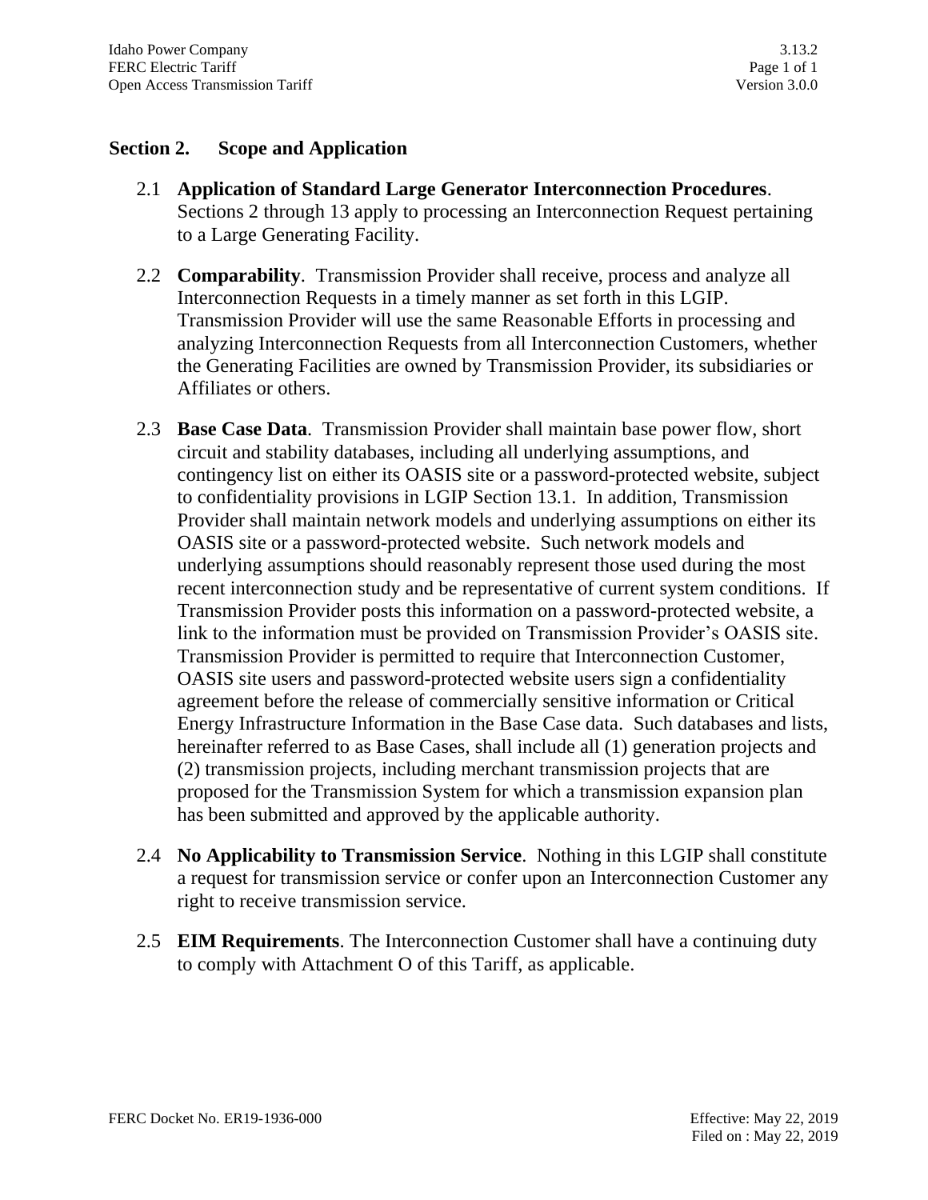## Section 2. Scope and Application

2.1 **Application of Standard Large Generator Interconnection Procedures**. Sections 2 through 13 apply to processing an Interconnection Request pertaining to a Large Generating Facility.

2.2 **Comparability**. Transmission Provider shall receive, process and analyze all Interconnection Requests in a timely manner as set forth in this LGIP. Transmission Provider will use the same Reasonable Efforts in processing and analyzing Interconnection Requests from all Interconnection Customers, whether the Generating Facilities are owned by Transmission Provider, its subsidiaries or Affiliates or others.

2.3 **Base Case Data**. Transmission Provider shall maintain base power flow, short circuit and stability databases, including all underlying assumptions, and contingency list on either its OASIS site or a password-protected website, subject to confidentiality provisions in LGIP Section 13.1. In addition, Transmission Provider shall maintain network models and underlying assumptions on either its OASIS site or a password-protected website. Such network models and underlying assumptions should reasonably represent those used during the most recent interconnection study and be representative of current system conditions. If Transmission Provider posts this information on a password-protected website, a link to the information must be provided on Transmission Provider's OASIS site. Transmission Provider is permitted to require that Interconnection Customer, OASIS site users and password-protected website users sign a confidentiality agreement before the release of commercially sensitive information or Critical Energy Infrastructure Information in the Base Case data. Such databases and lists, hereinafter referred to as Base Cases, shall include all (1) generation projects and (2) transmission projects, including merchant transmission projects that are proposed for the Transmission System for which a transmission expansion plan has been submitted and approved by the applicable authority.

2.4 **No Applicability to Transmission Service**. Nothing in this LGIP shall constitute a request for transmission service or confer upon an Interconnection Customer any right to receive transmission service.

2.5 **EIM Requirements**. The Interconnection Customer shall have a continuing duty to comply with Attachment O of this Tariff, as applicable.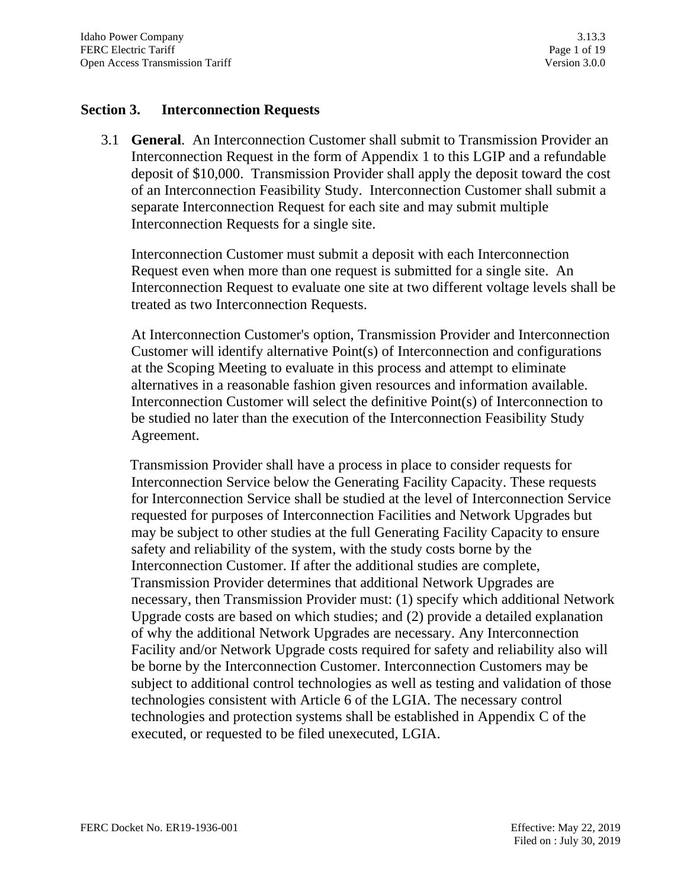## Section 3. Interconnection Requests

3.1 **General**. An Interconnection Customer shall submit to Transmission Provider an Interconnection Request in the form of Appendix 1 to this LGIP and a refundable deposit of $10,000. Transmission Provider shall apply the deposit toward the cost of an Interconnection Feasibility Study. Interconnection Customer shall submit a separate Interconnection Request for each site and may submit multiple Interconnection Requests for a single site.

Interconnection Customer must submit a deposit with each Interconnection Request even when more than one request is submitted for a single site. An Interconnection Request to evaluate one site at two different voltage levels shall be treated as two Interconnection Requests.

At Interconnection Customer's option, Transmission Provider and Interconnection Customer will identify alternative Point(s) of Interconnection and configurations at the Scoping Meeting to evaluate in this process and attempt to eliminate alternatives in a reasonable fashion given resources and information available. Interconnection Customer will select the definitive Point(s) of Interconnection to be studied no later than the execution of the Interconnection Feasibility Study Agreement.

Transmission Provider shall have a process in place to consider requests for Interconnection Service below the Generating Facility Capacity. These requests for Interconnection Service shall be studied at the level of Interconnection Service requested for purposes of Interconnection Facilities and Network Upgrades but may be subject to other studies at the full Generating Facility Capacity to ensure safety and reliability of the system, with the study costs borne by the Interconnection Customer. If after the additional studies are complete, Transmission Provider determines that additional Network Upgrades are necessary, then Transmission Provider must: (1) specify which additional Network Upgrade costs are based on which studies; and (2) provide a detailed explanation of why the additional Network Upgrades are necessary. Any Interconnection Facility and/or Network Upgrade costs required for safety and reliability also will be borne by the Interconnection Customer. Interconnection Customers may be subject to additional control technologies as well as testing and validation of those technologies consistent with Article 6 of the LGIA. The necessary control technologies and protection systems shall be established in Appendix C of the executed, or requested to be filed unexecuted, LGIA.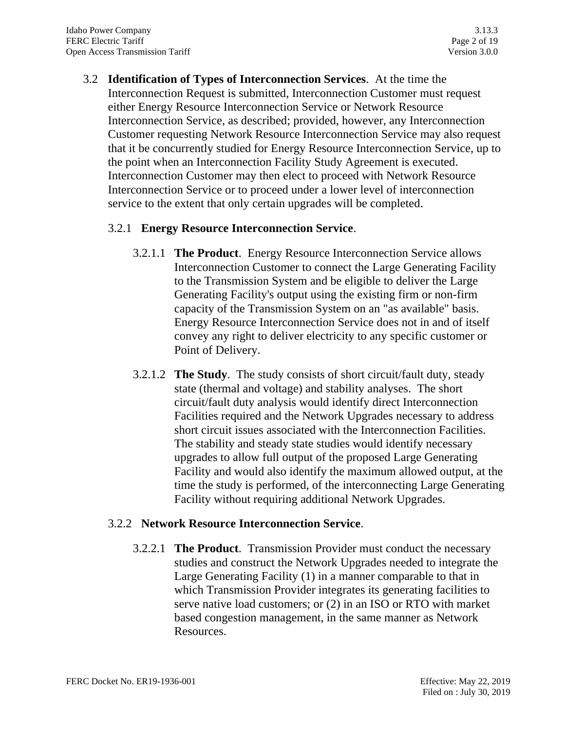3.2 **Identification of Types of Interconnection Services**. At the time the Interconnection Request is submitted, Interconnection Customer must request either Energy Resource Interconnection Service or Network Resource Interconnection Service, as described; provided, however, any Interconnection Customer requesting Network Resource Interconnection Service may also request that it be concurrently studied for Energy Resource Interconnection Service, up to the point when an Interconnection Facility Study Agreement is executed. Interconnection Customer may then elect to proceed with Network Resource Interconnection Service or to proceed under a lower level of interconnection service to the extent that only certain upgrades will be completed.

3.2.1 **Energy Resource Interconnection Service**.

3.2.1.1 **The Product**. Energy Resource Interconnection Service allows Interconnection Customer to connect the Large Generating Facility to the Transmission System and be eligible to deliver the Large Generating Facility's output using the existing firm or non-firm capacity of the Transmission System on an "as available" basis. Energy Resource Interconnection Service does not in and of itself convey any right to deliver electricity to any specific customer or Point of Delivery.

3.2.1.2 **The Study**. The study consists of short circuit/fault duty, steady state (thermal and voltage) and stability analyses. The short circuit/fault duty analysis would identify direct Interconnection Facilities required and the Network Upgrades necessary to address short circuit issues associated with the Interconnection Facilities. The stability and steady state studies would identify necessary upgrades to allow full output of the proposed Large Generating Facility and would also identify the maximum allowed output, at the time the study is performed, of the interconnecting Large Generating Facility without requiring additional Network Upgrades.

3.2.2 **Network Resource Interconnection Service**.

3.2.2.1 **The Product**. Transmission Provider must conduct the necessary studies and construct the Network Upgrades needed to integrate the Large Generating Facility (1) in a manner comparable to that in which Transmission Provider integrates its generating facilities to serve native load customers; or (2) in an ISO or RTO with market based congestion management, in the same manner as Network Resources.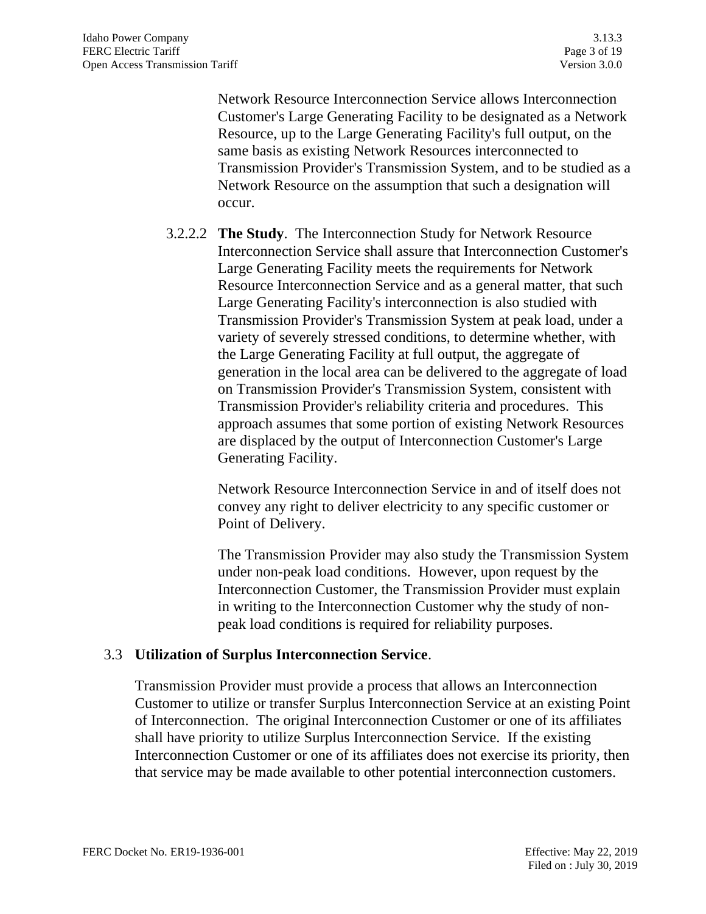Network Resource Interconnection Service allows Interconnection Customer's Large Generating Facility to be designated as a Network Resource, up to the Large Generating Facility's full output, on the same basis as existing Network Resources interconnected to Transmission Provider's Transmission System, and to be studied as a Network Resource on the assumption that such a designation will occur.

3.2.2.2 **The Study**. The Interconnection Study for Network Resource Interconnection Service shall assure that Interconnection Customer's Large Generating Facility meets the requirements for Network Resource Interconnection Service and as a general matter, that such Large Generating Facility's interconnection is also studied with Transmission Provider's Transmission System at peak load, under a variety of severely stressed conditions, to determine whether, with the Large Generating Facility at full output, the aggregate of generation in the local area can be delivered to the aggregate of load on Transmission Provider's Transmission System, consistent with Transmission Provider's reliability criteria and procedures. This approach assumes that some portion of existing Network Resources are displaced by the output of Interconnection Customer's Large Generating Facility.

Network Resource Interconnection Service in and of itself does not convey any right to deliver electricity to any specific customer or Point of Delivery.

The Transmission Provider may also study the Transmission System under non-peak load conditions. However, upon request by the Interconnection Customer, the Transmission Provider must explain in writing to the Interconnection Customer why the study of non-peak load conditions is required for reliability purposes.

### 3.3 Utilization of Surplus Interconnection Service.

Transmission Provider must provide a process that allows an Interconnection Customer to utilize or transfer Surplus Interconnection Service at an existing Point of Interconnection. The original Interconnection Customer or one of its affiliates shall have priority to utilize Surplus Interconnection Service. If the existing Interconnection Customer or one of its affiliates does not exercise its priority, then that service may be made available to other potential interconnection customers.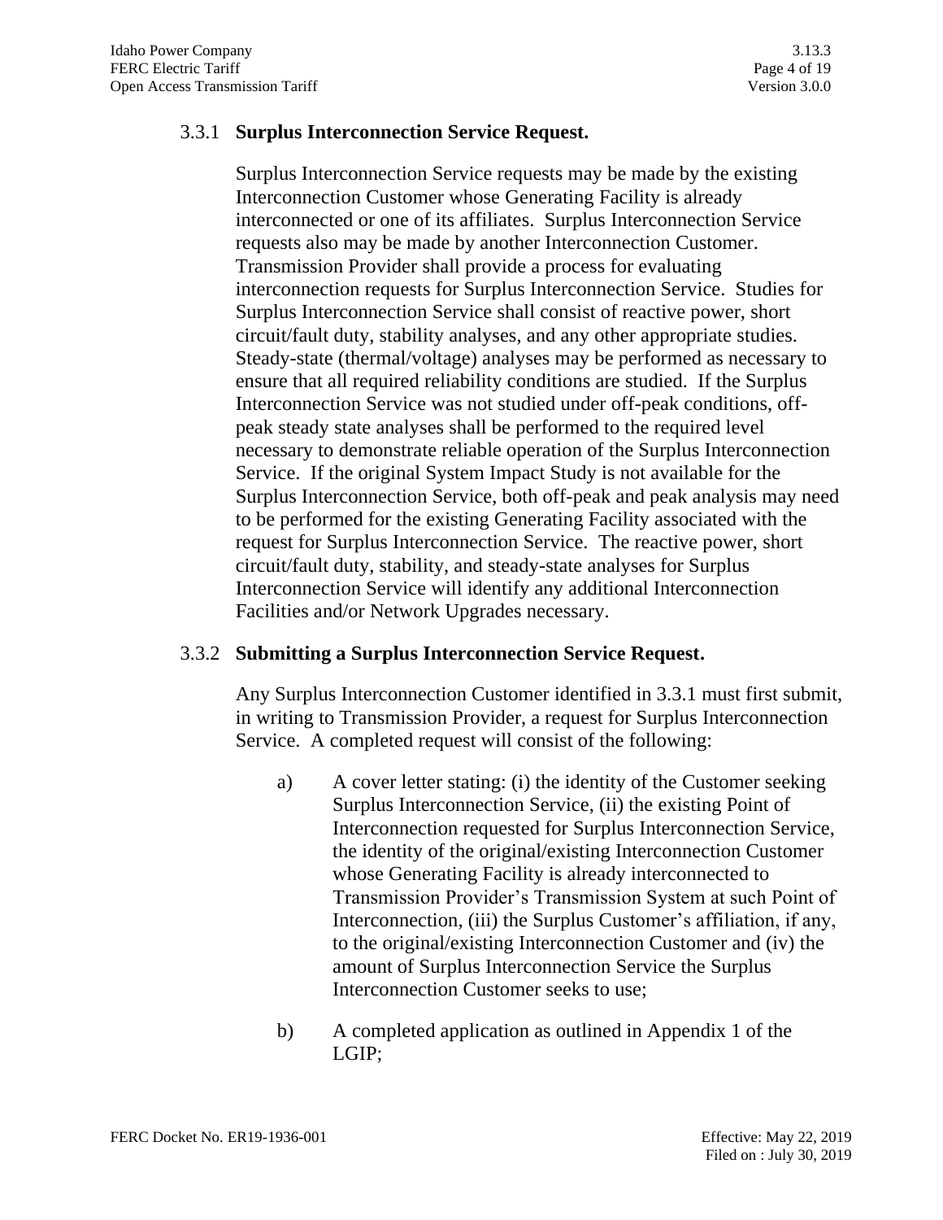### 3.3.1 **Surplus Interconnection Service Request.**

Surplus Interconnection Service requests may be made by the existing Interconnection Customer whose Generating Facility is already interconnected or one of its affiliates. Surplus Interconnection Service requests also may be made by another Interconnection Customer. Transmission Provider shall provide a process for evaluating interconnection requests for Surplus Interconnection Service. Studies for Surplus Interconnection Service shall consist of reactive power, short circuit/fault duty, stability analyses, and any other appropriate studies. Steady-state (thermal/voltage) analyses may be performed as necessary to ensure that all required reliability conditions are studied. If the Surplus Interconnection Service was not studied under off-peak conditions, off-peak steady state analyses shall be performed to the required level necessary to demonstrate reliable operation of the Surplus Interconnection Service. If the original System Impact Study is not available for the Surplus Interconnection Service, both off-peak and peak analysis may need to be performed for the existing Generating Facility associated with the request for Surplus Interconnection Service. The reactive power, short circuit/fault duty, stability, and steady-state analyses for Surplus Interconnection Service will identify any additional Interconnection Facilities and/or Network Upgrades necessary.

### 3.3.2 **Submitting a Surplus Interconnection Service Request.**

Any Surplus Interconnection Customer identified in 3.3.1 must first submit, in writing to Transmission Provider, a request for Surplus Interconnection Service. A completed request will consist of the following:

a) A cover letter stating: (i) the identity of the Customer seeking Surplus Interconnection Service, (ii) the existing Point of Interconnection requested for Surplus Interconnection Service, the identity of the original/existing Interconnection Customer whose Generating Facility is already interconnected to Transmission Provider's Transmission System at such Point of Interconnection, (iii) the Surplus Customer's affiliation, if any, to the original/existing Interconnection Customer and (iv) the amount of Surplus Interconnection Service the Surplus Interconnection Customer seeks to use;

b) A completed application as outlined in Appendix 1 of the LGIP;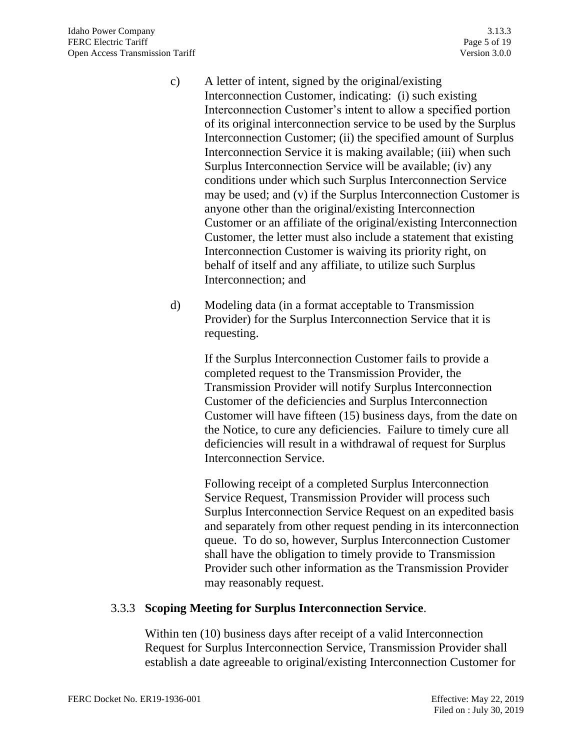c) A letter of intent, signed by the original/existing Interconnection Customer, indicating: (i) such existing Interconnection Customer's intent to allow a specified portion of its original interconnection service to be used by the Surplus Interconnection Customer; (ii) the specified amount of Surplus Interconnection Service it is making available; (iii) when such Surplus Interconnection Service will be available; (iv) any conditions under which such Surplus Interconnection Service may be used; and (v) if the Surplus Interconnection Customer is anyone other than the original/existing Interconnection Customer or an affiliate of the original/existing Interconnection Customer, the letter must also include a statement that existing Interconnection Customer is waiving its priority right, on behalf of itself and any affiliate, to utilize such Surplus Interconnection; and

d) Modeling data (in a format acceptable to Transmission Provider) for the Surplus Interconnection Service that it is requesting.

If the Surplus Interconnection Customer fails to provide a completed request to the Transmission Provider, the Transmission Provider will notify Surplus Interconnection Customer of the deficiencies and Surplus Interconnection Customer will have fifteen (15) business days, from the date on the Notice, to cure any deficiencies. Failure to timely cure all deficiencies will result in a withdrawal of request for Surplus Interconnection Service.

Following receipt of a completed Surplus Interconnection Service Request, Transmission Provider will process such Surplus Interconnection Service Request on an expedited basis and separately from other request pending in its interconnection queue. To do so, however, Surplus Interconnection Customer shall have the obligation to timely provide to Transmission Provider such other information as the Transmission Provider may reasonably request.

3.3.3 **Scoping Meeting for Surplus Interconnection Service**.

Within ten (10) business days after receipt of a valid Interconnection Request for Surplus Interconnection Service, Transmission Provider shall establish a date agreeable to original/existing Interconnection Customer for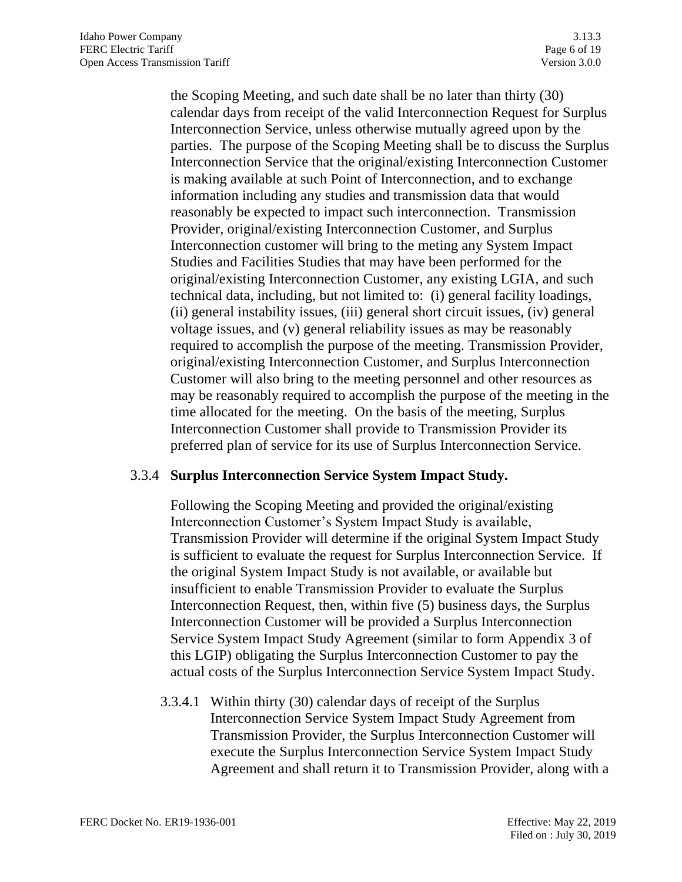the Scoping Meeting, and such date shall be no later than thirty (30) calendar days from receipt of the valid Interconnection Request for Surplus Interconnection Service, unless otherwise mutually agreed upon by the parties. The purpose of the Scoping Meeting shall be to discuss the Surplus Interconnection Service that the original/existing Interconnection Customer is making available at such Point of Interconnection, and to exchange information including any studies and transmission data that would reasonably be expected to impact such interconnection. Transmission Provider, original/existing Interconnection Customer, and Surplus Interconnection customer will bring to the meting any System Impact Studies and Facilities Studies that may have been performed for the original/existing Interconnection Customer, any existing LGIA, and such technical data, including, but not limited to: (i) general facility loadings, (ii) general instability issues, (iii) general short circuit issues, (iv) general voltage issues, and (v) general reliability issues as may be reasonably required to accomplish the purpose of the meeting. Transmission Provider, original/existing Interconnection Customer, and Surplus Interconnection Customer will also bring to the meeting personnel and other resources as may be reasonably required to accomplish the purpose of the meeting in the time allocated for the meeting. On the basis of the meeting, Surplus Interconnection Customer shall provide to Transmission Provider its preferred plan of service for its use of Surplus Interconnection Service.

3.3.4 **Surplus Interconnection Service System Impact Study.**

Following the Scoping Meeting and provided the original/existing Interconnection Customer's System Impact Study is available, Transmission Provider will determine if the original System Impact Study is sufficient to evaluate the request for Surplus Interconnection Service. If the original System Impact Study is not available, or available but insufficient to enable Transmission Provider to evaluate the Surplus Interconnection Request, then, within five (5) business days, the Surplus Interconnection Customer will be provided a Surplus Interconnection Service System Impact Study Agreement (similar to form Appendix 3 of this LGIP) obligating the Surplus Interconnection Customer to pay the actual costs of the Surplus Interconnection Service System Impact Study.

3.3.4.1 Within thirty (30) calendar days of receipt of the Surplus Interconnection Service System Impact Study Agreement from Transmission Provider, the Surplus Interconnection Customer will execute the Surplus Interconnection Service System Impact Study Agreement and shall return it to Transmission Provider, along with a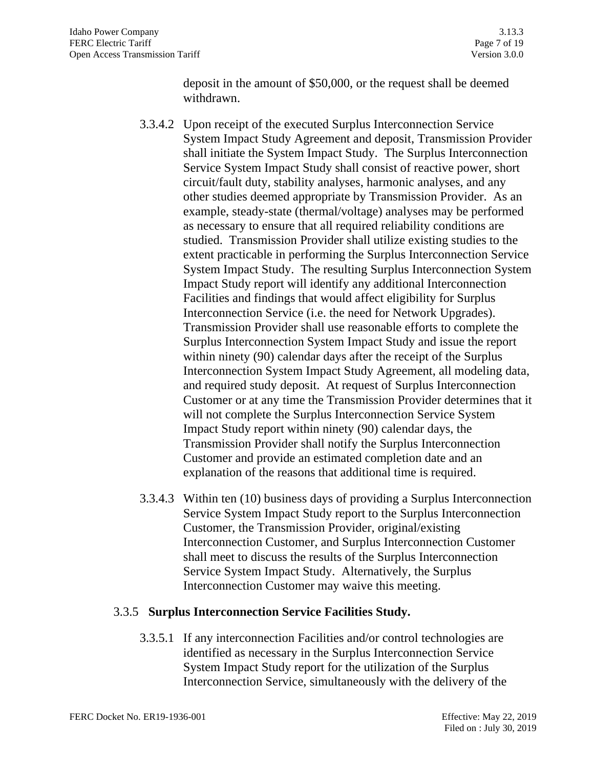deposit in the amount of $50,000, or the request shall be deemed withdrawn.

3.3.4.2 Upon receipt of the executed Surplus Interconnection Service System Impact Study Agreement and deposit, Transmission Provider shall initiate the System Impact Study. The Surplus Interconnection Service System Impact Study shall consist of reactive power, short circuit/fault duty, stability analyses, harmonic analyses, and any other studies deemed appropriate by Transmission Provider. As an example, steady-state (thermal/voltage) analyses may be performed as necessary to ensure that all required reliability conditions are studied. Transmission Provider shall utilize existing studies to the extent practicable in performing the Surplus Interconnection Service System Impact Study. The resulting Surplus Interconnection System Impact Study report will identify any additional Interconnection Facilities and findings that would affect eligibility for Surplus Interconnection Service (i.e. the need for Network Upgrades). Transmission Provider shall use reasonable efforts to complete the Surplus Interconnection System Impact Study and issue the report within ninety (90) calendar days after the receipt of the Surplus Interconnection System Impact Study Agreement, all modeling data, and required study deposit. At request of Surplus Interconnection Customer or at any time the Transmission Provider determines that it will not complete the Surplus Interconnection Service System Impact Study report within ninety (90) calendar days, the Transmission Provider shall notify the Surplus Interconnection Customer and provide an estimated completion date and an explanation of the reasons that additional time is required.

3.3.4.3 Within ten (10) business days of providing a Surplus Interconnection Service System Impact Study report to the Surplus Interconnection Customer, the Transmission Provider, original/existing Interconnection Customer, and Surplus Interconnection Customer shall meet to discuss the results of the Surplus Interconnection Service System Impact Study. Alternatively, the Surplus Interconnection Customer may waive this meeting.

3.3.5 **Surplus Interconnection Service Facilities Study.**

3.3.5.1 If any interconnection Facilities and/or control technologies are identified as necessary in the Surplus Interconnection Service System Impact Study report for the utilization of the Surplus Interconnection Service, simultaneously with the delivery of the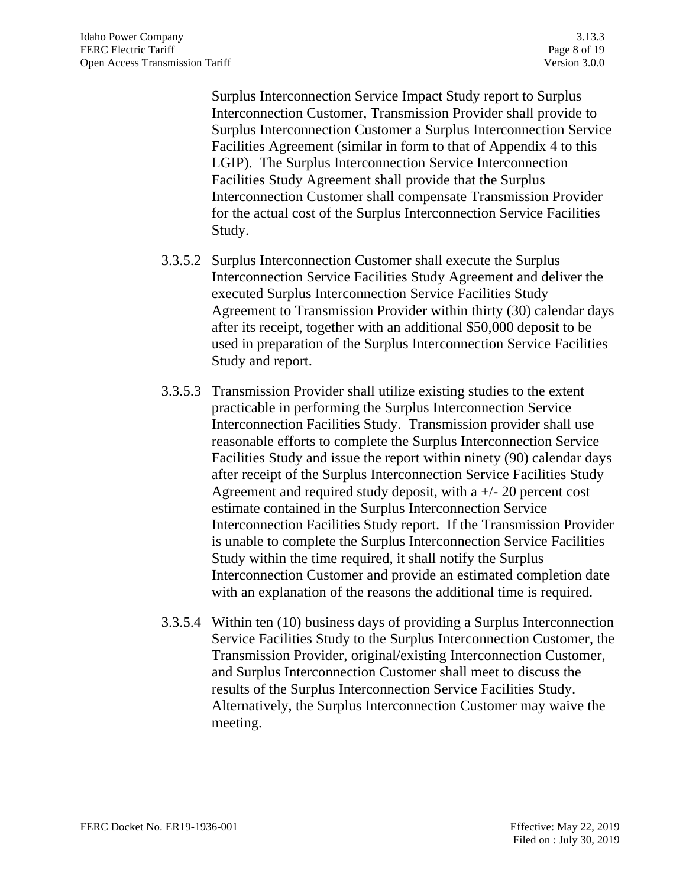Surplus Interconnection Service Impact Study report to Surplus Interconnection Customer, Transmission Provider shall provide to Surplus Interconnection Customer a Surplus Interconnection Service Facilities Agreement (similar in form to that of Appendix 4 to this LGIP). The Surplus Interconnection Service Interconnection Facilities Study Agreement shall provide that the Surplus Interconnection Customer shall compensate Transmission Provider for the actual cost of the Surplus Interconnection Service Facilities Study.

3.3.5.2 Surplus Interconnection Customer shall execute the Surplus Interconnection Service Facilities Study Agreement and deliver the executed Surplus Interconnection Service Facilities Study Agreement to Transmission Provider within thirty (30) calendar days after its receipt, together with an additional $50,000 deposit to be used in preparation of the Surplus Interconnection Service Facilities Study and report.

3.3.5.3 Transmission Provider shall utilize existing studies to the extent practicable in performing the Surplus Interconnection Service Interconnection Facilities Study. Transmission provider shall use reasonable efforts to complete the Surplus Interconnection Service Facilities Study and issue the report within ninety (90) calendar days after receipt of the Surplus Interconnection Service Facilities Study Agreement and required study deposit, with a +/- 20 percent cost estimate contained in the Surplus Interconnection Service Interconnection Facilities Study report. If the Transmission Provider is unable to complete the Surplus Interconnection Service Facilities Study within the time required, it shall notify the Surplus Interconnection Customer and provide an estimated completion date with an explanation of the reasons the additional time is required.

3.3.5.4 Within ten (10) business days of providing a Surplus Interconnection Service Facilities Study to the Surplus Interconnection Customer, the Transmission Provider, original/existing Interconnection Customer, and Surplus Interconnection Customer shall meet to discuss the results of the Surplus Interconnection Service Facilities Study. Alternatively, the Surplus Interconnection Customer may waive the meeting.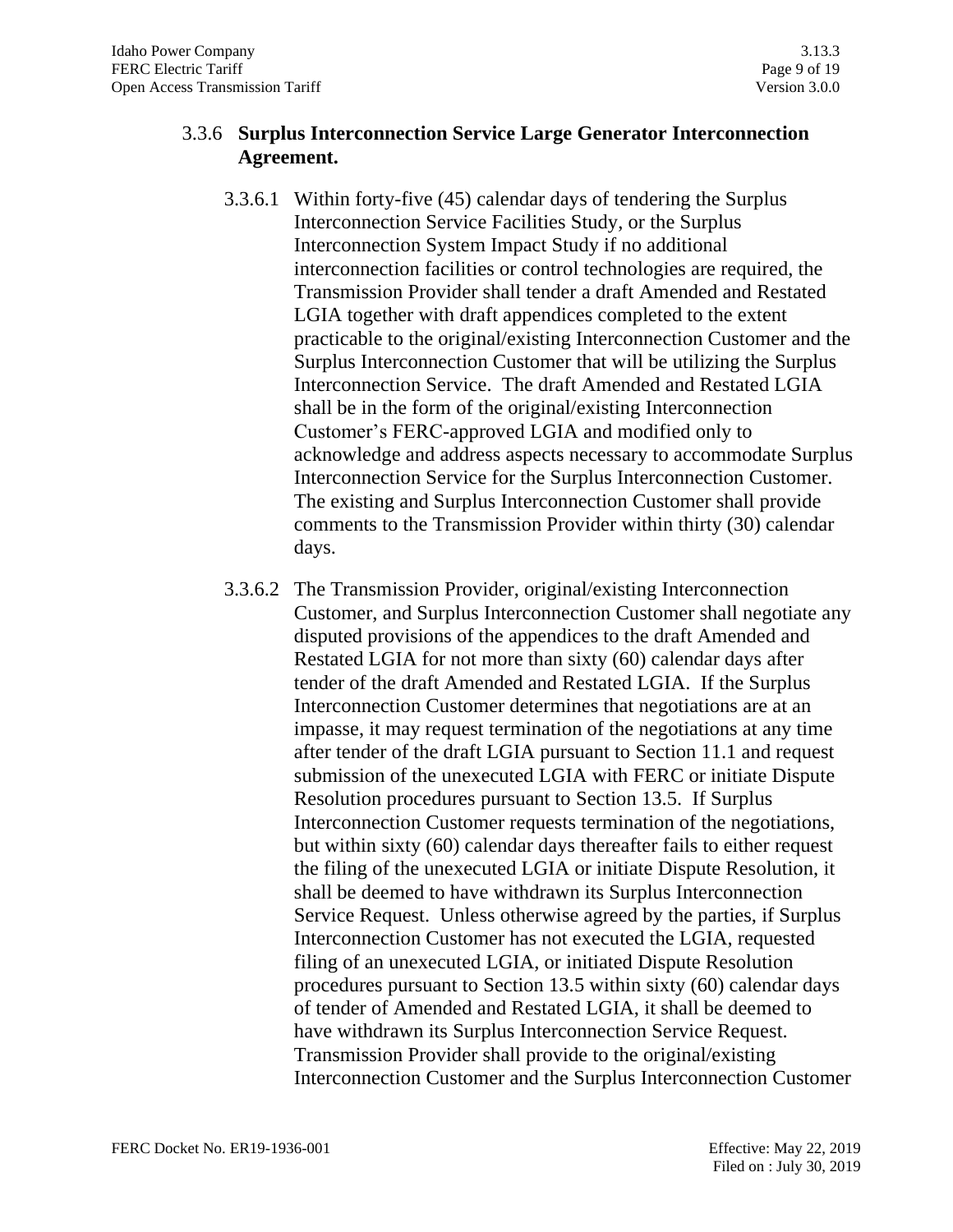### 3.3.6 **Surplus Interconnection Service Large Generator Interconnection Agreement.**

3.3.6.1 Within forty-five (45) calendar days of tendering the Surplus Interconnection Service Facilities Study, or the Surplus Interconnection System Impact Study if no additional interconnection facilities or control technologies are required, the Transmission Provider shall tender a draft Amended and Restated LGIA together with draft appendices completed to the extent practicable to the original/existing Interconnection Customer and the Surplus Interconnection Customer that will be utilizing the Surplus Interconnection Service. The draft Amended and Restated LGIA shall be in the form of the original/existing Interconnection Customer's FERC-approved LGIA and modified only to acknowledge and address aspects necessary to accommodate Surplus Interconnection Service for the Surplus Interconnection Customer. The existing and Surplus Interconnection Customer shall provide comments to the Transmission Provider within thirty (30) calendar days.

3.3.6.2 The Transmission Provider, original/existing Interconnection Customer, and Surplus Interconnection Customer shall negotiate any disputed provisions of the appendices to the draft Amended and Restated LGIA for not more than sixty (60) calendar days after tender of the draft Amended and Restated LGIA. If the Surplus Interconnection Customer determines that negotiations are at an impasse, it may request termination of the negotiations at any time after tender of the draft LGIA pursuant to Section 11.1 and request submission of the unexecuted LGIA with FERC or initiate Dispute Resolution procedures pursuant to Section 13.5. If Surplus Interconnection Customer requests termination of the negotiations, but within sixty (60) calendar days thereafter fails to either request the filing of the unexecuted LGIA or initiate Dispute Resolution, it shall be deemed to have withdrawn its Surplus Interconnection Service Request. Unless otherwise agreed by the parties, if Surplus Interconnection Customer has not executed the LGIA, requested filing of an unexecuted LGIA, or initiated Dispute Resolution procedures pursuant to Section 13.5 within sixty (60) calendar days of tender of Amended and Restated LGIA, it shall be deemed to have withdrawn its Surplus Interconnection Service Request. Transmission Provider shall provide to the original/existing Interconnection Customer and the Surplus Interconnection Customer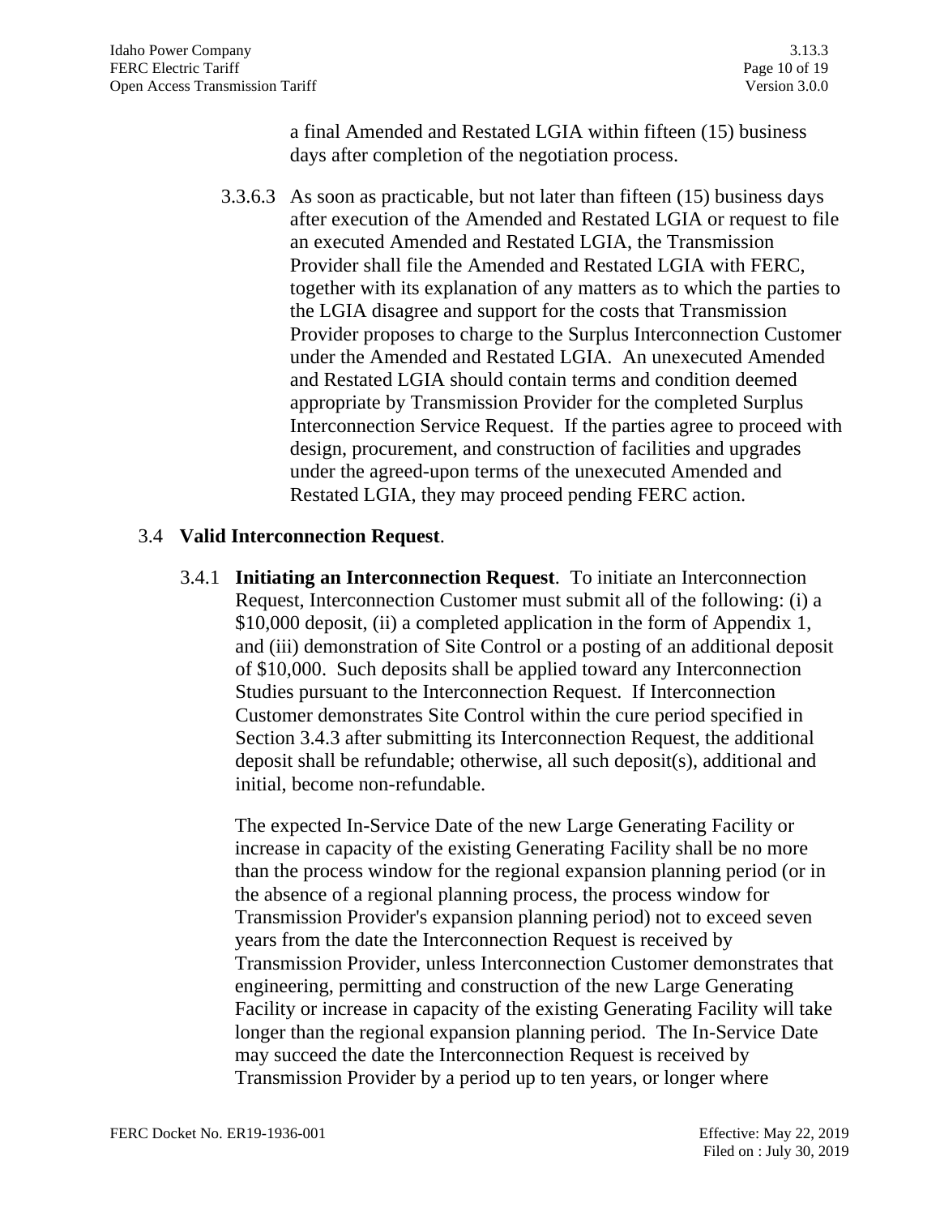a final Amended and Restated LGIA within fifteen (15) business days after completion of the negotiation process.

3.3.6.3 As soon as practicable, but not later than fifteen (15) business days after execution of the Amended and Restated LGIA or request to file an executed Amended and Restated LGIA, the Transmission Provider shall file the Amended and Restated LGIA with FERC, together with its explanation of any matters as to which the parties to the LGIA disagree and support for the costs that Transmission Provider proposes to charge to the Surplus Interconnection Customer under the Amended and Restated LGIA. An unexecuted Amended and Restated LGIA should contain terms and condition deemed appropriate by Transmission Provider for the completed Surplus Interconnection Service Request. If the parties agree to proceed with design, procurement, and construction of facilities and upgrades under the agreed-upon terms of the unexecuted Amended and Restated LGIA, they may proceed pending FERC action.

3.4 **Valid Interconnection Request**.

3.4.1 **Initiating an Interconnection Request**. To initiate an Interconnection Request, Interconnection Customer must submit all of the following: (i) a $10,000 deposit, (ii) a completed application in the form of Appendix 1, and (iii) demonstration of Site Control or a posting of an additional deposit of $10,000. Such deposits shall be applied toward any Interconnection Studies pursuant to the Interconnection Request. If Interconnection Customer demonstrates Site Control within the cure period specified in Section 3.4.3 after submitting its Interconnection Request, the additional deposit shall be refundable; otherwise, all such deposit(s), additional and initial, become non-refundable.

The expected In-Service Date of the new Large Generating Facility or increase in capacity of the existing Generating Facility shall be no more than the process window for the regional expansion planning period (or in the absence of a regional planning process, the process window for Transmission Provider's expansion planning period) not to exceed seven years from the date the Interconnection Request is received by Transmission Provider, unless Interconnection Customer demonstrates that engineering, permitting and construction of the new Large Generating Facility or increase in capacity of the existing Generating Facility will take longer than the regional expansion planning period. The In-Service Date may succeed the date the Interconnection Request is received by Transmission Provider by a period up to ten years, or longer where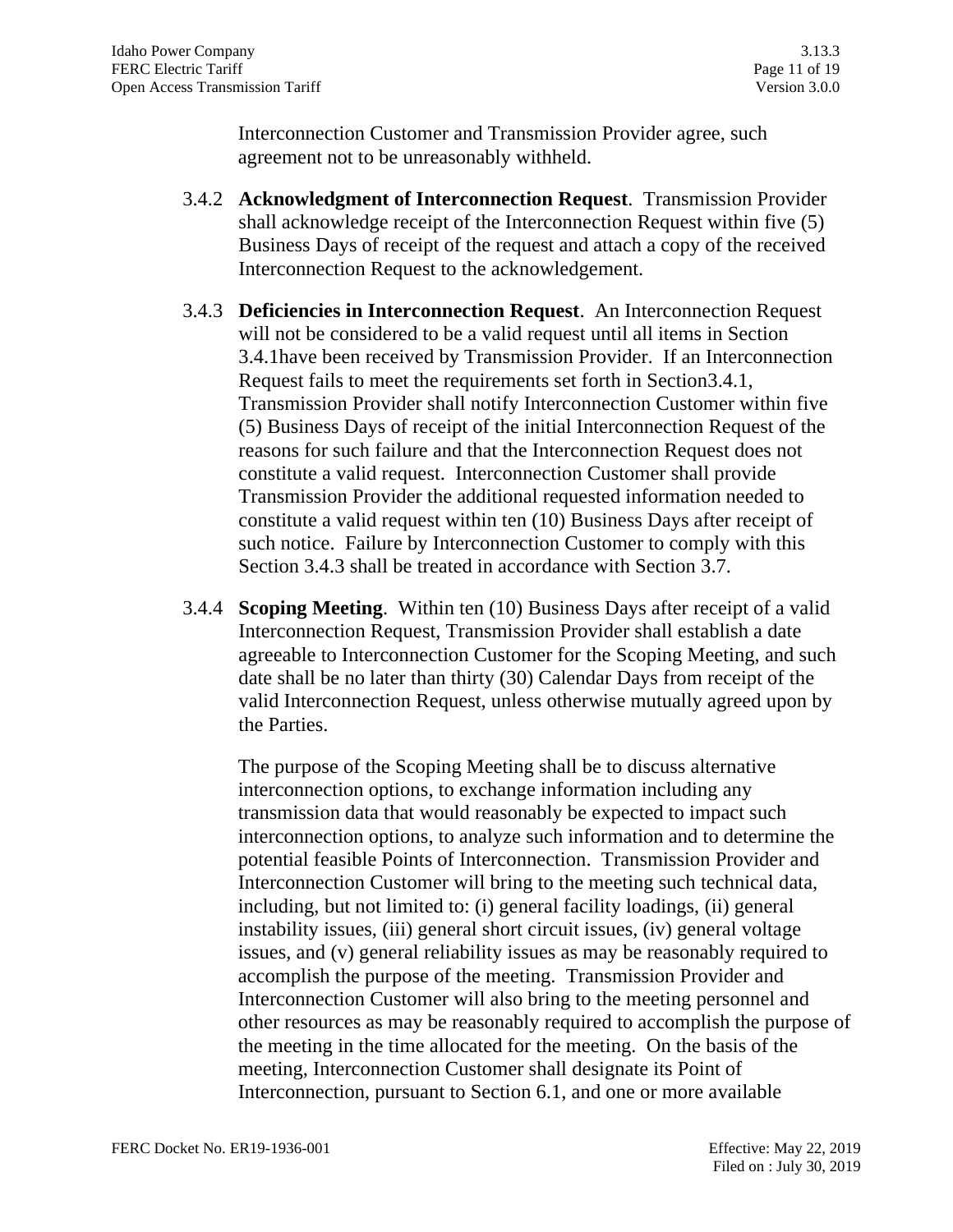Interconnection Customer and Transmission Provider agree, such agreement not to be unreasonably withheld.

3.4.2 **Acknowledgment of Interconnection Request**. Transmission Provider shall acknowledge receipt of the Interconnection Request within five (5) Business Days of receipt of the request and attach a copy of the received Interconnection Request to the acknowledgement.

3.4.3 **Deficiencies in Interconnection Request**. An Interconnection Request will not be considered to be a valid request until all items in Section 3.4.1have been received by Transmission Provider. If an Interconnection Request fails to meet the requirements set forth in Section3.4.1, Transmission Provider shall notify Interconnection Customer within five (5) Business Days of receipt of the initial Interconnection Request of the reasons for such failure and that the Interconnection Request does not constitute a valid request. Interconnection Customer shall provide Transmission Provider the additional requested information needed to constitute a valid request within ten (10) Business Days after receipt of such notice. Failure by Interconnection Customer to comply with this Section 3.4.3 shall be treated in accordance with Section 3.7.

3.4.4 **Scoping Meeting**. Within ten (10) Business Days after receipt of a valid Interconnection Request, Transmission Provider shall establish a date agreeable to Interconnection Customer for the Scoping Meeting, and such date shall be no later than thirty (30) Calendar Days from receipt of the valid Interconnection Request, unless otherwise mutually agreed upon by the Parties.

The purpose of the Scoping Meeting shall be to discuss alternative interconnection options, to exchange information including any transmission data that would reasonably be expected to impact such interconnection options, to analyze such information and to determine the potential feasible Points of Interconnection. Transmission Provider and Interconnection Customer will bring to the meeting such technical data, including, but not limited to: (i) general facility loadings, (ii) general instability issues, (iii) general short circuit issues, (iv) general voltage issues, and (v) general reliability issues as may be reasonably required to accomplish the purpose of the meeting. Transmission Provider and Interconnection Customer will also bring to the meeting personnel and other resources as may be reasonably required to accomplish the purpose of the meeting in the time allocated for the meeting. On the basis of the meeting, Interconnection Customer shall designate its Point of Interconnection, pursuant to Section 6.1, and one or more available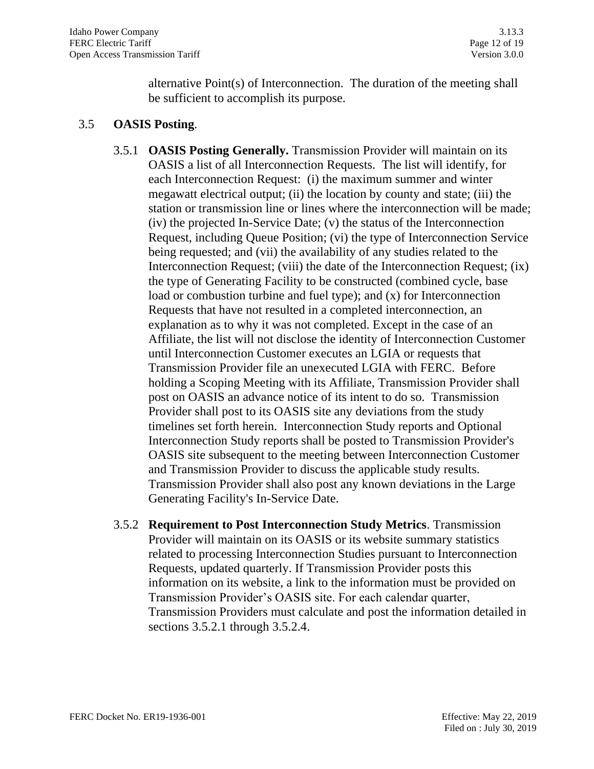alternative Point(s) of Interconnection. The duration of the meeting shall be sufficient to accomplish its purpose.

3.5 **OASIS Posting**.

3.5.1 **OASIS Posting Generally.** Transmission Provider will maintain on its OASIS a list of all Interconnection Requests. The list will identify, for each Interconnection Request: (i) the maximum summer and winter megawatt electrical output; (ii) the location by county and state; (iii) the station or transmission line or lines where the interconnection will be made; (iv) the projected In-Service Date; (v) the status of the Interconnection Request, including Queue Position; (vi) the type of Interconnection Service being requested; and (vii) the availability of any studies related to the Interconnection Request; (viii) the date of the Interconnection Request; (ix) the type of Generating Facility to be constructed (combined cycle, base load or combustion turbine and fuel type); and (x) for Interconnection Requests that have not resulted in a completed interconnection, an explanation as to why it was not completed. Except in the case of an Affiliate, the list will not disclose the identity of Interconnection Customer until Interconnection Customer executes an LGIA or requests that Transmission Provider file an unexecuted LGIA with FERC. Before holding a Scoping Meeting with its Affiliate, Transmission Provider shall post on OASIS an advance notice of its intent to do so. Transmission Provider shall post to its OASIS site any deviations from the study timelines set forth herein. Interconnection Study reports and Optional Interconnection Study reports shall be posted to Transmission Provider's OASIS site subsequent to the meeting between Interconnection Customer and Transmission Provider to discuss the applicable study results. Transmission Provider shall also post any known deviations in the Large Generating Facility's In-Service Date.

3.5.2 **Requirement to Post Interconnection Study Metrics**. Transmission Provider will maintain on its OASIS or its website summary statistics related to processing Interconnection Studies pursuant to Interconnection Requests, updated quarterly. If Transmission Provider posts this information on its website, a link to the information must be provided on Transmission Provider's OASIS site. For each calendar quarter, Transmission Providers must calculate and post the information detailed in sections 3.5.2.1 through 3.5.2.4.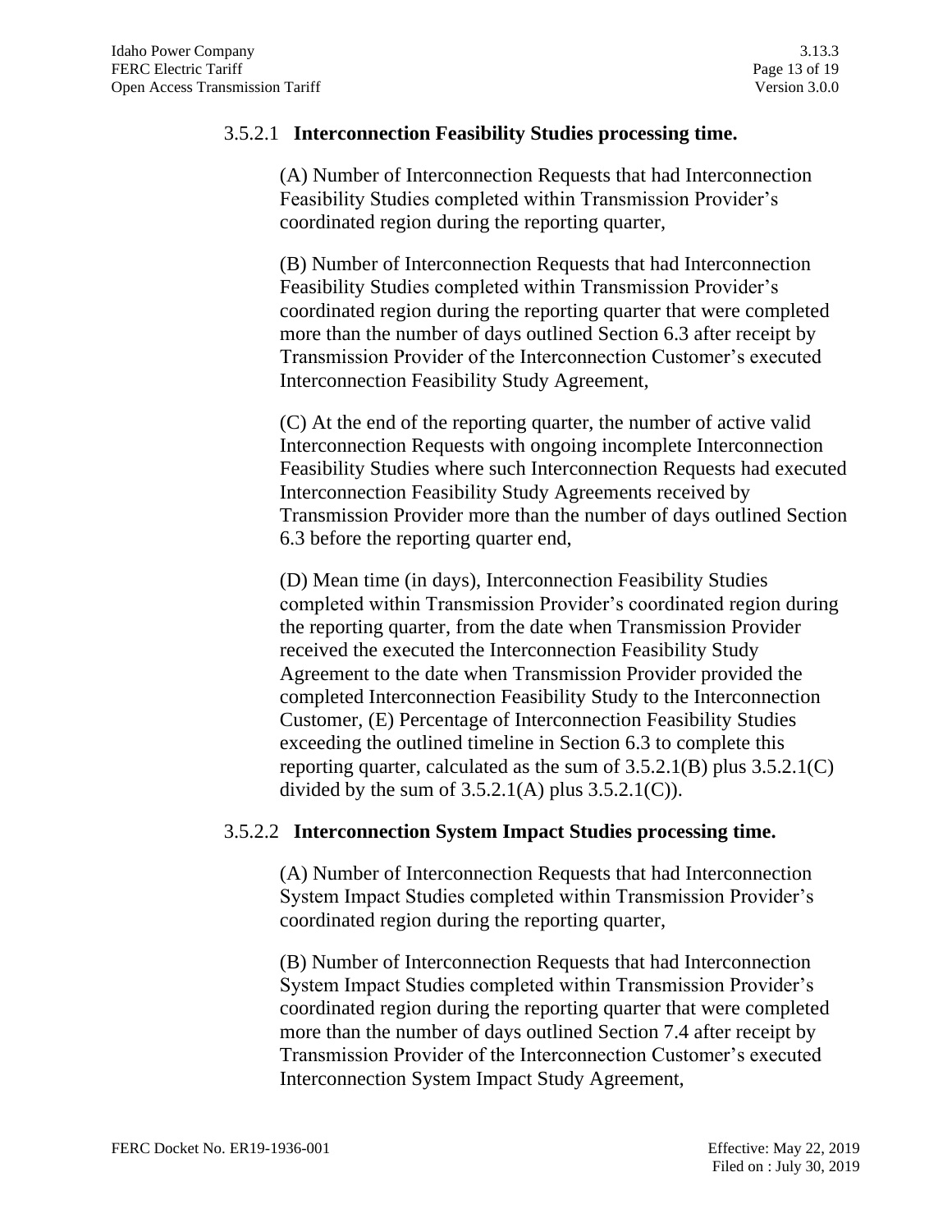### 3.5.2.1 **Interconnection Feasibility Studies processing time.**

(A) Number of Interconnection Requests that had Interconnection Feasibility Studies completed within Transmission Provider's coordinated region during the reporting quarter,

(B) Number of Interconnection Requests that had Interconnection Feasibility Studies completed within Transmission Provider's coordinated region during the reporting quarter that were completed more than the number of days outlined Section 6.3 after receipt by Transmission Provider of the Interconnection Customer's executed Interconnection Feasibility Study Agreement,

(C) At the end of the reporting quarter, the number of active valid Interconnection Requests with ongoing incomplete Interconnection Feasibility Studies where such Interconnection Requests had executed Interconnection Feasibility Study Agreements received by Transmission Provider more than the number of days outlined Section 6.3 before the reporting quarter end,

(D) Mean time (in days), Interconnection Feasibility Studies completed within Transmission Provider's coordinated region during the reporting quarter, from the date when Transmission Provider received the executed the Interconnection Feasibility Study Agreement to the date when Transmission Provider provided the completed Interconnection Feasibility Study to the Interconnection Customer, (E) Percentage of Interconnection Feasibility Studies exceeding the outlined timeline in Section 6.3 to complete this reporting quarter, calculated as the sum of 3.5.2.1(B) plus 3.5.2.1(C) divided by the sum of 3.5.2.1(A) plus 3.5.2.1(C)).

### 3.5.2.2 **Interconnection System Impact Studies processing time.**

(A) Number of Interconnection Requests that had Interconnection System Impact Studies completed within Transmission Provider's coordinated region during the reporting quarter,

(B) Number of Interconnection Requests that had Interconnection System Impact Studies completed within Transmission Provider's coordinated region during the reporting quarter that were completed more than the number of days outlined Section 7.4 after receipt by Transmission Provider of the Interconnection Customer's executed Interconnection System Impact Study Agreement,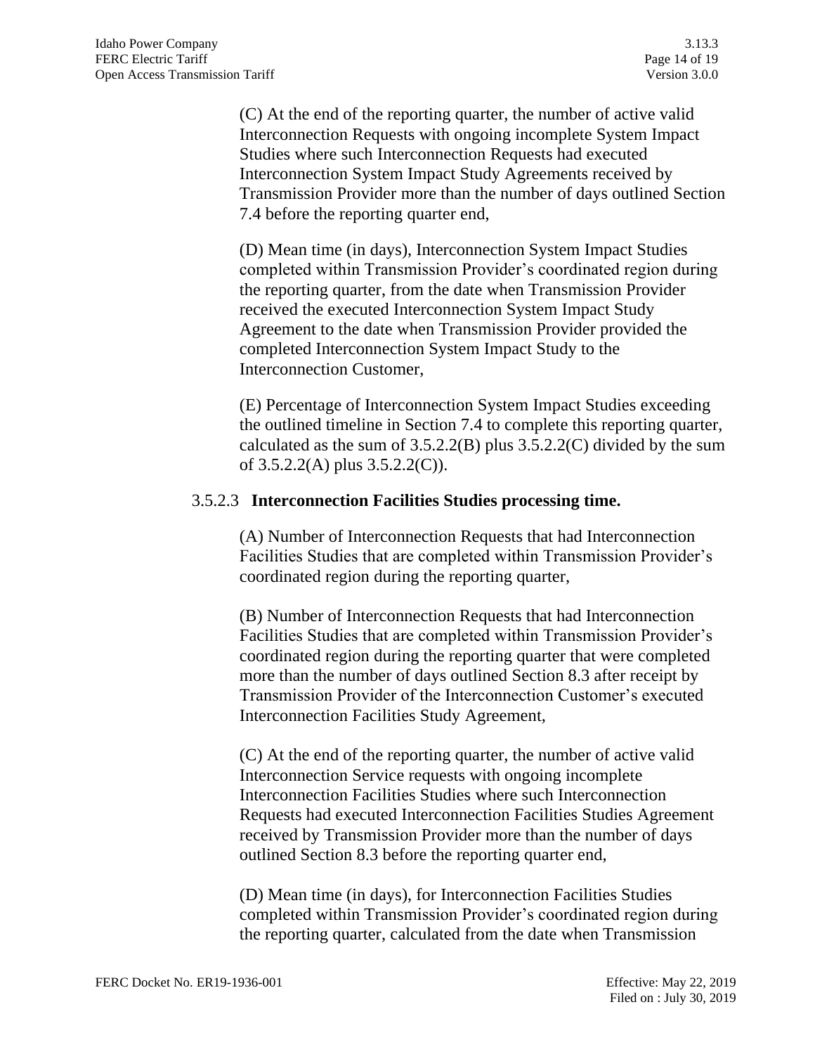(C) At the end of the reporting quarter, the number of active valid Interconnection Requests with ongoing incomplete System Impact Studies where such Interconnection Requests had executed Interconnection System Impact Study Agreements received by Transmission Provider more than the number of days outlined Section 7.4 before the reporting quarter end,

(D) Mean time (in days), Interconnection System Impact Studies completed within Transmission Provider's coordinated region during the reporting quarter, from the date when Transmission Provider received the executed Interconnection System Impact Study Agreement to the date when Transmission Provider provided the completed Interconnection System Impact Study to the Interconnection Customer,

(E) Percentage of Interconnection System Impact Studies exceeding the outlined timeline in Section 7.4 to complete this reporting quarter, calculated as the sum of 3.5.2.2(B) plus 3.5.2.2(C) divided by the sum of 3.5.2.2(A) plus 3.5.2.2(C)).

3.5.2.3 **Interconnection Facilities Studies processing time.**

(A) Number of Interconnection Requests that had Interconnection Facilities Studies that are completed within Transmission Provider's coordinated region during the reporting quarter,

(B) Number of Interconnection Requests that had Interconnection Facilities Studies that are completed within Transmission Provider's coordinated region during the reporting quarter that were completed more than the number of days outlined Section 8.3 after receipt by Transmission Provider of the Interconnection Customer's executed Interconnection Facilities Study Agreement,

(C) At the end of the reporting quarter, the number of active valid Interconnection Service requests with ongoing incomplete Interconnection Facilities Studies where such Interconnection Requests had executed Interconnection Facilities Studies Agreement received by Transmission Provider more than the number of days outlined Section 8.3 before the reporting quarter end,

(D) Mean time (in days), for Interconnection Facilities Studies completed within Transmission Provider's coordinated region during the reporting quarter, calculated from the date when Transmission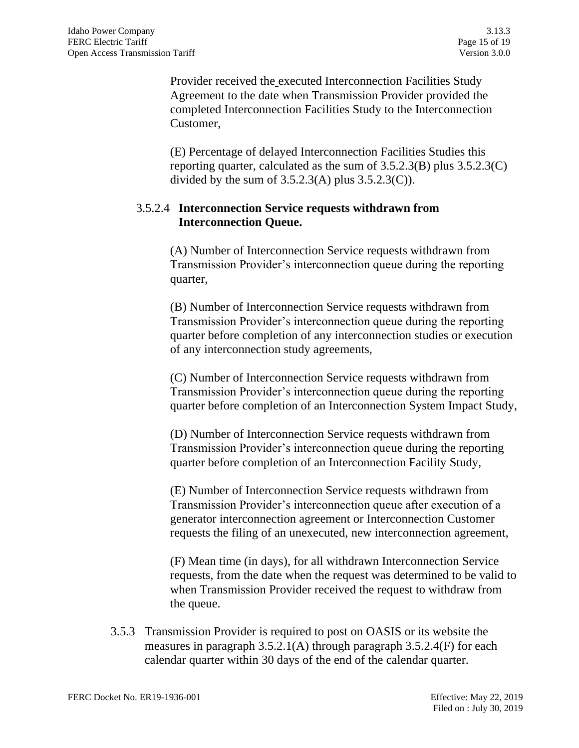Provider received the executed Interconnection Facilities Study Agreement to the date when Transmission Provider provided the completed Interconnection Facilities Study to the Interconnection Customer,

(E) Percentage of delayed Interconnection Facilities Studies this reporting quarter, calculated as the sum of 3.5.2.3(B) plus 3.5.2.3(C) divided by the sum of 3.5.2.3(A) plus 3.5.2.3(C)).

#### 3.5.2.4 **Interconnection Service requests withdrawn from Interconnection Queue.**

(A) Number of Interconnection Service requests withdrawn from Transmission Provider's interconnection queue during the reporting quarter,

(B) Number of Interconnection Service requests withdrawn from Transmission Provider's interconnection queue during the reporting quarter before completion of any interconnection studies or execution of any interconnection study agreements,

(C) Number of Interconnection Service requests withdrawn from Transmission Provider's interconnection queue during the reporting quarter before completion of an Interconnection System Impact Study,

(D) Number of Interconnection Service requests withdrawn from Transmission Provider's interconnection queue during the reporting quarter before completion of an Interconnection Facility Study,

(E) Number of Interconnection Service requests withdrawn from Transmission Provider's interconnection queue after execution of a generator interconnection agreement or Interconnection Customer requests the filing of an unexecuted, new interconnection agreement,

(F) Mean time (in days), for all withdrawn Interconnection Service requests, from the date when the request was determined to be valid to when Transmission Provider received the request to withdraw from the queue.

3.5.3 Transmission Provider is required to post on OASIS or its website the measures in paragraph 3.5.2.1(A) through paragraph 3.5.2.4(F) for each calendar quarter within 30 days of the end of the calendar quarter.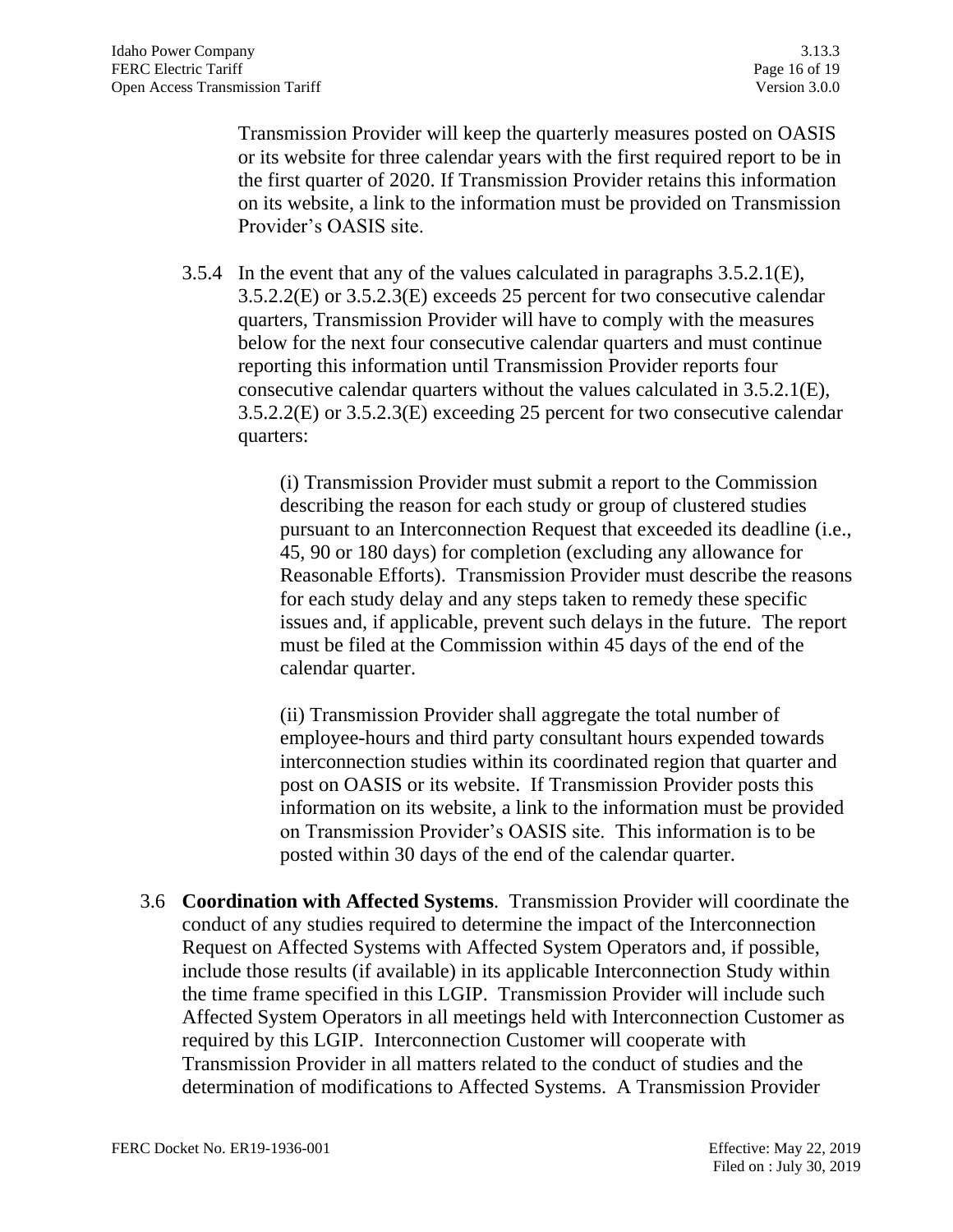Transmission Provider will keep the quarterly measures posted on OASIS or its website for three calendar years with the first required report to be in the first quarter of 2020. If Transmission Provider retains this information on its website, a link to the information must be provided on Transmission Provider's OASIS site.

3.5.4 In the event that any of the values calculated in paragraphs 3.5.2.1(E), 3.5.2.2(E) or 3.5.2.3(E) exceeds 25 percent for two consecutive calendar quarters, Transmission Provider will have to comply with the measures below for the next four consecutive calendar quarters and must continue reporting this information until Transmission Provider reports four consecutive calendar quarters without the values calculated in 3.5.2.1(E), 3.5.2.2(E) or 3.5.2.3(E) exceeding 25 percent for two consecutive calendar quarters:

(i) Transmission Provider must submit a report to the Commission describing the reason for each study or group of clustered studies pursuant to an Interconnection Request that exceeded its deadline (i.e., 45, 90 or 180 days) for completion (excluding any allowance for Reasonable Efforts). Transmission Provider must describe the reasons for each study delay and any steps taken to remedy these specific issues and, if applicable, prevent such delays in the future. The report must be filed at the Commission within 45 days of the end of the calendar quarter.

(ii) Transmission Provider shall aggregate the total number of employee-hours and third party consultant hours expended towards interconnection studies within its coordinated region that quarter and post on OASIS or its website. If Transmission Provider posts this information on its website, a link to the information must be provided on Transmission Provider's OASIS site. This information is to be posted within 30 days of the end of the calendar quarter.

3.6 **Coordination with Affected Systems**. Transmission Provider will coordinate the conduct of any studies required to determine the impact of the Interconnection Request on Affected Systems with Affected System Operators and, if possible, include those results (if available) in its applicable Interconnection Study within the time frame specified in this LGIP. Transmission Provider will include such Affected System Operators in all meetings held with Interconnection Customer as required by this LGIP. Interconnection Customer will cooperate with Transmission Provider in all matters related to the conduct of studies and the determination of modifications to Affected Systems. A Transmission Provider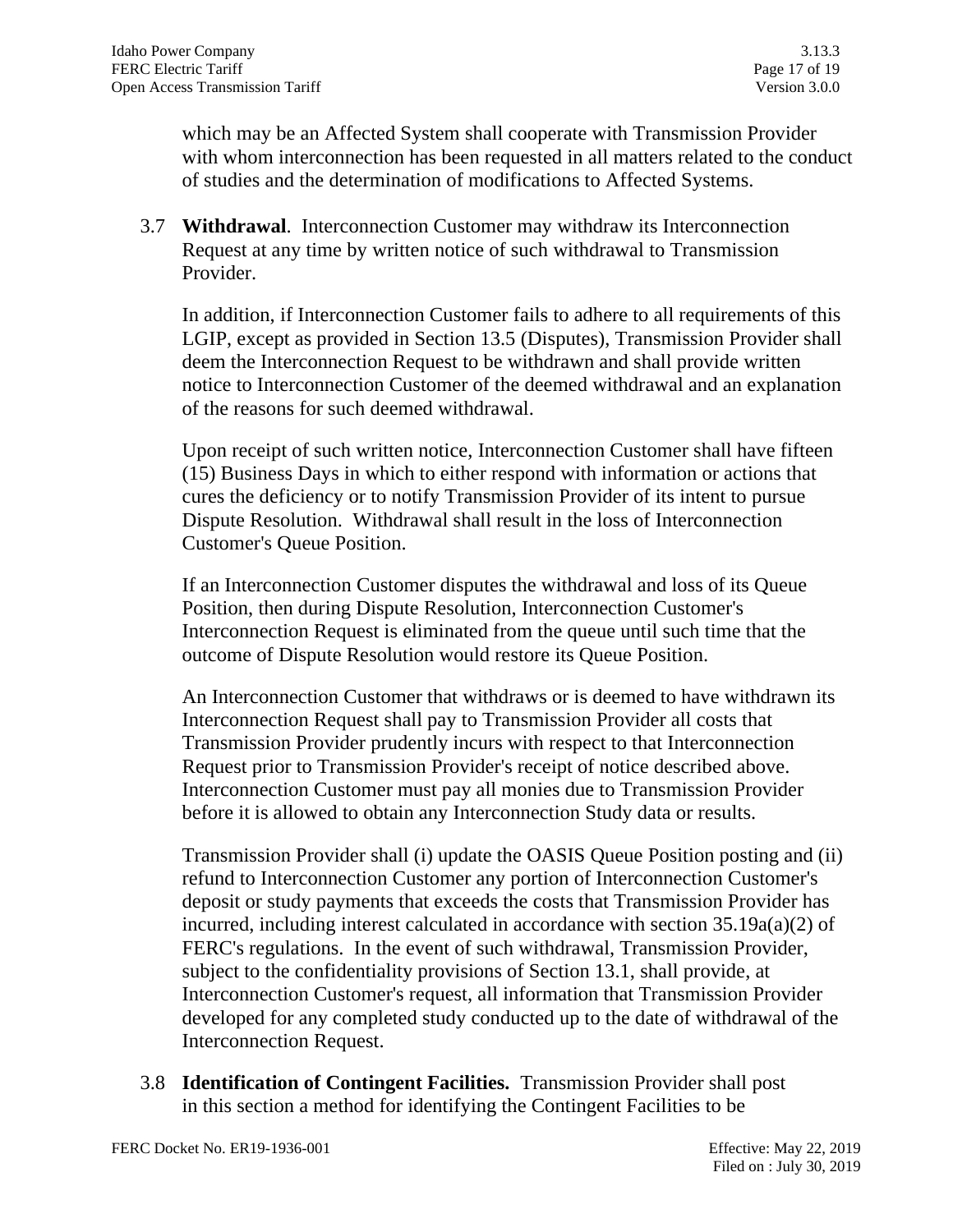which may be an Affected System shall cooperate with Transmission Provider with whom interconnection has been requested in all matters related to the conduct of studies and the determination of modifications to Affected Systems.

3.7 **Withdrawal**. Interconnection Customer may withdraw its Interconnection Request at any time by written notice of such withdrawal to Transmission Provider.

In addition, if Interconnection Customer fails to adhere to all requirements of this LGIP, except as provided in Section 13.5 (Disputes), Transmission Provider shall deem the Interconnection Request to be withdrawn and shall provide written notice to Interconnection Customer of the deemed withdrawal and an explanation of the reasons for such deemed withdrawal.

Upon receipt of such written notice, Interconnection Customer shall have fifteen (15) Business Days in which to either respond with information or actions that cures the deficiency or to notify Transmission Provider of its intent to pursue Dispute Resolution. Withdrawal shall result in the loss of Interconnection Customer's Queue Position.

If an Interconnection Customer disputes the withdrawal and loss of its Queue Position, then during Dispute Resolution, Interconnection Customer's Interconnection Request is eliminated from the queue until such time that the outcome of Dispute Resolution would restore its Queue Position.

An Interconnection Customer that withdraws or is deemed to have withdrawn its Interconnection Request shall pay to Transmission Provider all costs that Transmission Provider prudently incurs with respect to that Interconnection Request prior to Transmission Provider's receipt of notice described above. Interconnection Customer must pay all monies due to Transmission Provider before it is allowed to obtain any Interconnection Study data or results.

Transmission Provider shall (i) update the OASIS Queue Position posting and (ii) refund to Interconnection Customer any portion of Interconnection Customer's deposit or study payments that exceeds the costs that Transmission Provider has incurred, including interest calculated in accordance with section 35.19a(a)(2) of FERC's regulations. In the event of such withdrawal, Transmission Provider, subject to the confidentiality provisions of Section 13.1, shall provide, at Interconnection Customer's request, all information that Transmission Provider developed for any completed study conducted up to the date of withdrawal of the Interconnection Request.

3.8 **Identification of Contingent Facilities.** Transmission Provider shall post in this section a method for identifying the Contingent Facilities to be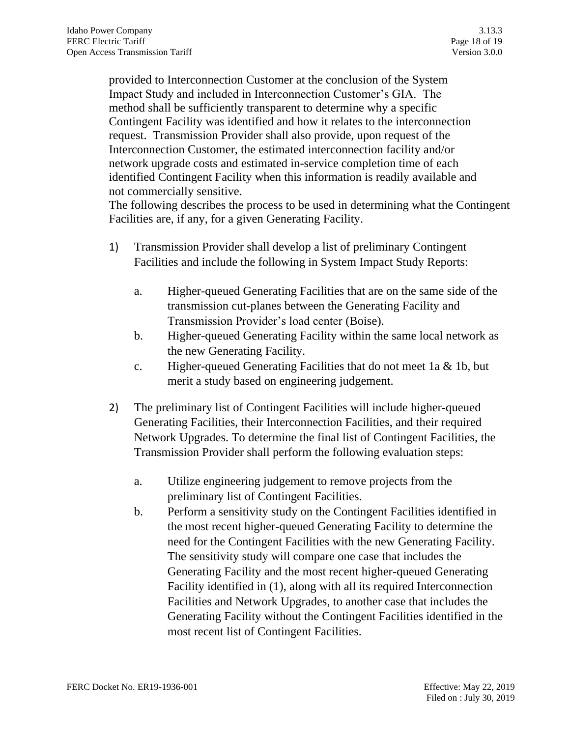provided to Interconnection Customer at the conclusion of the System Impact Study and included in Interconnection Customer's GIA. The method shall be sufficiently transparent to determine why a specific Contingent Facility was identified and how it relates to the interconnection request. Transmission Provider shall also provide, upon request of the Interconnection Customer, the estimated interconnection facility and/or network upgrade costs and estimated in-service completion time of each identified Contingent Facility when this information is readily available and not commercially sensitive.

The following describes the process to be used in determining what the Contingent Facilities are, if any, for a given Generating Facility.

1) Transmission Provider shall develop a list of preliminary Contingent Facilities and include the following in System Impact Study Reports:

   a. Higher-queued Generating Facilities that are on the same side of the transmission cut-planes between the Generating Facility and Transmission Provider's load center (Boise).
   b. Higher-queued Generating Facility within the same local network as the new Generating Facility.
   c. Higher-queued Generating Facilities that do not meet 1a & 1b, but merit a study based on engineering judgement.

2) The preliminary list of Contingent Facilities will include higher-queued Generating Facilities, their Interconnection Facilities, and their required Network Upgrades. To determine the final list of Contingent Facilities, the Transmission Provider shall perform the following evaluation steps:

   a. Utilize engineering judgement to remove projects from the preliminary list of Contingent Facilities.
   b. Perform a sensitivity study on the Contingent Facilities identified in the most recent higher-queued Generating Facility to determine the need for the Contingent Facilities with the new Generating Facility. The sensitivity study will compare one case that includes the Generating Facility and the most recent higher-queued Generating Facility identified in (1), along with all its required Interconnection Facilities and Network Upgrades, to another case that includes the Generating Facility without the Contingent Facilities identified in the most recent list of Contingent Facilities.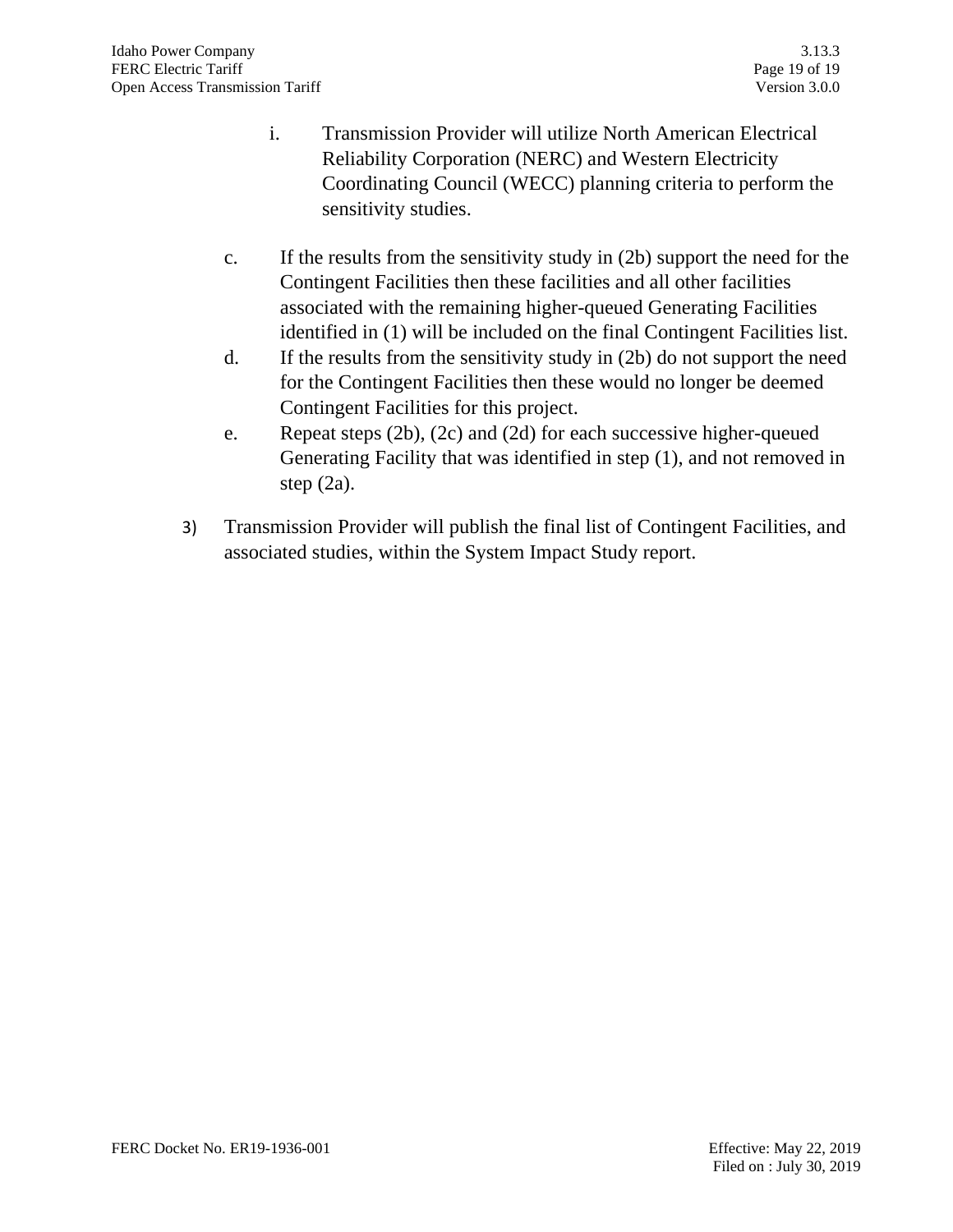i. Transmission Provider will utilize North American Electrical Reliability Corporation (NERC) and Western Electricity Coordinating Council (WECC) planning criteria to perform the sensitivity studies.

c. If the results from the sensitivity study in (2b) support the need for the Contingent Facilities then these facilities and all other facilities associated with the remaining higher-queued Generating Facilities identified in (1) will be included on the final Contingent Facilities list.

d. If the results from the sensitivity study in (2b) do not support the need for the Contingent Facilities then these would no longer be deemed Contingent Facilities for this project.

e. Repeat steps (2b), (2c) and (2d) for each successive higher-queued Generating Facility that was identified in step (1), and not removed in step (2a).

3) Transmission Provider will publish the final list of Contingent Facilities, and associated studies, within the System Impact Study report.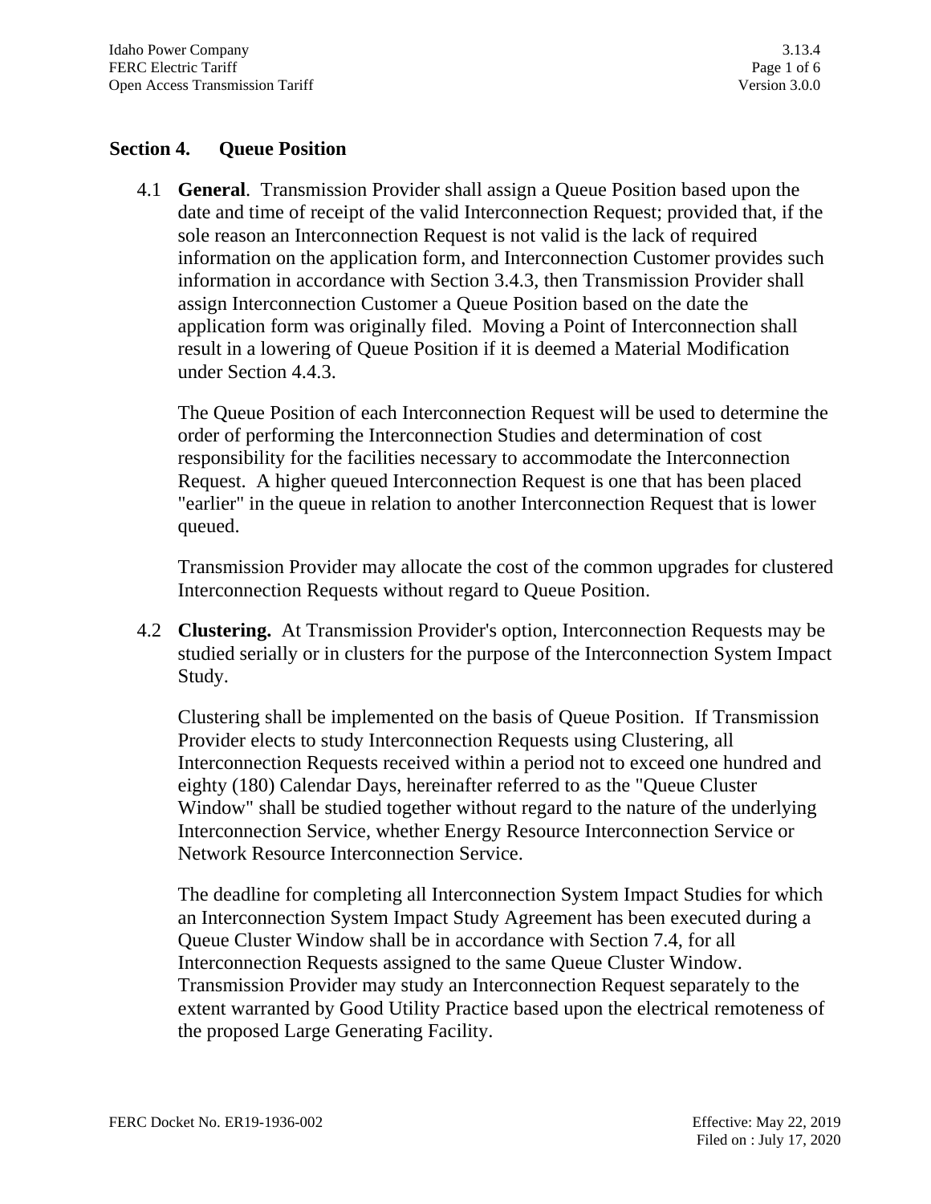## Section 4. Queue Position

4.1 **General**. Transmission Provider shall assign a Queue Position based upon the date and time of receipt of the valid Interconnection Request; provided that, if the sole reason an Interconnection Request is not valid is the lack of required information on the application form, and Interconnection Customer provides such information in accordance with Section 3.4.3, then Transmission Provider shall assign Interconnection Customer a Queue Position based on the date the application form was originally filed. Moving a Point of Interconnection shall result in a lowering of Queue Position if it is deemed a Material Modification under Section 4.4.3.

The Queue Position of each Interconnection Request will be used to determine the order of performing the Interconnection Studies and determination of cost responsibility for the facilities necessary to accommodate the Interconnection Request. A higher queued Interconnection Request is one that has been placed "earlier" in the queue in relation to another Interconnection Request that is lower queued.

Transmission Provider may allocate the cost of the common upgrades for clustered Interconnection Requests without regard to Queue Position.

4.2 **Clustering.** At Transmission Provider's option, Interconnection Requests may be studied serially or in clusters for the purpose of the Interconnection System Impact Study.

Clustering shall be implemented on the basis of Queue Position. If Transmission Provider elects to study Interconnection Requests using Clustering, all Interconnection Requests received within a period not to exceed one hundred and eighty (180) Calendar Days, hereinafter referred to as the "Queue Cluster Window" shall be studied together without regard to the nature of the underlying Interconnection Service, whether Energy Resource Interconnection Service or Network Resource Interconnection Service.

The deadline for completing all Interconnection System Impact Studies for which an Interconnection System Impact Study Agreement has been executed during a Queue Cluster Window shall be in accordance with Section 7.4, for all Interconnection Requests assigned to the same Queue Cluster Window. Transmission Provider may study an Interconnection Request separately to the extent warranted by Good Utility Practice based upon the electrical remoteness of the proposed Large Generating Facility.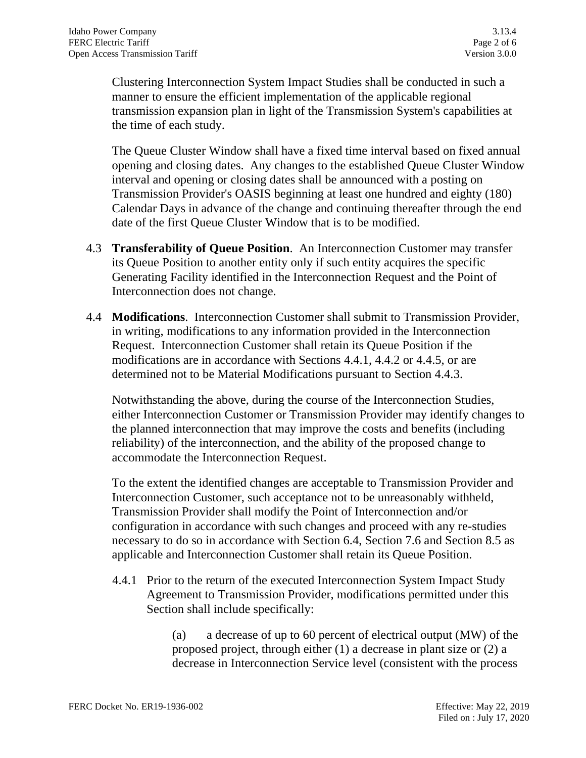Clustering Interconnection System Impact Studies shall be conducted in such a manner to ensure the efficient implementation of the applicable regional transmission expansion plan in light of the Transmission System's capabilities at the time of each study.

The Queue Cluster Window shall have a fixed time interval based on fixed annual opening and closing dates. Any changes to the established Queue Cluster Window interval and opening or closing dates shall be announced with a posting on Transmission Provider's OASIS beginning at least one hundred and eighty (180) Calendar Days in advance of the change and continuing thereafter through the end date of the first Queue Cluster Window that is to be modified.

4.3 **Transferability of Queue Position**. An Interconnection Customer may transfer its Queue Position to another entity only if such entity acquires the specific Generating Facility identified in the Interconnection Request and the Point of Interconnection does not change.

4.4 **Modifications**. Interconnection Customer shall submit to Transmission Provider, in writing, modifications to any information provided in the Interconnection Request. Interconnection Customer shall retain its Queue Position if the modifications are in accordance with Sections 4.4.1, 4.4.2 or 4.4.5, or are determined not to be Material Modifications pursuant to Section 4.4.3.

Notwithstanding the above, during the course of the Interconnection Studies, either Interconnection Customer or Transmission Provider may identify changes to the planned interconnection that may improve the costs and benefits (including reliability) of the interconnection, and the ability of the proposed change to accommodate the Interconnection Request.

To the extent the identified changes are acceptable to Transmission Provider and Interconnection Customer, such acceptance not to be unreasonably withheld, Transmission Provider shall modify the Point of Interconnection and/or configuration in accordance with such changes and proceed with any re-studies necessary to do so in accordance with Section 6.4, Section 7.6 and Section 8.5 as applicable and Interconnection Customer shall retain its Queue Position.

4.4.1 Prior to the return of the executed Interconnection System Impact Study Agreement to Transmission Provider, modifications permitted under this Section shall include specifically:

(a) a decrease of up to 60 percent of electrical output (MW) of the proposed project, through either (1) a decrease in plant size or (2) a decrease in Interconnection Service level (consistent with the process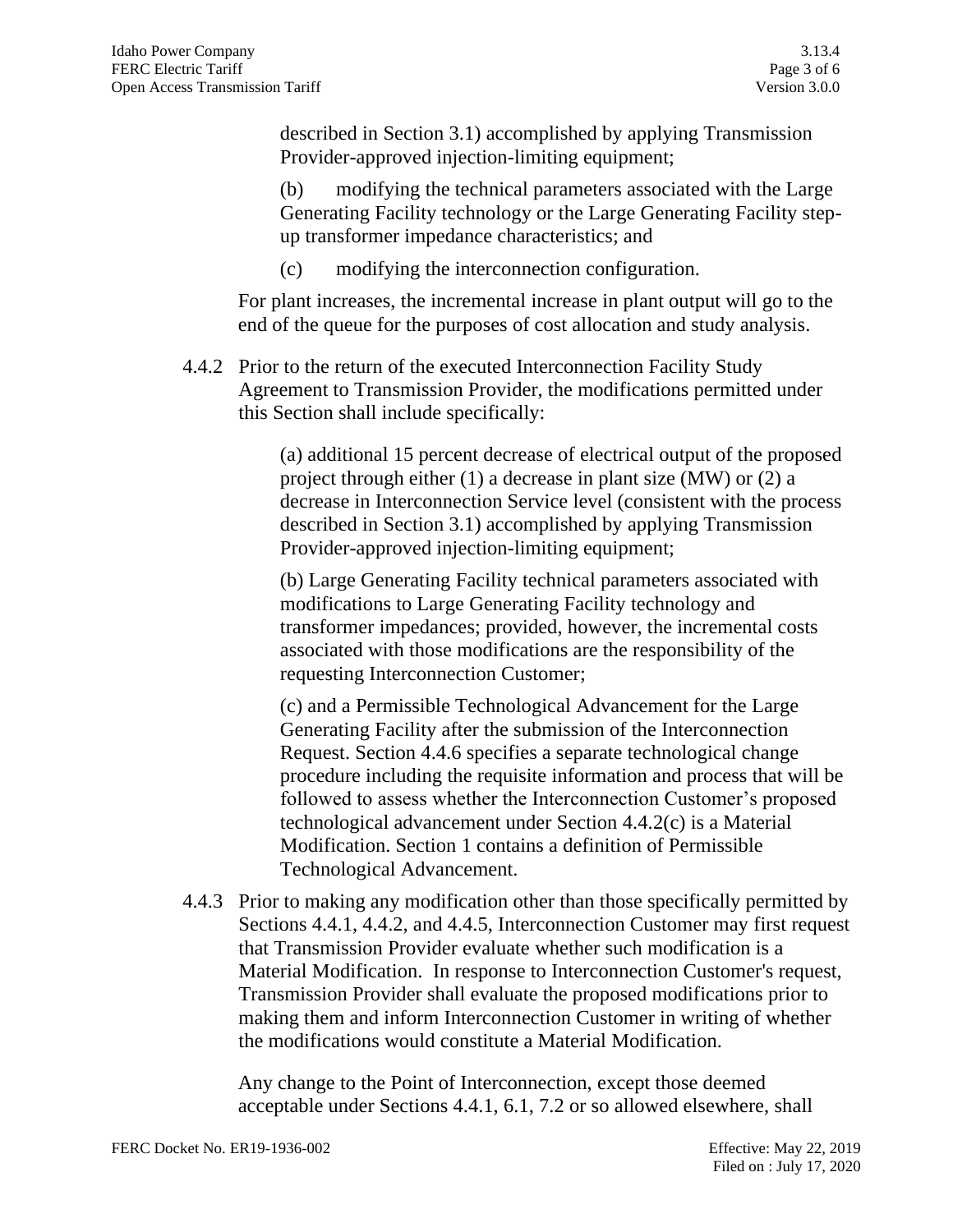described in Section 3.1) accomplished by applying Transmission Provider-approved injection-limiting equipment;

(b) modifying the technical parameters associated with the Large Generating Facility technology or the Large Generating Facility step-up transformer impedance characteristics; and

(c) modifying the interconnection configuration.

For plant increases, the incremental increase in plant output will go to the end of the queue for the purposes of cost allocation and study analysis.

4.4.2 Prior to the return of the executed Interconnection Facility Study Agreement to Transmission Provider, the modifications permitted under this Section shall include specifically:

(a) additional 15 percent decrease of electrical output of the proposed project through either (1) a decrease in plant size (MW) or (2) a decrease in Interconnection Service level (consistent with the process described in Section 3.1) accomplished by applying Transmission Provider-approved injection-limiting equipment;

(b) Large Generating Facility technical parameters associated with modifications to Large Generating Facility technology and transformer impedances; provided, however, the incremental costs associated with those modifications are the responsibility of the requesting Interconnection Customer;

(c) and a Permissible Technological Advancement for the Large Generating Facility after the submission of the Interconnection Request. Section 4.4.6 specifies a separate technological change procedure including the requisite information and process that will be followed to assess whether the Interconnection Customer's proposed technological advancement under Section 4.4.2(c) is a Material Modification. Section 1 contains a definition of Permissible Technological Advancement.

4.4.3 Prior to making any modification other than those specifically permitted by Sections 4.4.1, 4.4.2, and 4.4.5, Interconnection Customer may first request that Transmission Provider evaluate whether such modification is a Material Modification. In response to Interconnection Customer's request, Transmission Provider shall evaluate the proposed modifications prior to making them and inform Interconnection Customer in writing of whether the modifications would constitute a Material Modification.

Any change to the Point of Interconnection, except those deemed acceptable under Sections 4.4.1, 6.1, 7.2 or so allowed elsewhere, shall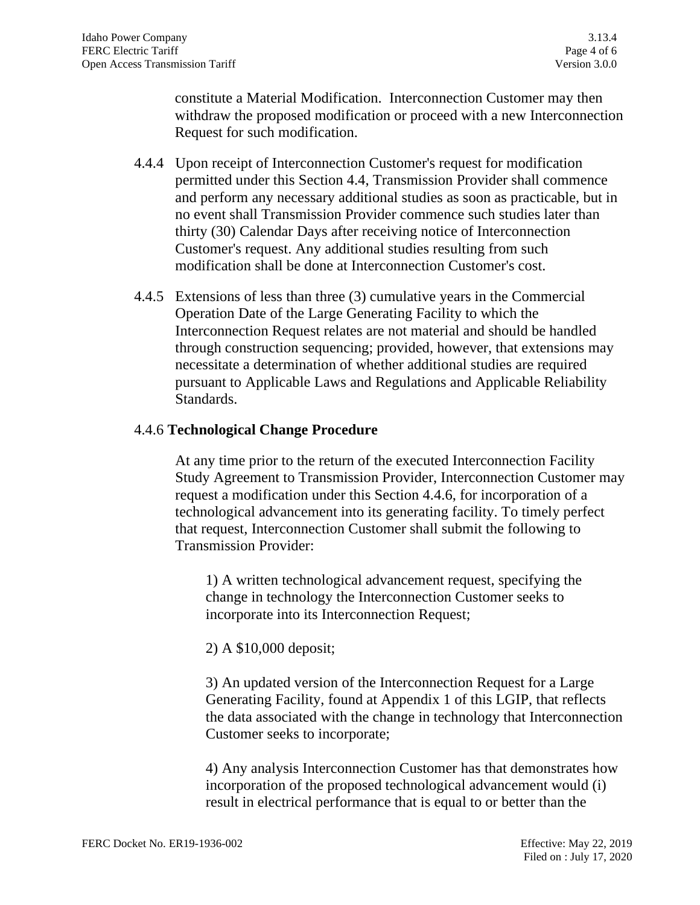constitute a Material Modification. Interconnection Customer may then withdraw the proposed modification or proceed with a new Interconnection Request for such modification.

4.4.4 Upon receipt of Interconnection Customer's request for modification permitted under this Section 4.4, Transmission Provider shall commence and perform any necessary additional studies as soon as practicable, but in no event shall Transmission Provider commence such studies later than thirty (30) Calendar Days after receiving notice of Interconnection Customer's request. Any additional studies resulting from such modification shall be done at Interconnection Customer's cost.

4.4.5 Extensions of less than three (3) cumulative years in the Commercial Operation Date of the Large Generating Facility to which the Interconnection Request relates are not material and should be handled through construction sequencing; provided, however, that extensions may necessitate a determination of whether additional studies are required pursuant to Applicable Laws and Regulations and Applicable Reliability Standards.

4.4.6 **Technological Change Procedure**

At any time prior to the return of the executed Interconnection Facility Study Agreement to Transmission Provider, Interconnection Customer may request a modification under this Section 4.4.6, for incorporation of a technological advancement into its generating facility. To timely perfect that request, Interconnection Customer shall submit the following to Transmission Provider:

1) A written technological advancement request, specifying the change in technology the Interconnection Customer seeks to incorporate into its Interconnection Request;

2) A $10,000 deposit;

3) An updated version of the Interconnection Request for a Large Generating Facility, found at Appendix 1 of this LGIP, that reflects the data associated with the change in technology that Interconnection Customer seeks to incorporate;

4) Any analysis Interconnection Customer has that demonstrates how incorporation of the proposed technological advancement would (i) result in electrical performance that is equal to or better than the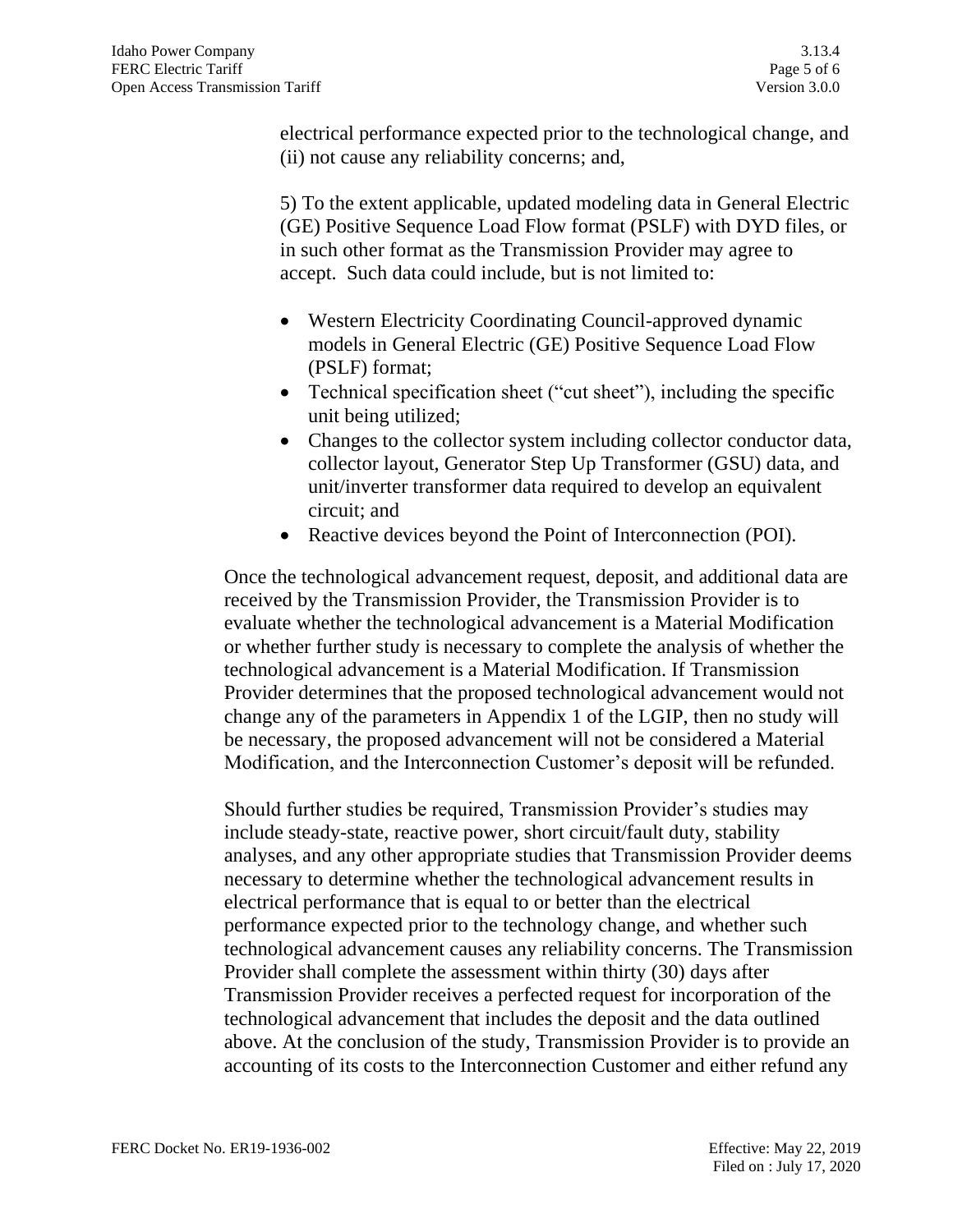electrical performance expected prior to the technological change, and (ii) not cause any reliability concerns; and,

5) To the extent applicable, updated modeling data in General Electric (GE) Positive Sequence Load Flow format (PSLF) with DYD files, or in such other format as the Transmission Provider may agree to accept. Such data could include, but is not limited to:

- Western Electricity Coordinating Council-approved dynamic models in General Electric (GE) Positive Sequence Load Flow (PSLF) format;
- Technical specification sheet ("cut sheet"), including the specific unit being utilized;
- Changes to the collector system including collector conductor data, collector layout, Generator Step Up Transformer (GSU) data, and unit/inverter transformer data required to develop an equivalent circuit; and
- Reactive devices beyond the Point of Interconnection (POI).

Once the technological advancement request, deposit, and additional data are received by the Transmission Provider, the Transmission Provider is to evaluate whether the technological advancement is a Material Modification or whether further study is necessary to complete the analysis of whether the technological advancement is a Material Modification. If Transmission Provider determines that the proposed technological advancement would not change any of the parameters in Appendix 1 of the LGIP, then no study will be necessary, the proposed advancement will not be considered a Material Modification, and the Interconnection Customer's deposit will be refunded.

Should further studies be required, Transmission Provider's studies may include steady-state, reactive power, short circuit/fault duty, stability analyses, and any other appropriate studies that Transmission Provider deems necessary to determine whether the technological advancement results in electrical performance that is equal to or better than the electrical performance expected prior to the technology change, and whether such technological advancement causes any reliability concerns. The Transmission Provider shall complete the assessment within thirty (30) days after Transmission Provider receives a perfected request for incorporation of the technological advancement that includes the deposit and the data outlined above. At the conclusion of the study, Transmission Provider is to provide an accounting of its costs to the Interconnection Customer and either refund any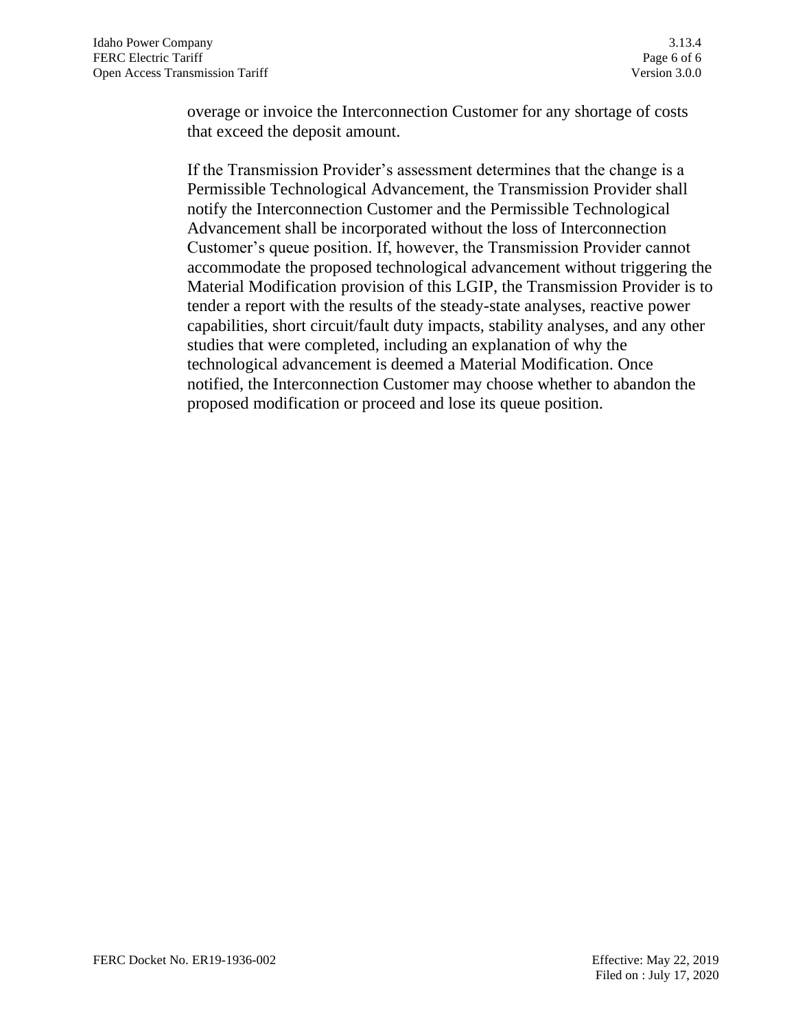overage or invoice the Interconnection Customer for any shortage of costs that exceed the deposit amount.

If the Transmission Provider's assessment determines that the change is a Permissible Technological Advancement, the Transmission Provider shall notify the Interconnection Customer and the Permissible Technological Advancement shall be incorporated without the loss of Interconnection Customer's queue position. If, however, the Transmission Provider cannot accommodate the proposed technological advancement without triggering the Material Modification provision of this LGIP, the Transmission Provider is to tender a report with the results of the steady-state analyses, reactive power capabilities, short circuit/fault duty impacts, stability analyses, and any other studies that were completed, including an explanation of why the technological advancement is deemed a Material Modification. Once notified, the Interconnection Customer may choose whether to abandon the proposed modification or proceed and lose its queue position.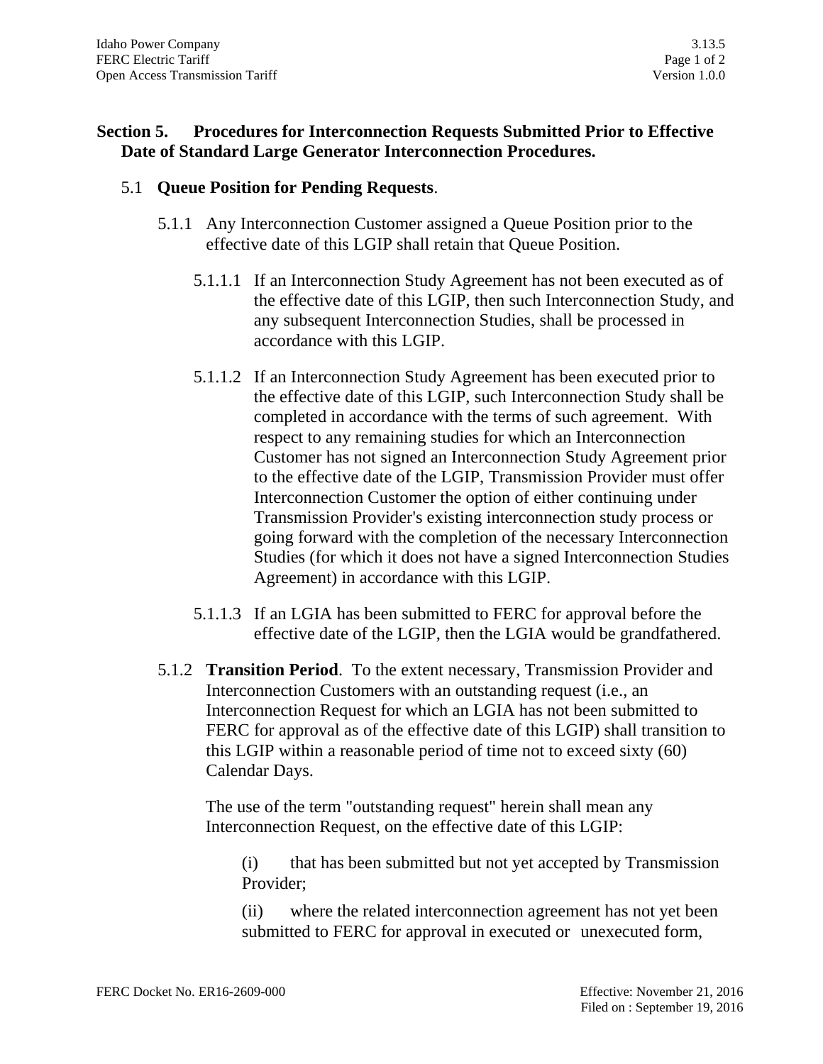## Section 5. Procedures for Interconnection Requests Submitted Prior to Effective Date of Standard Large Generator Interconnection Procedures.

### 5.1 **Queue Position for Pending Requests**.

5.1.1 Any Interconnection Customer assigned a Queue Position prior to the effective date of this LGIP shall retain that Queue Position.

5.1.1.1 If an Interconnection Study Agreement has not been executed as of the effective date of this LGIP, then such Interconnection Study, and any subsequent Interconnection Studies, shall be processed in accordance with this LGIP.

5.1.1.2 If an Interconnection Study Agreement has been executed prior to the effective date of this LGIP, such Interconnection Study shall be completed in accordance with the terms of such agreement. With respect to any remaining studies for which an Interconnection Customer has not signed an Interconnection Study Agreement prior to the effective date of the LGIP, Transmission Provider must offer Interconnection Customer the option of either continuing under Transmission Provider's existing interconnection study process or going forward with the completion of the necessary Interconnection Studies (for which it does not have a signed Interconnection Studies Agreement) in accordance with this LGIP.

5.1.1.3 If an LGIA has been submitted to FERC for approval before the effective date of the LGIP, then the LGIA would be grandfathered.

5.1.2 **Transition Period**. To the extent necessary, Transmission Provider and Interconnection Customers with an outstanding request (i.e., an Interconnection Request for which an LGIA has not been submitted to FERC for approval as of the effective date of this LGIP) shall transition to this LGIP within a reasonable period of time not to exceed sixty (60) Calendar Days.

The use of the term "outstanding request" herein shall mean any Interconnection Request, on the effective date of this LGIP:

(i) that has been submitted but not yet accepted by Transmission Provider;

(ii) where the related interconnection agreement has not yet been submitted to FERC for approval in executed or unexecuted form,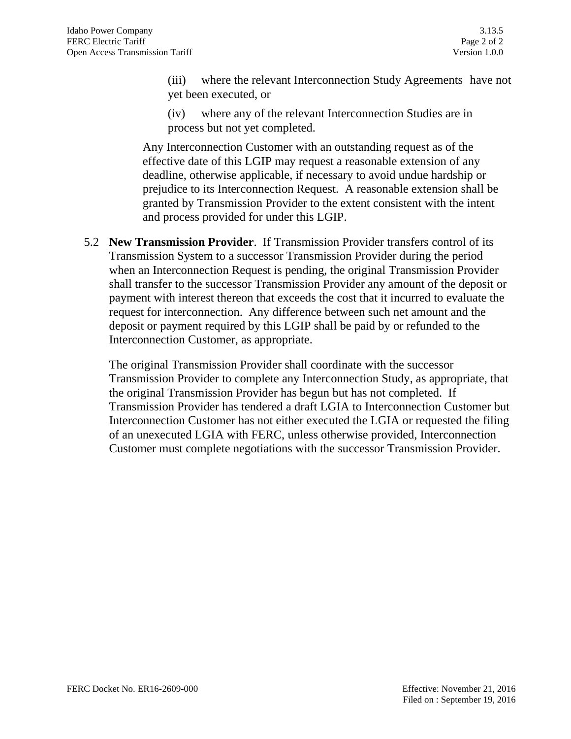(iii) where the relevant Interconnection Study Agreements have not yet been executed, or

(iv) where any of the relevant Interconnection Studies are in process but not yet completed.

Any Interconnection Customer with an outstanding request as of the effective date of this LGIP may request a reasonable extension of any deadline, otherwise applicable, if necessary to avoid undue hardship or prejudice to its Interconnection Request. A reasonable extension shall be granted by Transmission Provider to the extent consistent with the intent and process provided for under this LGIP.

5.2 **New Transmission Provider**. If Transmission Provider transfers control of its Transmission System to a successor Transmission Provider during the period when an Interconnection Request is pending, the original Transmission Provider shall transfer to the successor Transmission Provider any amount of the deposit or payment with interest thereon that exceeds the cost that it incurred to evaluate the request for interconnection. Any difference between such net amount and the deposit or payment required by this LGIP shall be paid by or refunded to the Interconnection Customer, as appropriate.

The original Transmission Provider shall coordinate with the successor Transmission Provider to complete any Interconnection Study, as appropriate, that the original Transmission Provider has begun but has not completed. If Transmission Provider has tendered a draft LGIA to Interconnection Customer but Interconnection Customer has not either executed the LGIA or requested the filing of an unexecuted LGIA with FERC, unless otherwise provided, Interconnection Customer must complete negotiations with the successor Transmission Provider.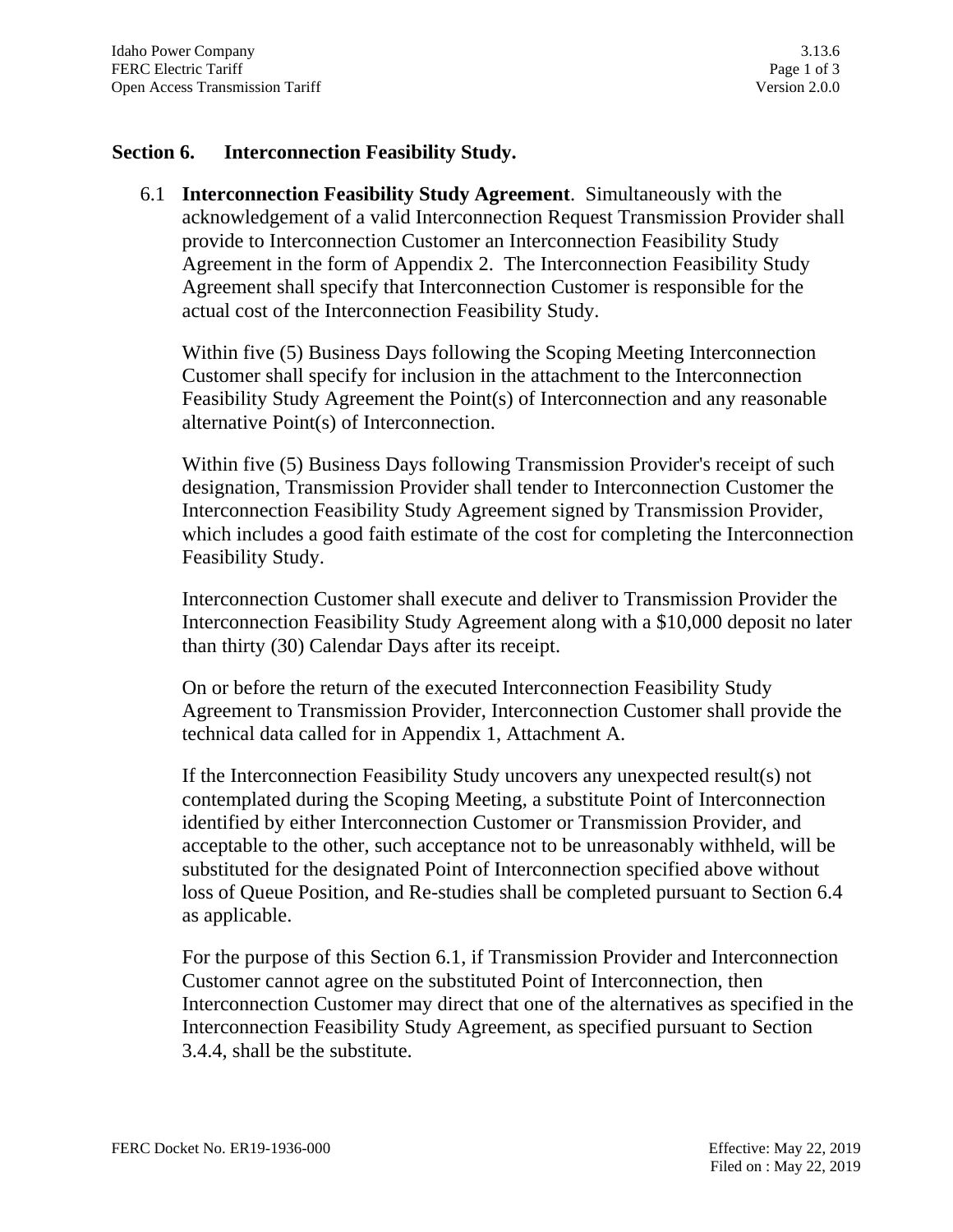## Section 6. Interconnection Feasibility Study.

6.1 **Interconnection Feasibility Study Agreement**. Simultaneously with the acknowledgement of a valid Interconnection Request Transmission Provider shall provide to Interconnection Customer an Interconnection Feasibility Study Agreement in the form of Appendix 2. The Interconnection Feasibility Study Agreement shall specify that Interconnection Customer is responsible for the actual cost of the Interconnection Feasibility Study.

Within five (5) Business Days following the Scoping Meeting Interconnection Customer shall specify for inclusion in the attachment to the Interconnection Feasibility Study Agreement the Point(s) of Interconnection and any reasonable alternative Point(s) of Interconnection.

Within five (5) Business Days following Transmission Provider's receipt of such designation, Transmission Provider shall tender to Interconnection Customer the Interconnection Feasibility Study Agreement signed by Transmission Provider, which includes a good faith estimate of the cost for completing the Interconnection Feasibility Study.

Interconnection Customer shall execute and deliver to Transmission Provider the Interconnection Feasibility Study Agreement along with a $10,000 deposit no later than thirty (30) Calendar Days after its receipt.

On or before the return of the executed Interconnection Feasibility Study Agreement to Transmission Provider, Interconnection Customer shall provide the technical data called for in Appendix 1, Attachment A.

If the Interconnection Feasibility Study uncovers any unexpected result(s) not contemplated during the Scoping Meeting, a substitute Point of Interconnection identified by either Interconnection Customer or Transmission Provider, and acceptable to the other, such acceptance not to be unreasonably withheld, will be substituted for the designated Point of Interconnection specified above without loss of Queue Position, and Re-studies shall be completed pursuant to Section 6.4 as applicable.

For the purpose of this Section 6.1, if Transmission Provider and Interconnection Customer cannot agree on the substituted Point of Interconnection, then Interconnection Customer may direct that one of the alternatives as specified in the Interconnection Feasibility Study Agreement, as specified pursuant to Section 3.4.4, shall be the substitute.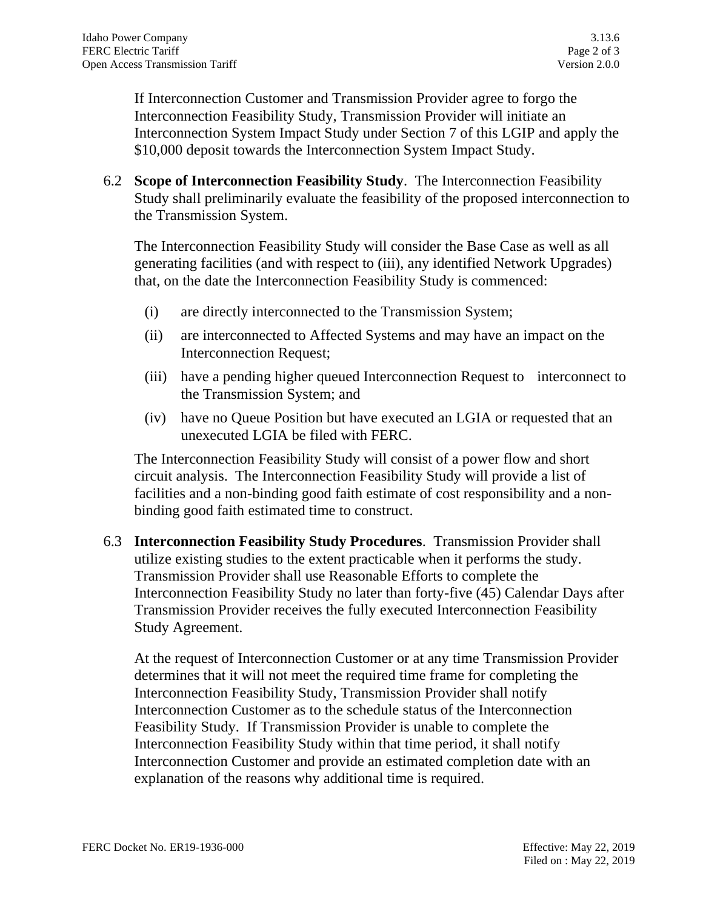If Interconnection Customer and Transmission Provider agree to forgo the Interconnection Feasibility Study, Transmission Provider will initiate an Interconnection System Impact Study under Section 7 of this LGIP and apply the $10,000 deposit towards the Interconnection System Impact Study.

6.2 **Scope of Interconnection Feasibility Study**. The Interconnection Feasibility Study shall preliminarily evaluate the feasibility of the proposed interconnection to the Transmission System.

The Interconnection Feasibility Study will consider the Base Case as well as all generating facilities (and with respect to (iii), any identified Network Upgrades) that, on the date the Interconnection Feasibility Study is commenced:

- (i) are directly interconnected to the Transmission System;
- (ii) are interconnected to Affected Systems and may have an impact on the Interconnection Request;
- (iii) have a pending higher queued Interconnection Request to interconnect to the Transmission System; and
- (iv) have no Queue Position but have executed an LGIA or requested that an unexecuted LGIA be filed with FERC.

The Interconnection Feasibility Study will consist of a power flow and short circuit analysis. The Interconnection Feasibility Study will provide a list of facilities and a non-binding good faith estimate of cost responsibility and a non-binding good faith estimated time to construct.

6.3 **Interconnection Feasibility Study Procedures**. Transmission Provider shall utilize existing studies to the extent practicable when it performs the study. Transmission Provider shall use Reasonable Efforts to complete the Interconnection Feasibility Study no later than forty-five (45) Calendar Days after Transmission Provider receives the fully executed Interconnection Feasibility Study Agreement.

At the request of Interconnection Customer or at any time Transmission Provider determines that it will not meet the required time frame for completing the Interconnection Feasibility Study, Transmission Provider shall notify Interconnection Customer as to the schedule status of the Interconnection Feasibility Study. If Transmission Provider is unable to complete the Interconnection Feasibility Study within that time period, it shall notify Interconnection Customer and provide an estimated completion date with an explanation of the reasons why additional time is required.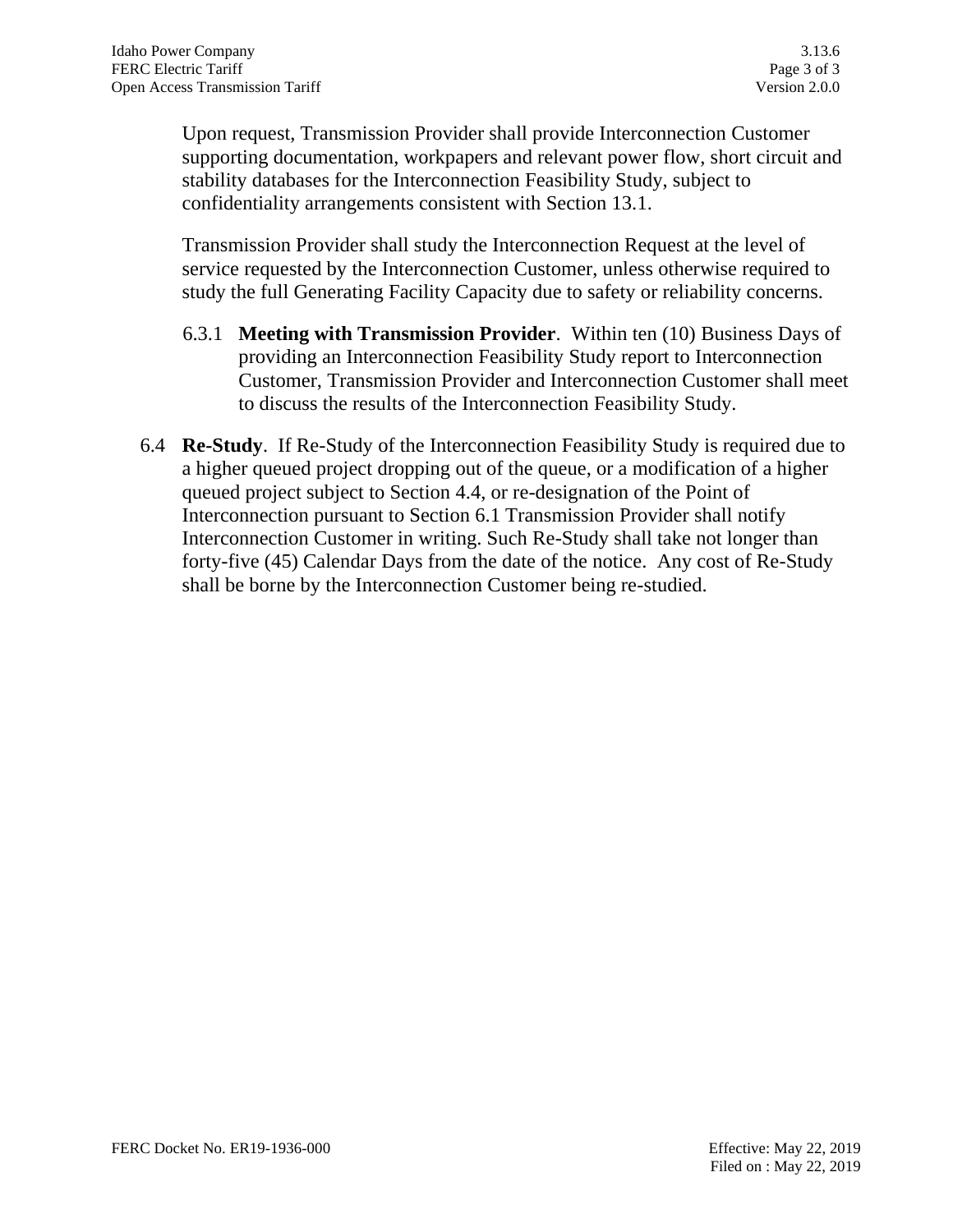Upon request, Transmission Provider shall provide Interconnection Customer supporting documentation, workpapers and relevant power flow, short circuit and stability databases for the Interconnection Feasibility Study, subject to confidentiality arrangements consistent with Section 13.1.

Transmission Provider shall study the Interconnection Request at the level of service requested by the Interconnection Customer, unless otherwise required to study the full Generating Facility Capacity due to safety or reliability concerns.

6.3.1 **Meeting with Transmission Provider**. Within ten (10) Business Days of providing an Interconnection Feasibility Study report to Interconnection Customer, Transmission Provider and Interconnection Customer shall meet to discuss the results of the Interconnection Feasibility Study.

6.4 **Re-Study**. If Re-Study of the Interconnection Feasibility Study is required due to a higher queued project dropping out of the queue, or a modification of a higher queued project subject to Section 4.4, or re-designation of the Point of Interconnection pursuant to Section 6.1 Transmission Provider shall notify Interconnection Customer in writing. Such Re-Study shall take not longer than forty-five (45) Calendar Days from the date of the notice. Any cost of Re-Study shall be borne by the Interconnection Customer being re-studied.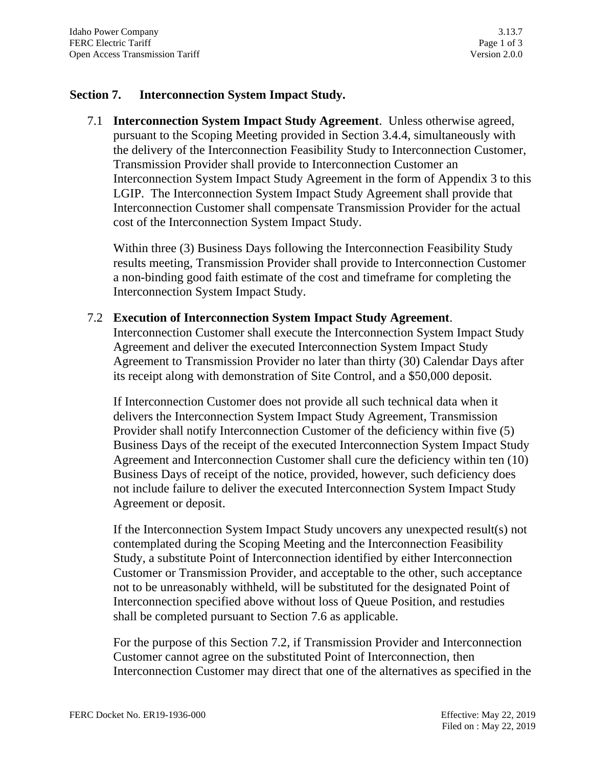## Section 7. Interconnection System Impact Study.

7.1 **Interconnection System Impact Study Agreement**. Unless otherwise agreed, pursuant to the Scoping Meeting provided in Section 3.4.4, simultaneously with the delivery of the Interconnection Feasibility Study to Interconnection Customer, Transmission Provider shall provide to Interconnection Customer an Interconnection System Impact Study Agreement in the form of Appendix 3 to this LGIP. The Interconnection System Impact Study Agreement shall provide that Interconnection Customer shall compensate Transmission Provider for the actual cost of the Interconnection System Impact Study.

Within three (3) Business Days following the Interconnection Feasibility Study results meeting, Transmission Provider shall provide to Interconnection Customer a non-binding good faith estimate of the cost and timeframe for completing the Interconnection System Impact Study.

7.2 **Execution of Interconnection System Impact Study Agreement**. Interconnection Customer shall execute the Interconnection System Impact Study Agreement and deliver the executed Interconnection System Impact Study Agreement to Transmission Provider no later than thirty (30) Calendar Days after its receipt along with demonstration of Site Control, and a $50,000 deposit.

If Interconnection Customer does not provide all such technical data when it delivers the Interconnection System Impact Study Agreement, Transmission Provider shall notify Interconnection Customer of the deficiency within five (5) Business Days of the receipt of the executed Interconnection System Impact Study Agreement and Interconnection Customer shall cure the deficiency within ten (10) Business Days of receipt of the notice, provided, however, such deficiency does not include failure to deliver the executed Interconnection System Impact Study Agreement or deposit.

If the Interconnection System Impact Study uncovers any unexpected result(s) not contemplated during the Scoping Meeting and the Interconnection Feasibility Study, a substitute Point of Interconnection identified by either Interconnection Customer or Transmission Provider, and acceptable to the other, such acceptance not to be unreasonably withheld, will be substituted for the designated Point of Interconnection specified above without loss of Queue Position, and restudies shall be completed pursuant to Section 7.6 as applicable.

For the purpose of this Section 7.2, if Transmission Provider and Interconnection Customer cannot agree on the substituted Point of Interconnection, then Interconnection Customer may direct that one of the alternatives as specified in the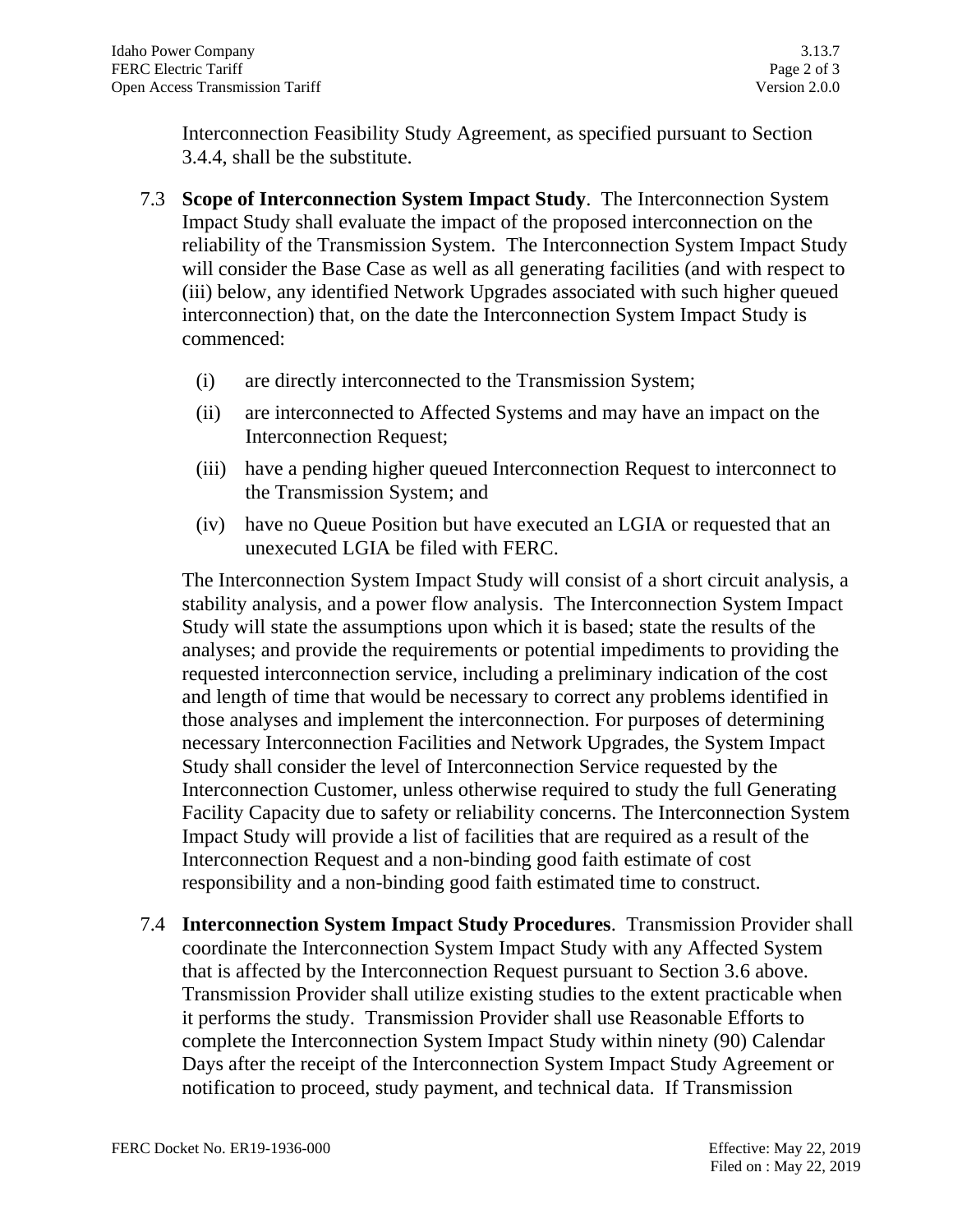Interconnection Feasibility Study Agreement, as specified pursuant to Section 3.4.4, shall be the substitute.

7.3 **Scope of Interconnection System Impact Study**. The Interconnection System Impact Study shall evaluate the impact of the proposed interconnection on the reliability of the Transmission System. The Interconnection System Impact Study will consider the Base Case as well as all generating facilities (and with respect to (iii) below, any identified Network Upgrades associated with such higher queued interconnection) that, on the date the Interconnection System Impact Study is commenced:

(i) are directly interconnected to the Transmission System;

(ii) are interconnected to Affected Systems and may have an impact on the Interconnection Request;

(iii) have a pending higher queued Interconnection Request to interconnect to the Transmission System; and

(iv) have no Queue Position but have executed an LGIA or requested that an unexecuted LGIA be filed with FERC.

The Interconnection System Impact Study will consist of a short circuit analysis, a stability analysis, and a power flow analysis. The Interconnection System Impact Study will state the assumptions upon which it is based; state the results of the analyses; and provide the requirements or potential impediments to providing the requested interconnection service, including a preliminary indication of the cost and length of time that would be necessary to correct any problems identified in those analyses and implement the interconnection. For purposes of determining necessary Interconnection Facilities and Network Upgrades, the System Impact Study shall consider the level of Interconnection Service requested by the Interconnection Customer, unless otherwise required to study the full Generating Facility Capacity due to safety or reliability concerns. The Interconnection System Impact Study will provide a list of facilities that are required as a result of the Interconnection Request and a non-binding good faith estimate of cost responsibility and a non-binding good faith estimated time to construct.

7.4 **Interconnection System Impact Study Procedures**. Transmission Provider shall coordinate the Interconnection System Impact Study with any Affected System that is affected by the Interconnection Request pursuant to Section 3.6 above. Transmission Provider shall utilize existing studies to the extent practicable when it performs the study. Transmission Provider shall use Reasonable Efforts to complete the Interconnection System Impact Study within ninety (90) Calendar Days after the receipt of the Interconnection System Impact Study Agreement or notification to proceed, study payment, and technical data. If Transmission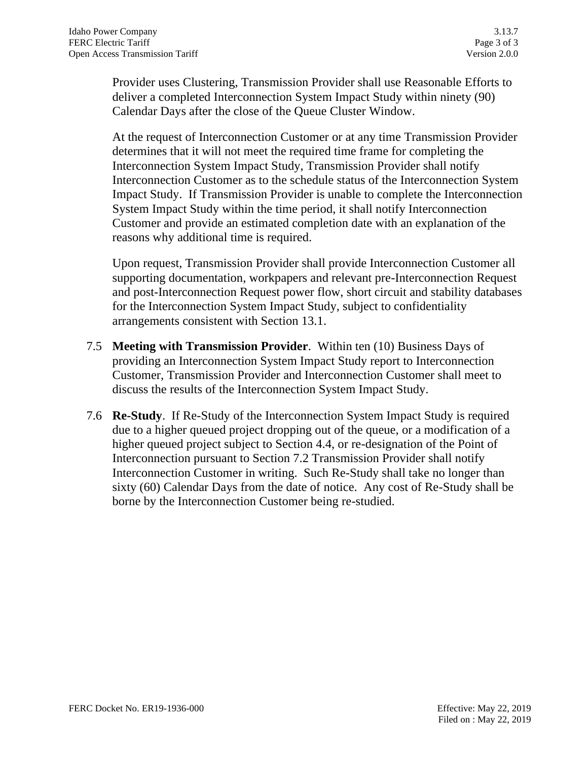Provider uses Clustering, Transmission Provider shall use Reasonable Efforts to deliver a completed Interconnection System Impact Study within ninety (90) Calendar Days after the close of the Queue Cluster Window.

At the request of Interconnection Customer or at any time Transmission Provider determines that it will not meet the required time frame for completing the Interconnection System Impact Study, Transmission Provider shall notify Interconnection Customer as to the schedule status of the Interconnection System Impact Study. If Transmission Provider is unable to complete the Interconnection System Impact Study within the time period, it shall notify Interconnection Customer and provide an estimated completion date with an explanation of the reasons why additional time is required.

Upon request, Transmission Provider shall provide Interconnection Customer all supporting documentation, workpapers and relevant pre-Interconnection Request and post-Interconnection Request power flow, short circuit and stability databases for the Interconnection System Impact Study, subject to confidentiality arrangements consistent with Section 13.1.

7.5 **Meeting with Transmission Provider**. Within ten (10) Business Days of providing an Interconnection System Impact Study report to Interconnection Customer, Transmission Provider and Interconnection Customer shall meet to discuss the results of the Interconnection System Impact Study.

7.6 **Re-Study**. If Re-Study of the Interconnection System Impact Study is required due to a higher queued project dropping out of the queue, or a modification of a higher queued project subject to Section 4.4, or re-designation of the Point of Interconnection pursuant to Section 7.2 Transmission Provider shall notify Interconnection Customer in writing. Such Re-Study shall take no longer than sixty (60) Calendar Days from the date of notice. Any cost of Re-Study shall be borne by the Interconnection Customer being re-studied.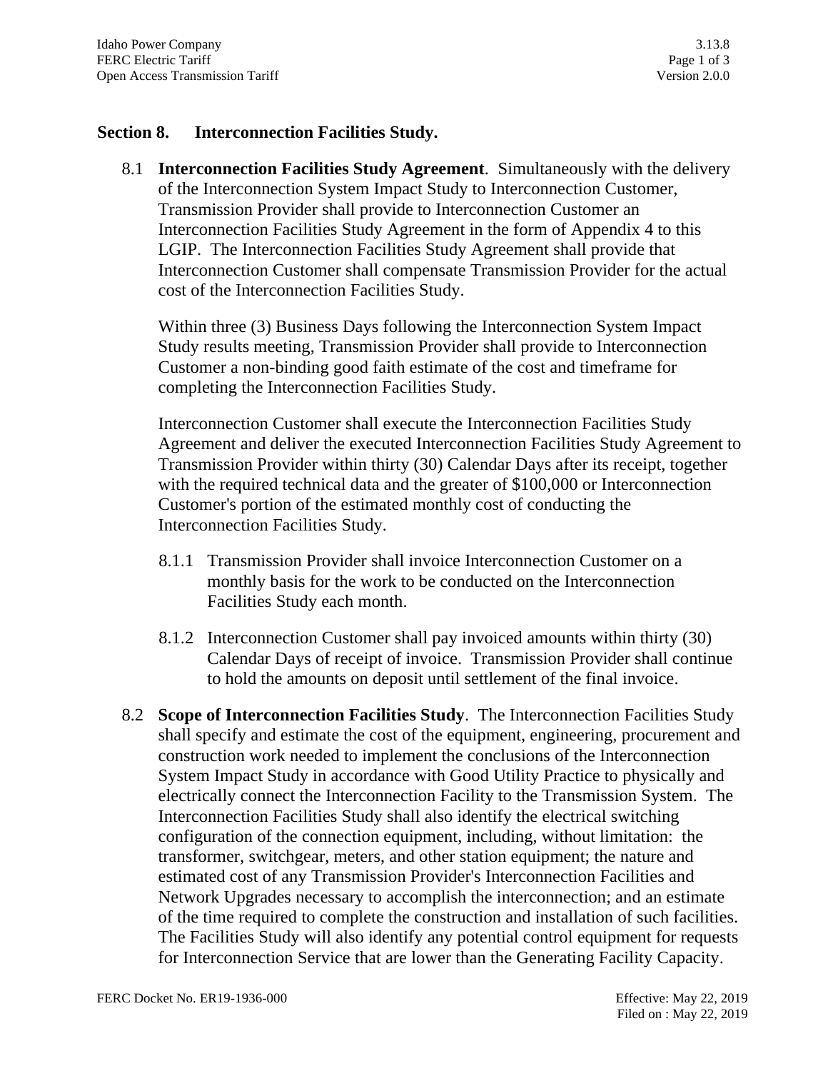## Section 8. Interconnection Facilities Study.

8.1 **Interconnection Facilities Study Agreement**. Simultaneously with the delivery of the Interconnection System Impact Study to Interconnection Customer, Transmission Provider shall provide to Interconnection Customer an Interconnection Facilities Study Agreement in the form of Appendix 4 to this LGIP. The Interconnection Facilities Study Agreement shall provide that Interconnection Customer shall compensate Transmission Provider for the actual cost of the Interconnection Facilities Study.

Within three (3) Business Days following the Interconnection System Impact Study results meeting, Transmission Provider shall provide to Interconnection Customer a non-binding good faith estimate of the cost and timeframe for completing the Interconnection Facilities Study.

Interconnection Customer shall execute the Interconnection Facilities Study Agreement and deliver the executed Interconnection Facilities Study Agreement to Transmission Provider within thirty (30) Calendar Days after its receipt, together with the required technical data and the greater of $100,000 or Interconnection Customer's portion of the estimated monthly cost of conducting the Interconnection Facilities Study.

8.1.1 Transmission Provider shall invoice Interconnection Customer on a monthly basis for the work to be conducted on the Interconnection Facilities Study each month.

8.1.2 Interconnection Customer shall pay invoiced amounts within thirty (30) Calendar Days of receipt of invoice. Transmission Provider shall continue to hold the amounts on deposit until settlement of the final invoice.

8.2 **Scope of Interconnection Facilities Study**. The Interconnection Facilities Study shall specify and estimate the cost of the equipment, engineering, procurement and construction work needed to implement the conclusions of the Interconnection System Impact Study in accordance with Good Utility Practice to physically and electrically connect the Interconnection Facility to the Transmission System. The Interconnection Facilities Study shall also identify the electrical switching configuration of the connection equipment, including, without limitation: the transformer, switchgear, meters, and other station equipment; the nature and estimated cost of any Transmission Provider's Interconnection Facilities and Network Upgrades necessary to accomplish the interconnection; and an estimate of the time required to complete the construction and installation of such facilities. The Facilities Study will also identify any potential control equipment for requests for Interconnection Service that are lower than the Generating Facility Capacity.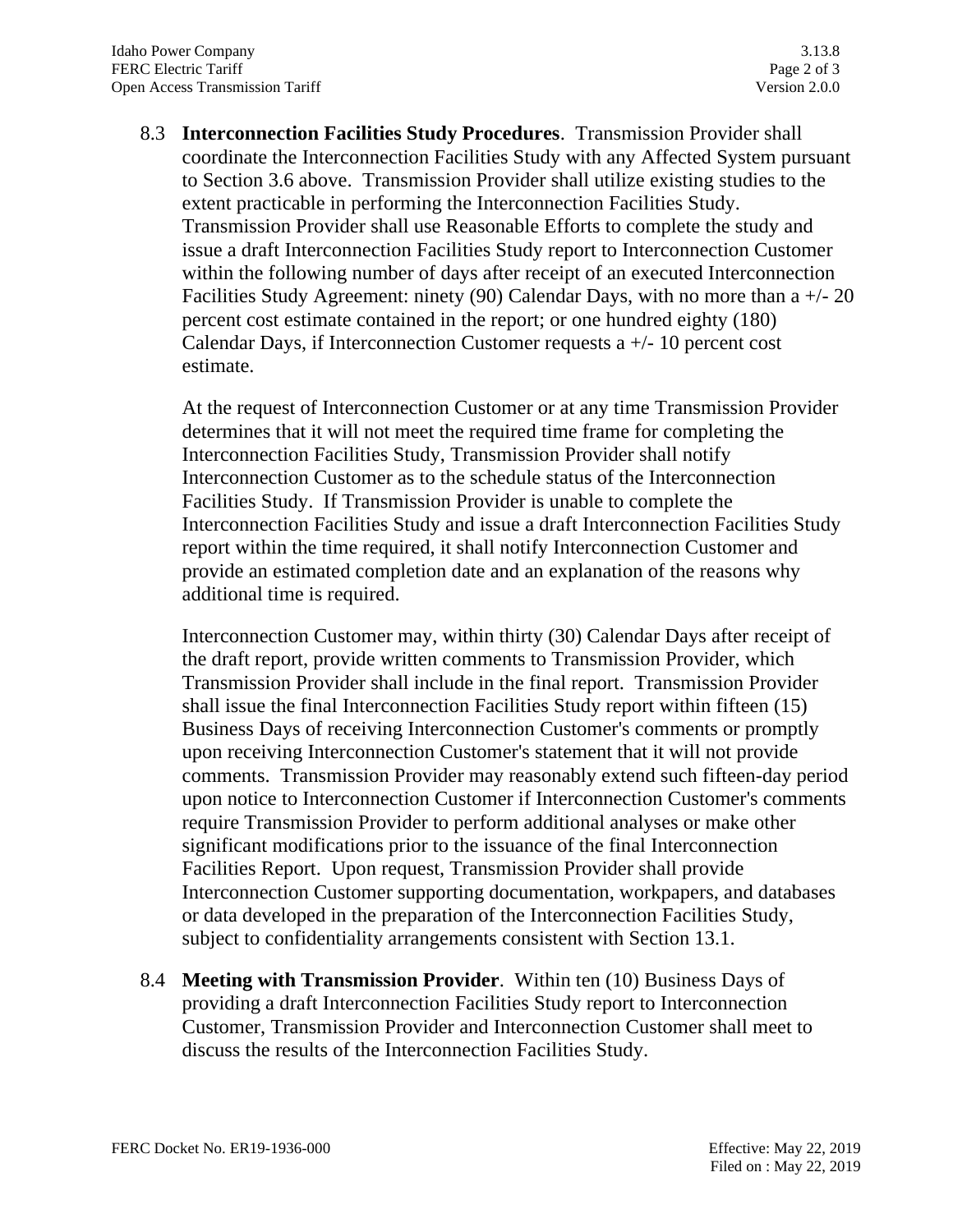8.3 **Interconnection Facilities Study Procedures**. Transmission Provider shall coordinate the Interconnection Facilities Study with any Affected System pursuant to Section 3.6 above. Transmission Provider shall utilize existing studies to the extent practicable in performing the Interconnection Facilities Study. Transmission Provider shall use Reasonable Efforts to complete the study and issue a draft Interconnection Facilities Study report to Interconnection Customer within the following number of days after receipt of an executed Interconnection Facilities Study Agreement: ninety (90) Calendar Days, with no more than a +/- 20 percent cost estimate contained in the report; or one hundred eighty (180) Calendar Days, if Interconnection Customer requests a +/- 10 percent cost estimate.

At the request of Interconnection Customer or at any time Transmission Provider determines that it will not meet the required time frame for completing the Interconnection Facilities Study, Transmission Provider shall notify Interconnection Customer as to the schedule status of the Interconnection Facilities Study. If Transmission Provider is unable to complete the Interconnection Facilities Study and issue a draft Interconnection Facilities Study report within the time required, it shall notify Interconnection Customer and provide an estimated completion date and an explanation of the reasons why additional time is required.

Interconnection Customer may, within thirty (30) Calendar Days after receipt of the draft report, provide written comments to Transmission Provider, which Transmission Provider shall include in the final report. Transmission Provider shall issue the final Interconnection Facilities Study report within fifteen (15) Business Days of receiving Interconnection Customer's comments or promptly upon receiving Interconnection Customer's statement that it will not provide comments. Transmission Provider may reasonably extend such fifteen-day period upon notice to Interconnection Customer if Interconnection Customer's comments require Transmission Provider to perform additional analyses or make other significant modifications prior to the issuance of the final Interconnection Facilities Report. Upon request, Transmission Provider shall provide Interconnection Customer supporting documentation, workpapers, and databases or data developed in the preparation of the Interconnection Facilities Study, subject to confidentiality arrangements consistent with Section 13.1.

8.4 **Meeting with Transmission Provider**. Within ten (10) Business Days of providing a draft Interconnection Facilities Study report to Interconnection Customer, Transmission Provider and Interconnection Customer shall meet to discuss the results of the Interconnection Facilities Study.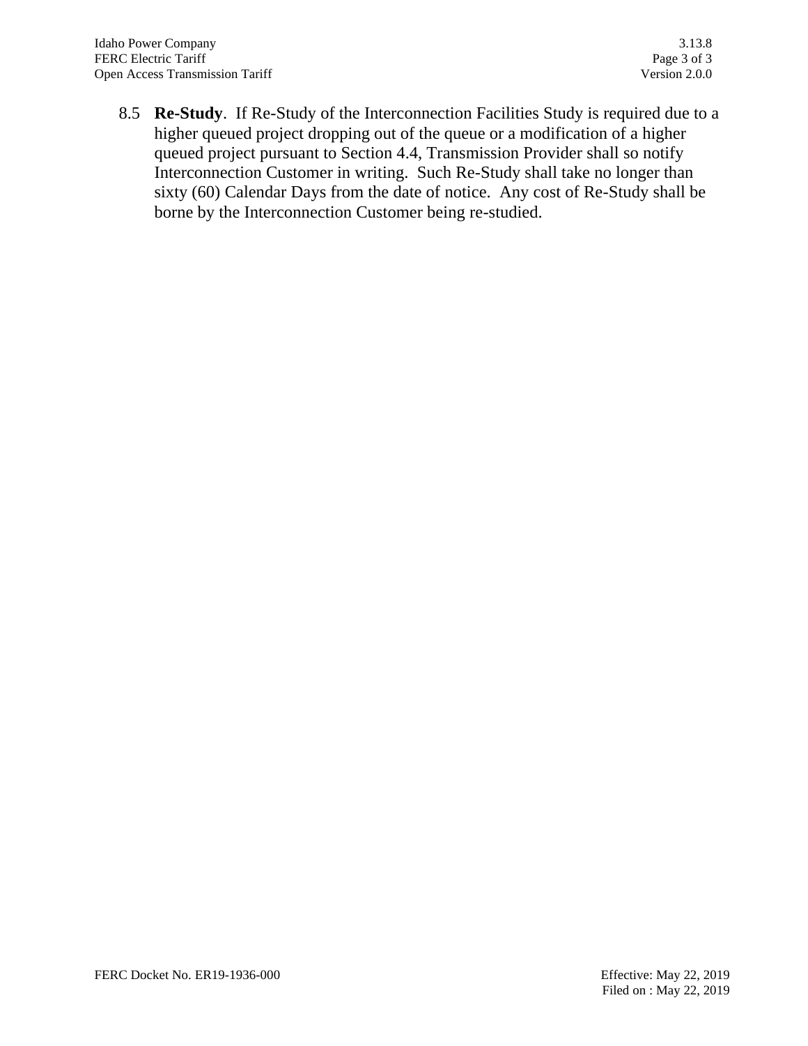8.5 **Re-Study**. If Re-Study of the Interconnection Facilities Study is required due to a higher queued project dropping out of the queue or a modification of a higher queued project pursuant to Section 4.4, Transmission Provider shall so notify Interconnection Customer in writing. Such Re-Study shall take no longer than sixty (60) Calendar Days from the date of notice. Any cost of Re-Study shall be borne by the Interconnection Customer being re-studied.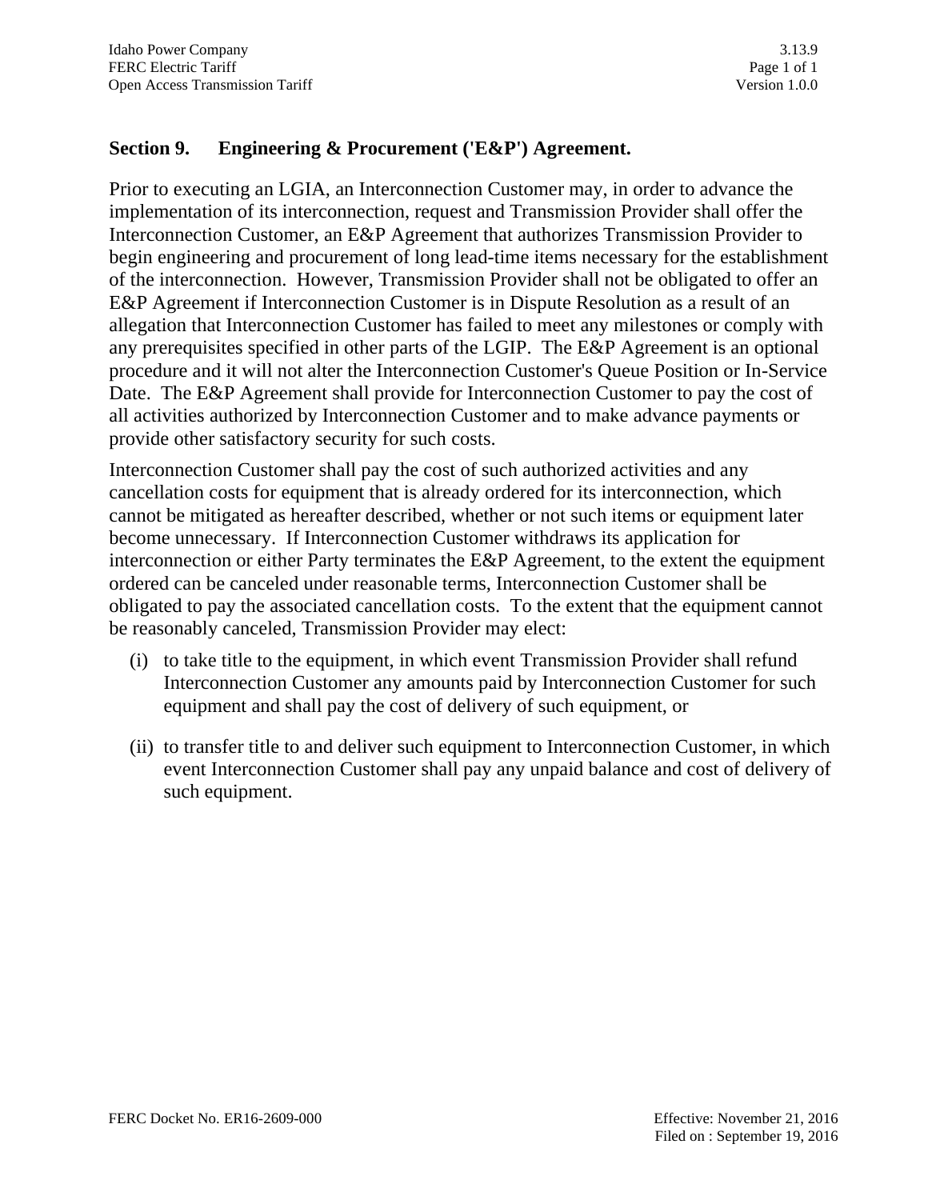## Section 9. Engineering & Procurement ('E&P') Agreement.

Prior to executing an LGIA, an Interconnection Customer may, in order to advance the implementation of its interconnection, request and Transmission Provider shall offer the Interconnection Customer, an E&P Agreement that authorizes Transmission Provider to begin engineering and procurement of long lead-time items necessary for the establishment of the interconnection. However, Transmission Provider shall not be obligated to offer an E&P Agreement if Interconnection Customer is in Dispute Resolution as a result of an allegation that Interconnection Customer has failed to meet any milestones or comply with any prerequisites specified in other parts of the LGIP. The E&P Agreement is an optional procedure and it will not alter the Interconnection Customer's Queue Position or In-Service Date. The E&P Agreement shall provide for Interconnection Customer to pay the cost of all activities authorized by Interconnection Customer and to make advance payments or provide other satisfactory security for such costs.

Interconnection Customer shall pay the cost of such authorized activities and any cancellation costs for equipment that is already ordered for its interconnection, which cannot be mitigated as hereafter described, whether or not such items or equipment later become unnecessary. If Interconnection Customer withdraws its application for interconnection or either Party terminates the E&P Agreement, to the extent the equipment ordered can be canceled under reasonable terms, Interconnection Customer shall be obligated to pay the associated cancellation costs. To the extent that the equipment cannot be reasonably canceled, Transmission Provider may elect:

(i) to take title to the equipment, in which event Transmission Provider shall refund Interconnection Customer any amounts paid by Interconnection Customer for such equipment and shall pay the cost of delivery of such equipment, or

(ii) to transfer title to and deliver such equipment to Interconnection Customer, in which event Interconnection Customer shall pay any unpaid balance and cost of delivery of such equipment.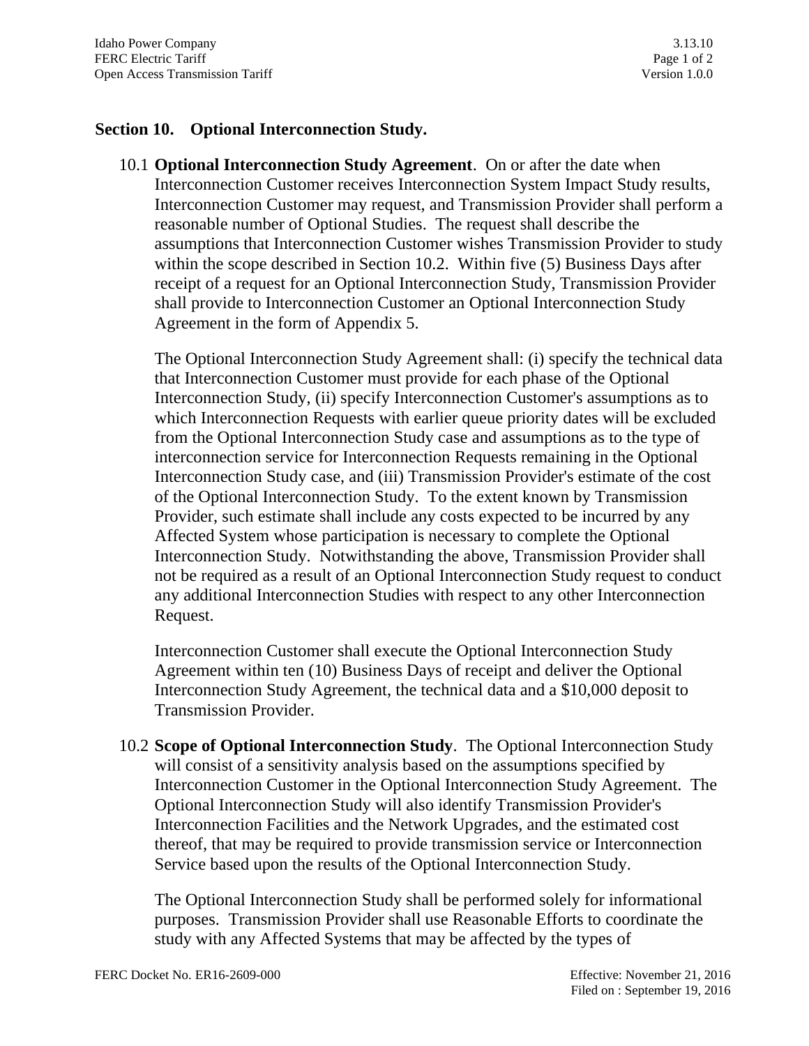## Section 10. Optional Interconnection Study.

10.1 **Optional Interconnection Study Agreement**. On or after the date when Interconnection Customer receives Interconnection System Impact Study results, Interconnection Customer may request, and Transmission Provider shall perform a reasonable number of Optional Studies. The request shall describe the assumptions that Interconnection Customer wishes Transmission Provider to study within the scope described in Section 10.2. Within five (5) Business Days after receipt of a request for an Optional Interconnection Study, Transmission Provider shall provide to Interconnection Customer an Optional Interconnection Study Agreement in the form of Appendix 5.

The Optional Interconnection Study Agreement shall: (i) specify the technical data that Interconnection Customer must provide for each phase of the Optional Interconnection Study, (ii) specify Interconnection Customer's assumptions as to which Interconnection Requests with earlier queue priority dates will be excluded from the Optional Interconnection Study case and assumptions as to the type of interconnection service for Interconnection Requests remaining in the Optional Interconnection Study case, and (iii) Transmission Provider's estimate of the cost of the Optional Interconnection Study. To the extent known by Transmission Provider, such estimate shall include any costs expected to be incurred by any Affected System whose participation is necessary to complete the Optional Interconnection Study. Notwithstanding the above, Transmission Provider shall not be required as a result of an Optional Interconnection Study request to conduct any additional Interconnection Studies with respect to any other Interconnection Request.

Interconnection Customer shall execute the Optional Interconnection Study Agreement within ten (10) Business Days of receipt and deliver the Optional Interconnection Study Agreement, the technical data and a $10,000 deposit to Transmission Provider.

10.2 **Scope of Optional Interconnection Study**. The Optional Interconnection Study will consist of a sensitivity analysis based on the assumptions specified by Interconnection Customer in the Optional Interconnection Study Agreement. The Optional Interconnection Study will also identify Transmission Provider's Interconnection Facilities and the Network Upgrades, and the estimated cost thereof, that may be required to provide transmission service or Interconnection Service based upon the results of the Optional Interconnection Study.

The Optional Interconnection Study shall be performed solely for informational purposes. Transmission Provider shall use Reasonable Efforts to coordinate the study with any Affected Systems that may be affected by the types of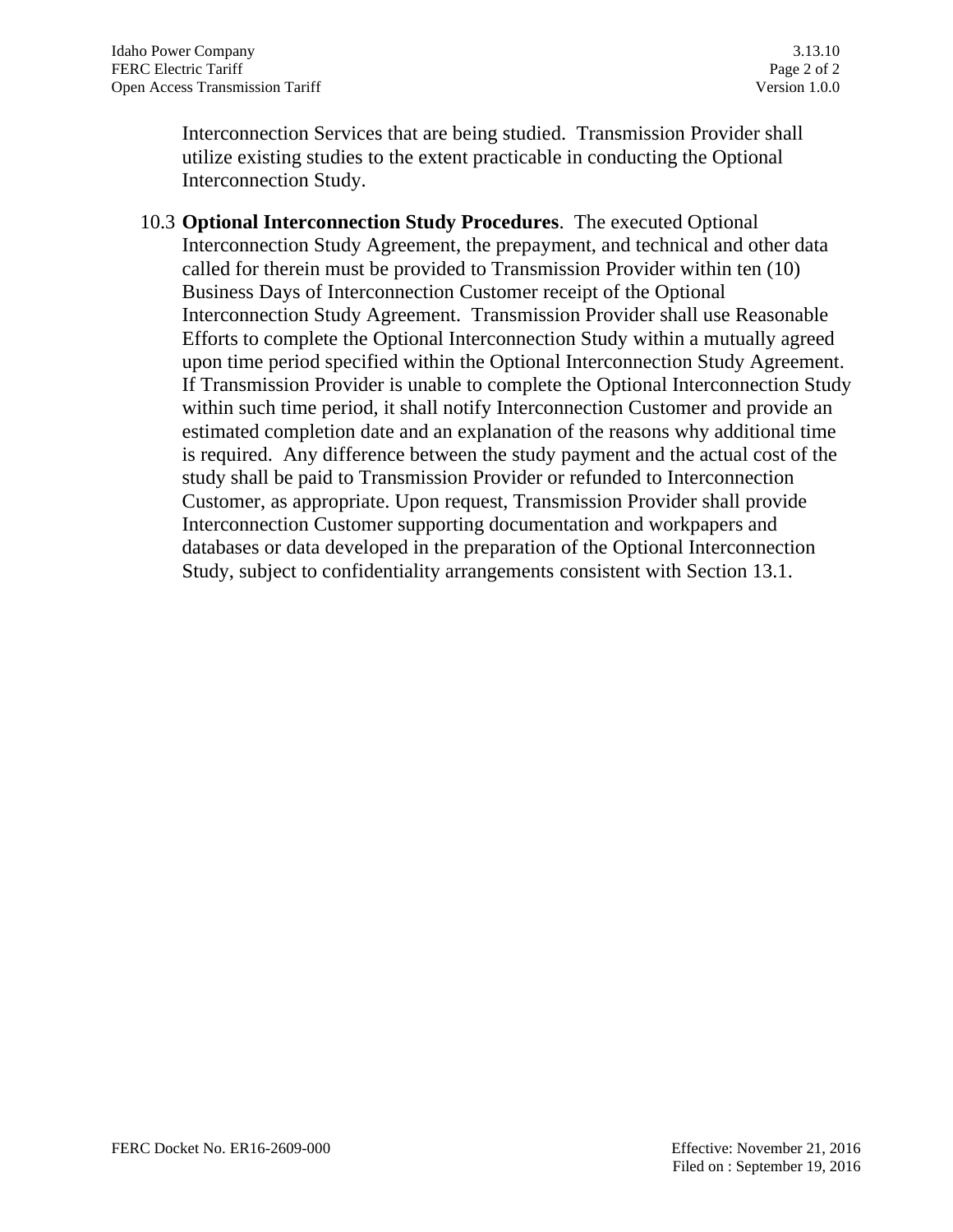Interconnection Services that are being studied. Transmission Provider shall utilize existing studies to the extent practicable in conducting the Optional Interconnection Study.

10.3 **Optional Interconnection Study Procedures**. The executed Optional Interconnection Study Agreement, the prepayment, and technical and other data called for therein must be provided to Transmission Provider within ten (10) Business Days of Interconnection Customer receipt of the Optional Interconnection Study Agreement. Transmission Provider shall use Reasonable Efforts to complete the Optional Interconnection Study within a mutually agreed upon time period specified within the Optional Interconnection Study Agreement. If Transmission Provider is unable to complete the Optional Interconnection Study within such time period, it shall notify Interconnection Customer and provide an estimated completion date and an explanation of the reasons why additional time is required. Any difference between the study payment and the actual cost of the study shall be paid to Transmission Provider or refunded to Interconnection Customer, as appropriate. Upon request, Transmission Provider shall provide Interconnection Customer supporting documentation and workpapers and databases or data developed in the preparation of the Optional Interconnection Study, subject to confidentiality arrangements consistent with Section 13.1.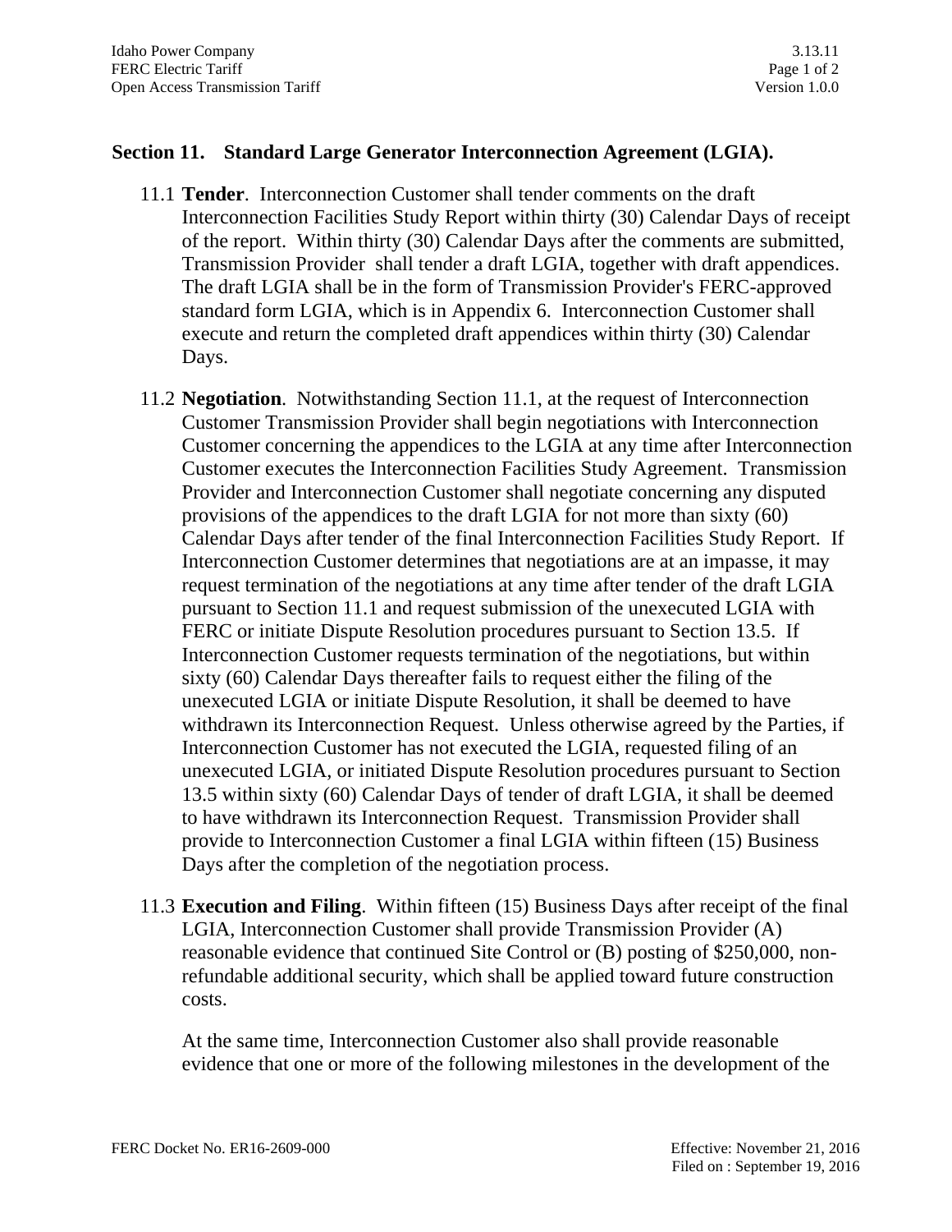## Section 11. Standard Large Generator Interconnection Agreement (LGIA).

11.1 **Tender**. Interconnection Customer shall tender comments on the draft Interconnection Facilities Study Report within thirty (30) Calendar Days of receipt of the report. Within thirty (30) Calendar Days after the comments are submitted, Transmission Provider shall tender a draft LGIA, together with draft appendices. The draft LGIA shall be in the form of Transmission Provider's FERC-approved standard form LGIA, which is in Appendix 6. Interconnection Customer shall execute and return the completed draft appendices within thirty (30) Calendar Days.

11.2 **Negotiation**. Notwithstanding Section 11.1, at the request of Interconnection Customer Transmission Provider shall begin negotiations with Interconnection Customer concerning the appendices to the LGIA at any time after Interconnection Customer executes the Interconnection Facilities Study Agreement. Transmission Provider and Interconnection Customer shall negotiate concerning any disputed provisions of the appendices to the draft LGIA for not more than sixty (60) Calendar Days after tender of the final Interconnection Facilities Study Report. If Interconnection Customer determines that negotiations are at an impasse, it may request termination of the negotiations at any time after tender of the draft LGIA pursuant to Section 11.1 and request submission of the unexecuted LGIA with FERC or initiate Dispute Resolution procedures pursuant to Section 13.5. If Interconnection Customer requests termination of the negotiations, but within sixty (60) Calendar Days thereafter fails to request either the filing of the unexecuted LGIA or initiate Dispute Resolution, it shall be deemed to have withdrawn its Interconnection Request. Unless otherwise agreed by the Parties, if Interconnection Customer has not executed the LGIA, requested filing of an unexecuted LGIA, or initiated Dispute Resolution procedures pursuant to Section 13.5 within sixty (60) Calendar Days of tender of draft LGIA, it shall be deemed to have withdrawn its Interconnection Request. Transmission Provider shall provide to Interconnection Customer a final LGIA within fifteen (15) Business Days after the completion of the negotiation process.

11.3 **Execution and Filing**. Within fifteen (15) Business Days after receipt of the final LGIA, Interconnection Customer shall provide Transmission Provider (A) reasonable evidence that continued Site Control or (B) posting of $250,000, non-refundable additional security, which shall be applied toward future construction costs.

At the same time, Interconnection Customer also shall provide reasonable evidence that one or more of the following milestones in the development of the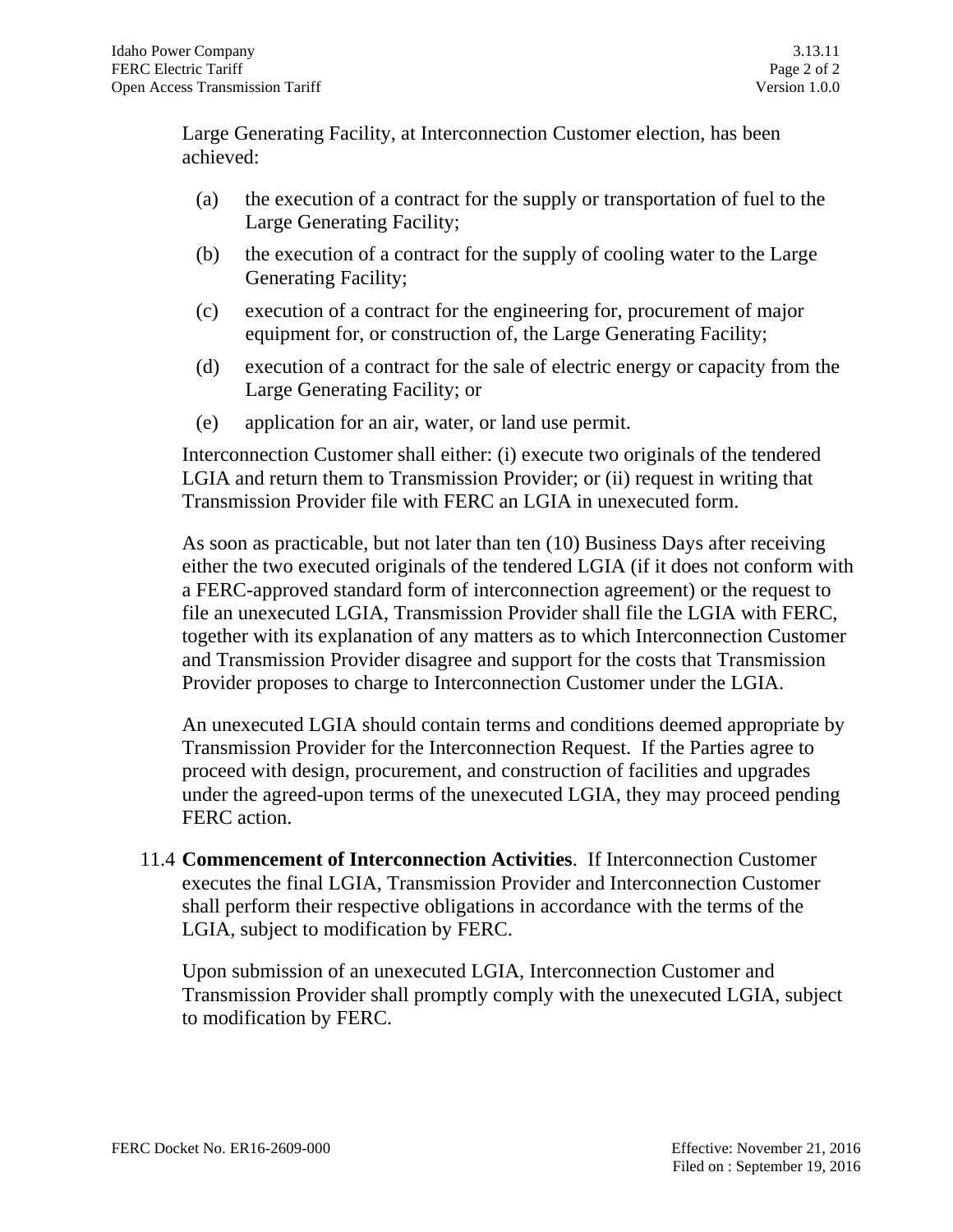Large Generating Facility, at Interconnection Customer election, has been achieved:

(a) the execution of a contract for the supply or transportation of fuel to the Large Generating Facility;

(b) the execution of a contract for the supply of cooling water to the Large Generating Facility;

(c) execution of a contract for the engineering for, procurement of major equipment for, or construction of, the Large Generating Facility;

(d) execution of a contract for the sale of electric energy or capacity from the Large Generating Facility; or

(e) application for an air, water, or land use permit.

Interconnection Customer shall either: (i) execute two originals of the tendered LGIA and return them to Transmission Provider; or (ii) request in writing that Transmission Provider file with FERC an LGIA in unexecuted form.

As soon as practicable, but not later than ten (10) Business Days after receiving either the two executed originals of the tendered LGIA (if it does not conform with a FERC-approved standard form of interconnection agreement) or the request to file an unexecuted LGIA, Transmission Provider shall file the LGIA with FERC, together with its explanation of any matters as to which Interconnection Customer and Transmission Provider disagree and support for the costs that Transmission Provider proposes to charge to Interconnection Customer under the LGIA.

An unexecuted LGIA should contain terms and conditions deemed appropriate by Transmission Provider for the Interconnection Request. If the Parties agree to proceed with design, procurement, and construction of facilities and upgrades under the agreed-upon terms of the unexecuted LGIA, they may proceed pending FERC action.

11.4 **Commencement of Interconnection Activities**. If Interconnection Customer executes the final LGIA, Transmission Provider and Interconnection Customer shall perform their respective obligations in accordance with the terms of the LGIA, subject to modification by FERC.

Upon submission of an unexecuted LGIA, Interconnection Customer and Transmission Provider shall promptly comply with the unexecuted LGIA, subject to modification by FERC.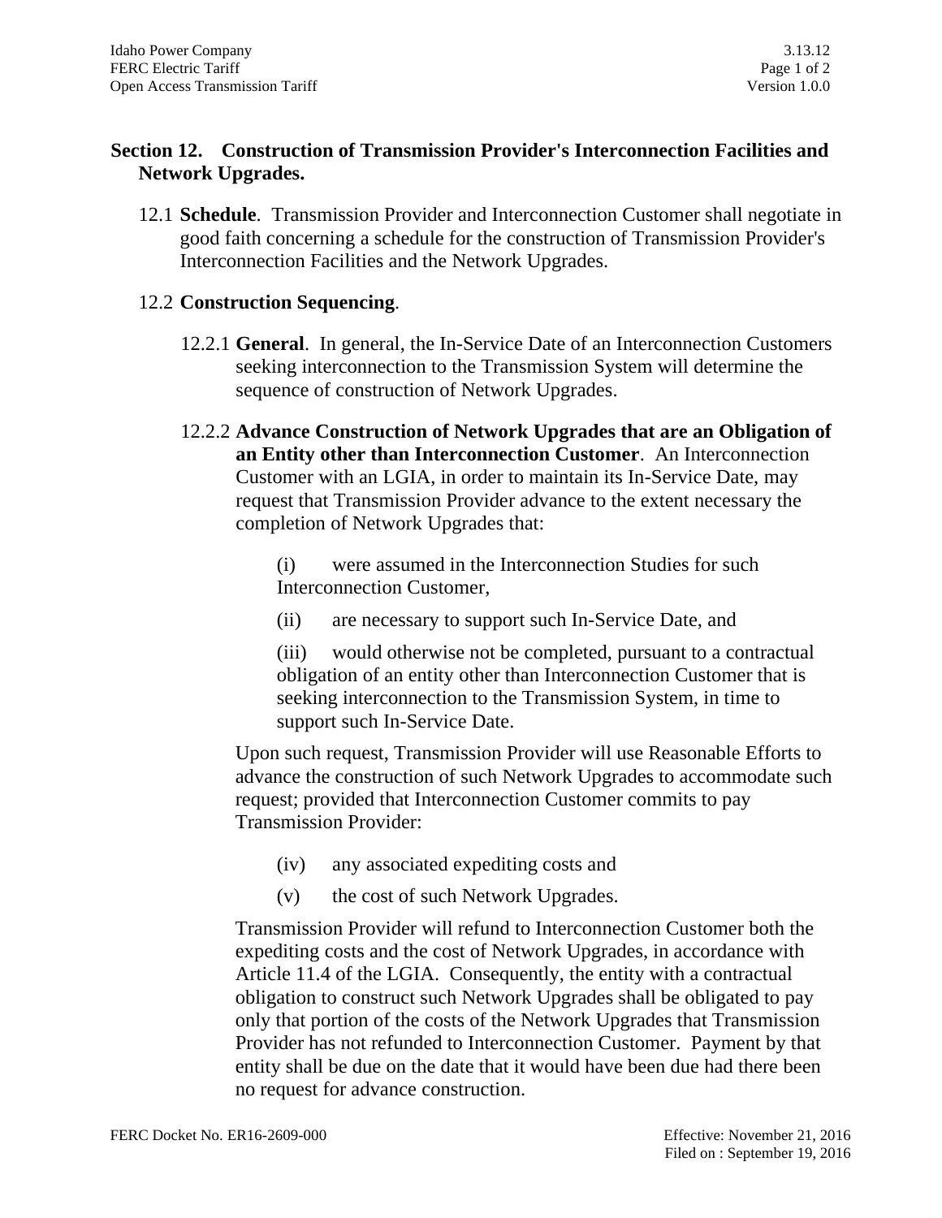## Section 12. Construction of Transmission Provider's Interconnection Facilities and Network Upgrades.

12.1 **Schedule**. Transmission Provider and Interconnection Customer shall negotiate in good faith concerning a schedule for the construction of Transmission Provider's Interconnection Facilities and the Network Upgrades.

12.2 **Construction Sequencing**.

12.2.1 **General**. In general, the In-Service Date of an Interconnection Customers seeking interconnection to the Transmission System will determine the sequence of construction of Network Upgrades.

12.2.2 **Advance Construction of Network Upgrades that are an Obligation of an Entity other than Interconnection Customer**. An Interconnection Customer with an LGIA, in order to maintain its In-Service Date, may request that Transmission Provider advance to the extent necessary the completion of Network Upgrades that:

(i) were assumed in the Interconnection Studies for such Interconnection Customer,

(ii) are necessary to support such In-Service Date, and

(iii) would otherwise not be completed, pursuant to a contractual obligation of an entity other than Interconnection Customer that is seeking interconnection to the Transmission System, in time to support such In-Service Date.

Upon such request, Transmission Provider will use Reasonable Efforts to advance the construction of such Network Upgrades to accommodate such request; provided that Interconnection Customer commits to pay Transmission Provider:

(iv) any associated expediting costs and

(v) the cost of such Network Upgrades.

Transmission Provider will refund to Interconnection Customer both the expediting costs and the cost of Network Upgrades, in accordance with Article 11.4 of the LGIA. Consequently, the entity with a contractual obligation to construct such Network Upgrades shall be obligated to pay only that portion of the costs of the Network Upgrades that Transmission Provider has not refunded to Interconnection Customer. Payment by that entity shall be due on the date that it would have been due had there been no request for advance construction.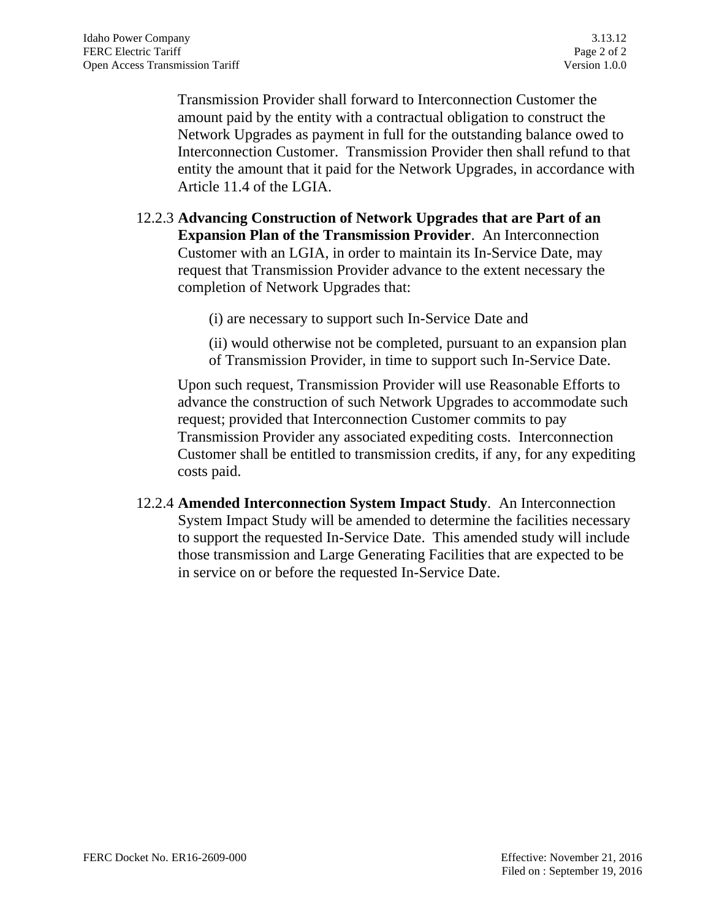Transmission Provider shall forward to Interconnection Customer the amount paid by the entity with a contractual obligation to construct the Network Upgrades as payment in full for the outstanding balance owed to Interconnection Customer. Transmission Provider then shall refund to that entity the amount that it paid for the Network Upgrades, in accordance with Article 11.4 of the LGIA.

12.2.3 **Advancing Construction of Network Upgrades that are Part of an Expansion Plan of the Transmission Provider**. An Interconnection Customer with an LGIA, in order to maintain its In-Service Date, may request that Transmission Provider advance to the extent necessary the completion of Network Upgrades that:

(i) are necessary to support such In-Service Date and

(ii) would otherwise not be completed, pursuant to an expansion plan of Transmission Provider, in time to support such In-Service Date.

Upon such request, Transmission Provider will use Reasonable Efforts to advance the construction of such Network Upgrades to accommodate such request; provided that Interconnection Customer commits to pay Transmission Provider any associated expediting costs. Interconnection Customer shall be entitled to transmission credits, if any, for any expediting costs paid.

12.2.4 **Amended Interconnection System Impact Study**. An Interconnection System Impact Study will be amended to determine the facilities necessary to support the requested In-Service Date. This amended study will include those transmission and Large Generating Facilities that are expected to be in service on or before the requested In-Service Date.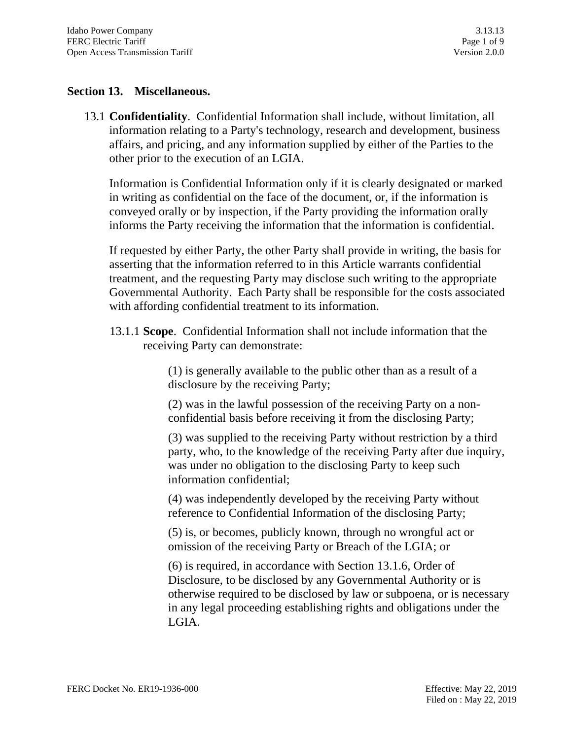## Section 13. Miscellaneous.

13.1 **Confidentiality**. Confidential Information shall include, without limitation, all information relating to a Party's technology, research and development, business affairs, and pricing, and any information supplied by either of the Parties to the other prior to the execution of an LGIA.

Information is Confidential Information only if it is clearly designated or marked in writing as confidential on the face of the document, or, if the information is conveyed orally or by inspection, if the Party providing the information orally informs the Party receiving the information that the information is confidential.

If requested by either Party, the other Party shall provide in writing, the basis for asserting that the information referred to in this Article warrants confidential treatment, and the requesting Party may disclose such writing to the appropriate Governmental Authority. Each Party shall be responsible for the costs associated with affording confidential treatment to its information.

13.1.1 **Scope**. Confidential Information shall not include information that the receiving Party can demonstrate:

(1) is generally available to the public other than as a result of a disclosure by the receiving Party;

(2) was in the lawful possession of the receiving Party on a non-confidential basis before receiving it from the disclosing Party;

(3) was supplied to the receiving Party without restriction by a third party, who, to the knowledge of the receiving Party after due inquiry, was under no obligation to the disclosing Party to keep such information confidential;

(4) was independently developed by the receiving Party without reference to Confidential Information of the disclosing Party;

(5) is, or becomes, publicly known, through no wrongful act or omission of the receiving Party or Breach of the LGIA; or

(6) is required, in accordance with Section 13.1.6, Order of Disclosure, to be disclosed by any Governmental Authority or is otherwise required to be disclosed by law or subpoena, or is necessary in any legal proceeding establishing rights and obligations under the LGIA.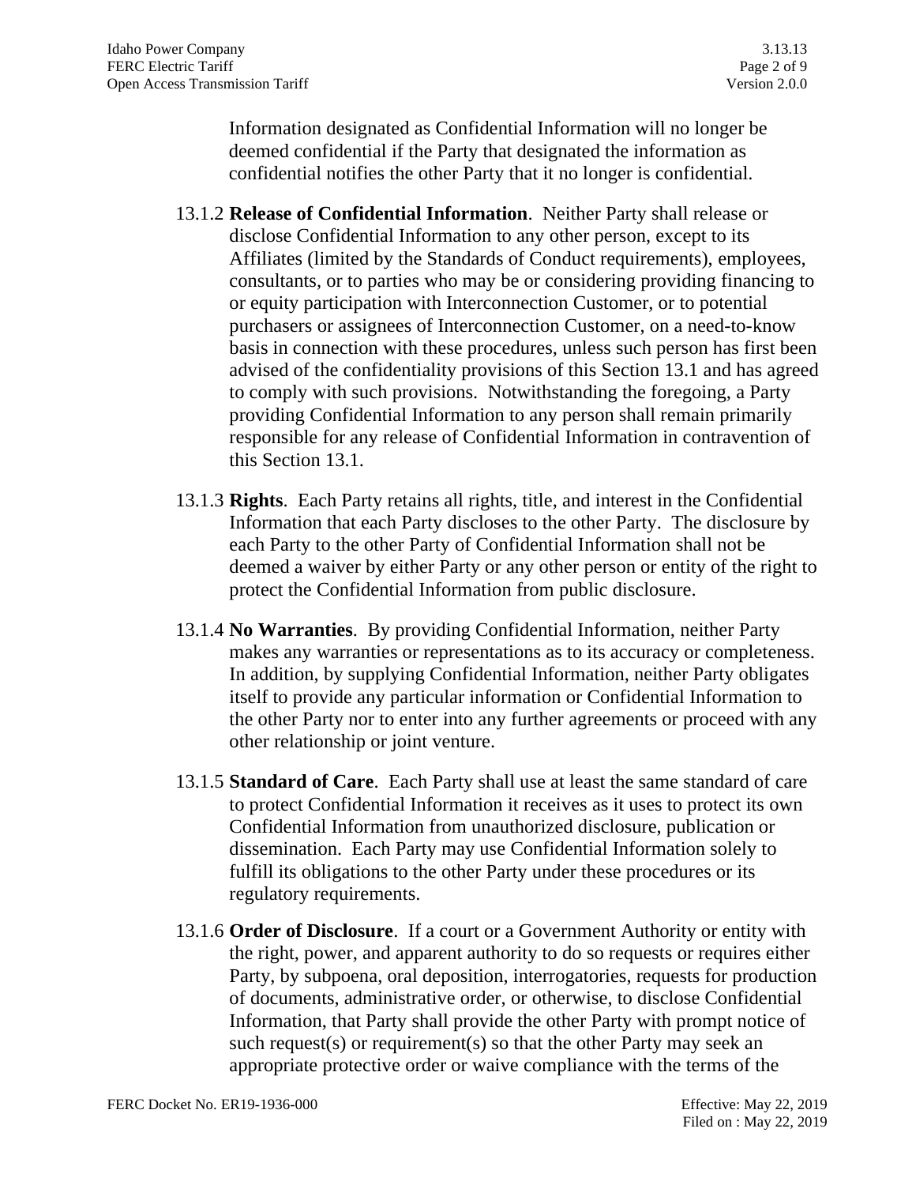Information designated as Confidential Information will no longer be deemed confidential if the Party that designated the information as confidential notifies the other Party that it no longer is confidential.

13.1.2 **Release of Confidential Information**. Neither Party shall release or disclose Confidential Information to any other person, except to its Affiliates (limited by the Standards of Conduct requirements), employees, consultants, or to parties who may be or considering providing financing to or equity participation with Interconnection Customer, or to potential purchasers or assignees of Interconnection Customer, on a need-to-know basis in connection with these procedures, unless such person has first been advised of the confidentiality provisions of this Section 13.1 and has agreed to comply with such provisions. Notwithstanding the foregoing, a Party providing Confidential Information to any person shall remain primarily responsible for any release of Confidential Information in contravention of this Section 13.1.

13.1.3 **Rights**. Each Party retains all rights, title, and interest in the Confidential Information that each Party discloses to the other Party. The disclosure by each Party to the other Party of Confidential Information shall not be deemed a waiver by either Party or any other person or entity of the right to protect the Confidential Information from public disclosure.

13.1.4 **No Warranties**. By providing Confidential Information, neither Party makes any warranties or representations as to its accuracy or completeness. In addition, by supplying Confidential Information, neither Party obligates itself to provide any particular information or Confidential Information to the other Party nor to enter into any further agreements or proceed with any other relationship or joint venture.

13.1.5 **Standard of Care**. Each Party shall use at least the same standard of care to protect Confidential Information it receives as it uses to protect its own Confidential Information from unauthorized disclosure, publication or dissemination. Each Party may use Confidential Information solely to fulfill its obligations to the other Party under these procedures or its regulatory requirements.

13.1.6 **Order of Disclosure**. If a court or a Government Authority or entity with the right, power, and apparent authority to do so requests or requires either Party, by subpoena, oral deposition, interrogatories, requests for production of documents, administrative order, or otherwise, to disclose Confidential Information, that Party shall provide the other Party with prompt notice of such request(s) or requirement(s) so that the other Party may seek an appropriate protective order or waive compliance with the terms of the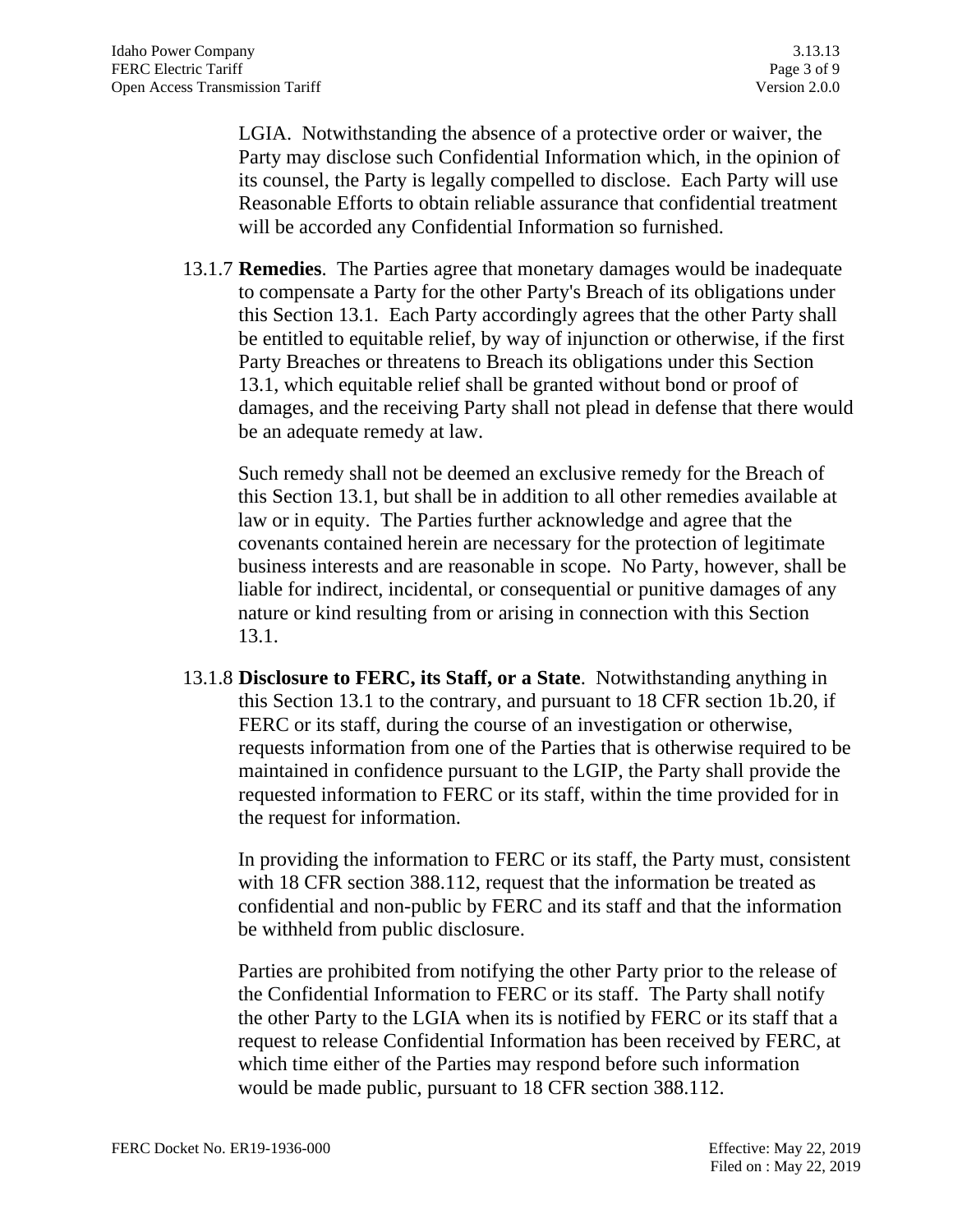LGIA. Notwithstanding the absence of a protective order or waiver, the Party may disclose such Confidential Information which, in the opinion of its counsel, the Party is legally compelled to disclose. Each Party will use Reasonable Efforts to obtain reliable assurance that confidential treatment will be accorded any Confidential Information so furnished.

13.1.7 **Remedies**. The Parties agree that monetary damages would be inadequate to compensate a Party for the other Party's Breach of its obligations under this Section 13.1. Each Party accordingly agrees that the other Party shall be entitled to equitable relief, by way of injunction or otherwise, if the first Party Breaches or threatens to Breach its obligations under this Section 13.1, which equitable relief shall be granted without bond or proof of damages, and the receiving Party shall not plead in defense that there would be an adequate remedy at law.

Such remedy shall not be deemed an exclusive remedy for the Breach of this Section 13.1, but shall be in addition to all other remedies available at law or in equity. The Parties further acknowledge and agree that the covenants contained herein are necessary for the protection of legitimate business interests and are reasonable in scope. No Party, however, shall be liable for indirect, incidental, or consequential or punitive damages of any nature or kind resulting from or arising in connection with this Section 13.1.

13.1.8 **Disclosure to FERC, its Staff, or a State**. Notwithstanding anything in this Section 13.1 to the contrary, and pursuant to 18 CFR section 1b.20, if FERC or its staff, during the course of an investigation or otherwise, requests information from one of the Parties that is otherwise required to be maintained in confidence pursuant to the LGIP, the Party shall provide the requested information to FERC or its staff, within the time provided for in the request for information.

In providing the information to FERC or its staff, the Party must, consistent with 18 CFR section 388.112, request that the information be treated as confidential and non-public by FERC and its staff and that the information be withheld from public disclosure.

Parties are prohibited from notifying the other Party prior to the release of the Confidential Information to FERC or its staff. The Party shall notify the other Party to the LGIA when its is notified by FERC or its staff that a request to release Confidential Information has been received by FERC, at which time either of the Parties may respond before such information would be made public, pursuant to 18 CFR section 388.112.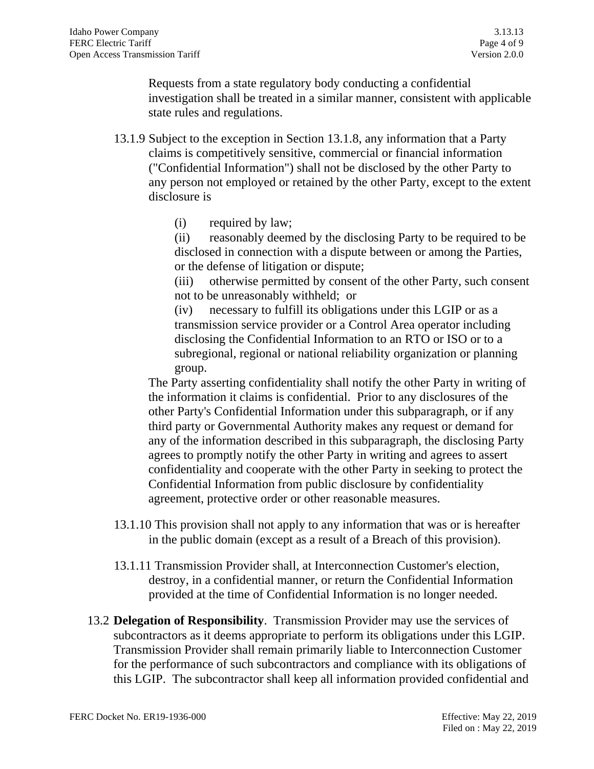Requests from a state regulatory body conducting a confidential investigation shall be treated in a similar manner, consistent with applicable state rules and regulations.

13.1.9 Subject to the exception in Section 13.1.8, any information that a Party claims is competitively sensitive, commercial or financial information ("Confidential Information") shall not be disclosed by the other Party to any person not employed or retained by the other Party, except to the extent disclosure is

(i) required by law;
(ii) reasonably deemed by the disclosing Party to be required to be disclosed in connection with a dispute between or among the Parties, or the defense of litigation or dispute;
(iii) otherwise permitted by consent of the other Party, such consent not to be unreasonably withheld; or
(iv) necessary to fulfill its obligations under this LGIP or as a transmission service provider or a Control Area operator including disclosing the Confidential Information to an RTO or ISO or to a subregional, regional or national reliability organization or planning group.

The Party asserting confidentiality shall notify the other Party in writing of the information it claims is confidential. Prior to any disclosures of the other Party's Confidential Information under this subparagraph, or if any third party or Governmental Authority makes any request or demand for any of the information described in this subparagraph, the disclosing Party agrees to promptly notify the other Party in writing and agrees to assert confidentiality and cooperate with the other Party in seeking to protect the Confidential Information from public disclosure by confidentiality agreement, protective order or other reasonable measures.

13.1.10 This provision shall not apply to any information that was or is hereafter in the public domain (except as a result of a Breach of this provision).

13.1.11 Transmission Provider shall, at Interconnection Customer's election, destroy, in a confidential manner, or return the Confidential Information provided at the time of Confidential Information is no longer needed.

13.2 **Delegation of Responsibility**. Transmission Provider may use the services of subcontractors as it deems appropriate to perform its obligations under this LGIP. Transmission Provider shall remain primarily liable to Interconnection Customer for the performance of such subcontractors and compliance with its obligations of this LGIP. The subcontractor shall keep all information provided confidential and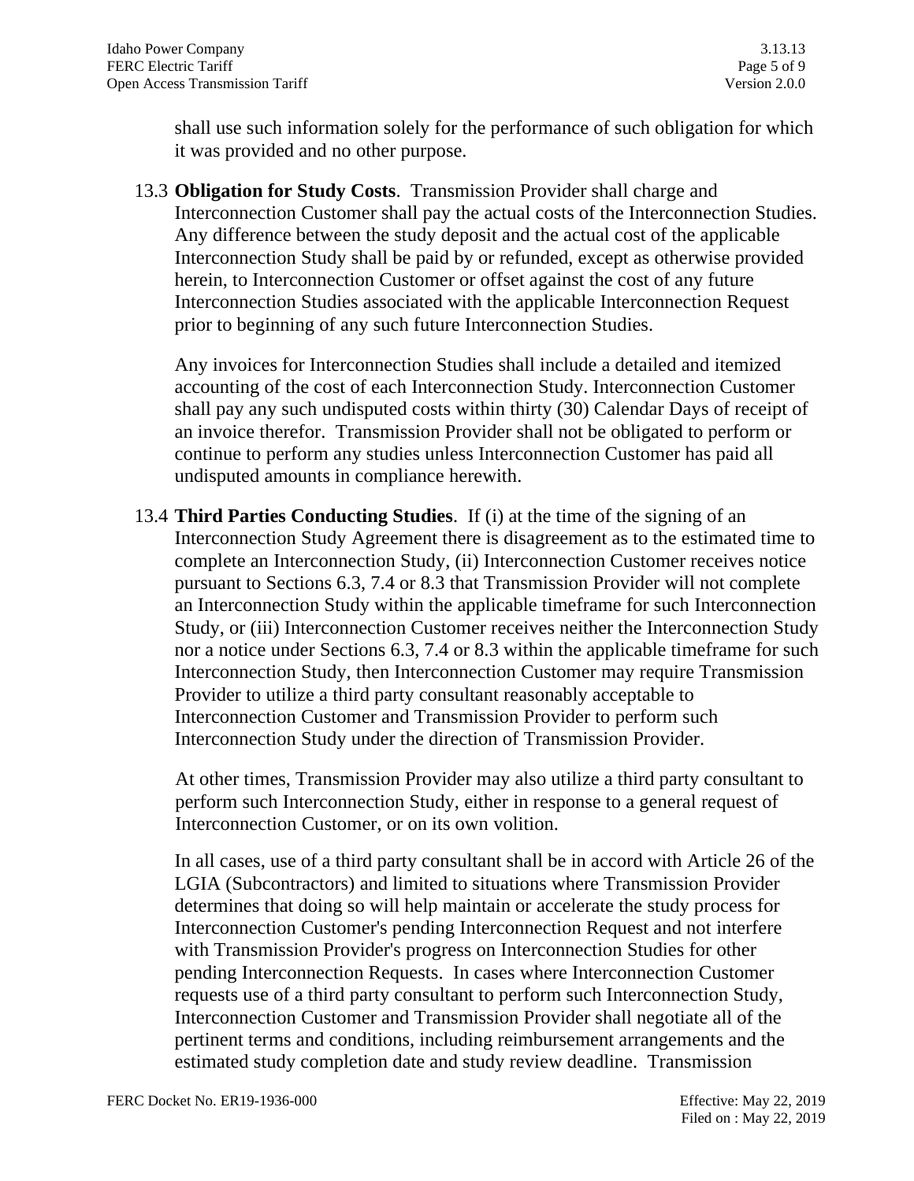shall use such information solely for the performance of such obligation for which it was provided and no other purpose.

13.3 **Obligation for Study Costs**. Transmission Provider shall charge and Interconnection Customer shall pay the actual costs of the Interconnection Studies. Any difference between the study deposit and the actual cost of the applicable Interconnection Study shall be paid by or refunded, except as otherwise provided herein, to Interconnection Customer or offset against the cost of any future Interconnection Studies associated with the applicable Interconnection Request prior to beginning of any such future Interconnection Studies.

Any invoices for Interconnection Studies shall include a detailed and itemized accounting of the cost of each Interconnection Study. Interconnection Customer shall pay any such undisputed costs within thirty (30) Calendar Days of receipt of an invoice therefor. Transmission Provider shall not be obligated to perform or continue to perform any studies unless Interconnection Customer has paid all undisputed amounts in compliance herewith.

13.4 **Third Parties Conducting Studies**. If (i) at the time of the signing of an Interconnection Study Agreement there is disagreement as to the estimated time to complete an Interconnection Study, (ii) Interconnection Customer receives notice pursuant to Sections 6.3, 7.4 or 8.3 that Transmission Provider will not complete an Interconnection Study within the applicable timeframe for such Interconnection Study, or (iii) Interconnection Customer receives neither the Interconnection Study nor a notice under Sections 6.3, 7.4 or 8.3 within the applicable timeframe for such Interconnection Study, then Interconnection Customer may require Transmission Provider to utilize a third party consultant reasonably acceptable to Interconnection Customer and Transmission Provider to perform such Interconnection Study under the direction of Transmission Provider.

At other times, Transmission Provider may also utilize a third party consultant to perform such Interconnection Study, either in response to a general request of Interconnection Customer, or on its own volition.

In all cases, use of a third party consultant shall be in accord with Article 26 of the LGIA (Subcontractors) and limited to situations where Transmission Provider determines that doing so will help maintain or accelerate the study process for Interconnection Customer's pending Interconnection Request and not interfere with Transmission Provider's progress on Interconnection Studies for other pending Interconnection Requests. In cases where Interconnection Customer requests use of a third party consultant to perform such Interconnection Study, Interconnection Customer and Transmission Provider shall negotiate all of the pertinent terms and conditions, including reimbursement arrangements and the estimated study completion date and study review deadline. Transmission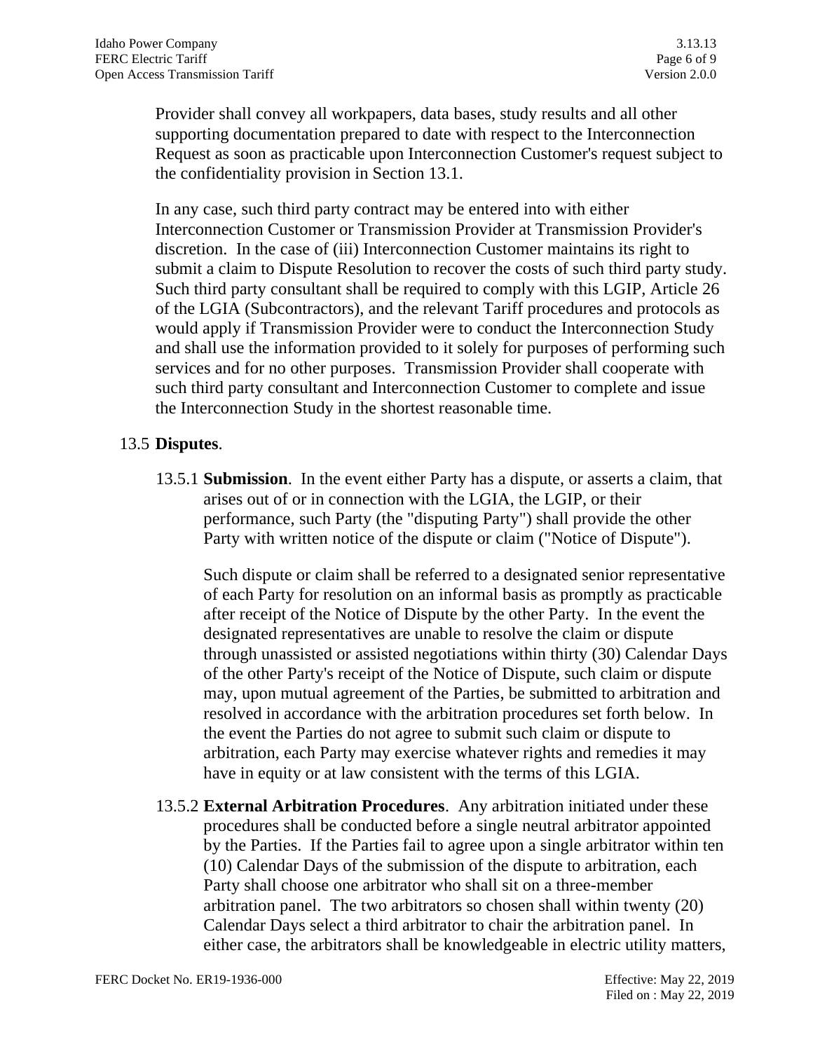Provider shall convey all workpapers, data bases, study results and all other supporting documentation prepared to date with respect to the Interconnection Request as soon as practicable upon Interconnection Customer's request subject to the confidentiality provision in Section 13.1.

In any case, such third party contract may be entered into with either Interconnection Customer or Transmission Provider at Transmission Provider's discretion. In the case of (iii) Interconnection Customer maintains its right to submit a claim to Dispute Resolution to recover the costs of such third party study. Such third party consultant shall be required to comply with this LGIP, Article 26 of the LGIA (Subcontractors), and the relevant Tariff procedures and protocols as would apply if Transmission Provider were to conduct the Interconnection Study and shall use the information provided to it solely for purposes of performing such services and for no other purposes. Transmission Provider shall cooperate with such third party consultant and Interconnection Customer to complete and issue the Interconnection Study in the shortest reasonable time.

13.5 **Disputes**.

13.5.1 **Submission**. In the event either Party has a dispute, or asserts a claim, that arises out of or in connection with the LGIA, the LGIP, or their performance, such Party (the "disputing Party") shall provide the other Party with written notice of the dispute or claim ("Notice of Dispute").

Such dispute or claim shall be referred to a designated senior representative of each Party for resolution on an informal basis as promptly as practicable after receipt of the Notice of Dispute by the other Party. In the event the designated representatives are unable to resolve the claim or dispute through unassisted or assisted negotiations within thirty (30) Calendar Days of the other Party's receipt of the Notice of Dispute, such claim or dispute may, upon mutual agreement of the Parties, be submitted to arbitration and resolved in accordance with the arbitration procedures set forth below. In the event the Parties do not agree to submit such claim or dispute to arbitration, each Party may exercise whatever rights and remedies it may have in equity or at law consistent with the terms of this LGIA.

13.5.2 **External Arbitration Procedures**. Any arbitration initiated under these procedures shall be conducted before a single neutral arbitrator appointed by the Parties. If the Parties fail to agree upon a single arbitrator within ten (10) Calendar Days of the submission of the dispute to arbitration, each Party shall choose one arbitrator who shall sit on a three-member arbitration panel. The two arbitrators so chosen shall within twenty (20) Calendar Days select a third arbitrator to chair the arbitration panel. In either case, the arbitrators shall be knowledgeable in electric utility matters,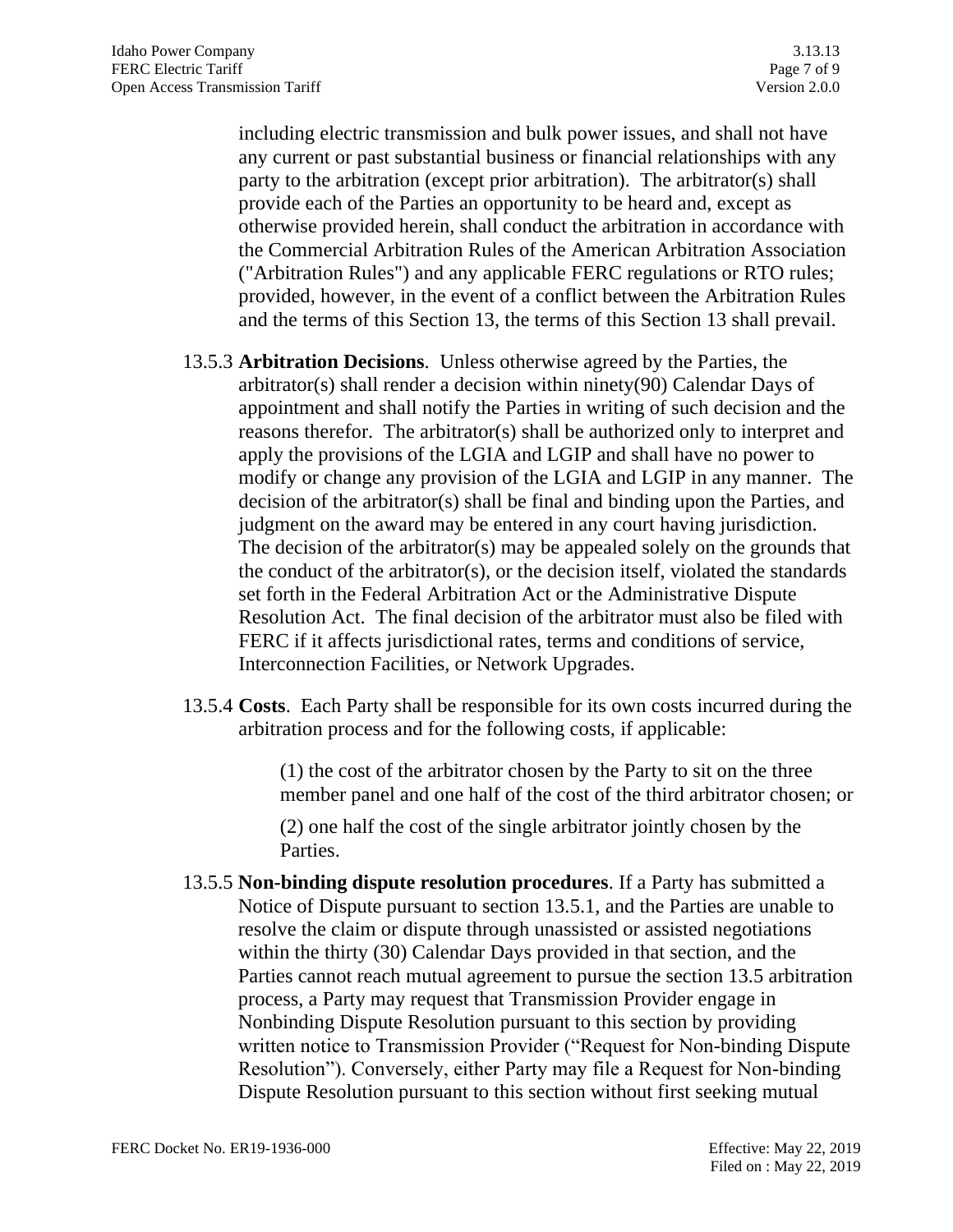including electric transmission and bulk power issues, and shall not have any current or past substantial business or financial relationships with any party to the arbitration (except prior arbitration). The arbitrator(s) shall provide each of the Parties an opportunity to be heard and, except as otherwise provided herein, shall conduct the arbitration in accordance with the Commercial Arbitration Rules of the American Arbitration Association ("Arbitration Rules") and any applicable FERC regulations or RTO rules; provided, however, in the event of a conflict between the Arbitration Rules and the terms of this Section 13, the terms of this Section 13 shall prevail.

13.5.3 **Arbitration Decisions**. Unless otherwise agreed by the Parties, the arbitrator(s) shall render a decision within ninety(90) Calendar Days of appointment and shall notify the Parties in writing of such decision and the reasons therefor. The arbitrator(s) shall be authorized only to interpret and apply the provisions of the LGIA and LGIP and shall have no power to modify or change any provision of the LGIA and LGIP in any manner. The decision of the arbitrator(s) shall be final and binding upon the Parties, and judgment on the award may be entered in any court having jurisdiction. The decision of the arbitrator(s) may be appealed solely on the grounds that the conduct of the arbitrator(s), or the decision itself, violated the standards set forth in the Federal Arbitration Act or the Administrative Dispute Resolution Act. The final decision of the arbitrator must also be filed with FERC if it affects jurisdictional rates, terms and conditions of service, Interconnection Facilities, or Network Upgrades.

13.5.4 **Costs**. Each Party shall be responsible for its own costs incurred during the arbitration process and for the following costs, if applicable:

(1) the cost of the arbitrator chosen by the Party to sit on the three member panel and one half of the cost of the third arbitrator chosen; or

(2) one half the cost of the single arbitrator jointly chosen by the Parties.

13.5.5 **Non-binding dispute resolution procedures**. If a Party has submitted a Notice of Dispute pursuant to section 13.5.1, and the Parties are unable to resolve the claim or dispute through unassisted or assisted negotiations within the thirty (30) Calendar Days provided in that section, and the Parties cannot reach mutual agreement to pursue the section 13.5 arbitration process, a Party may request that Transmission Provider engage in Nonbinding Dispute Resolution pursuant to this section by providing written notice to Transmission Provider ("Request for Non-binding Dispute Resolution"). Conversely, either Party may file a Request for Non-binding Dispute Resolution pursuant to this section without first seeking mutual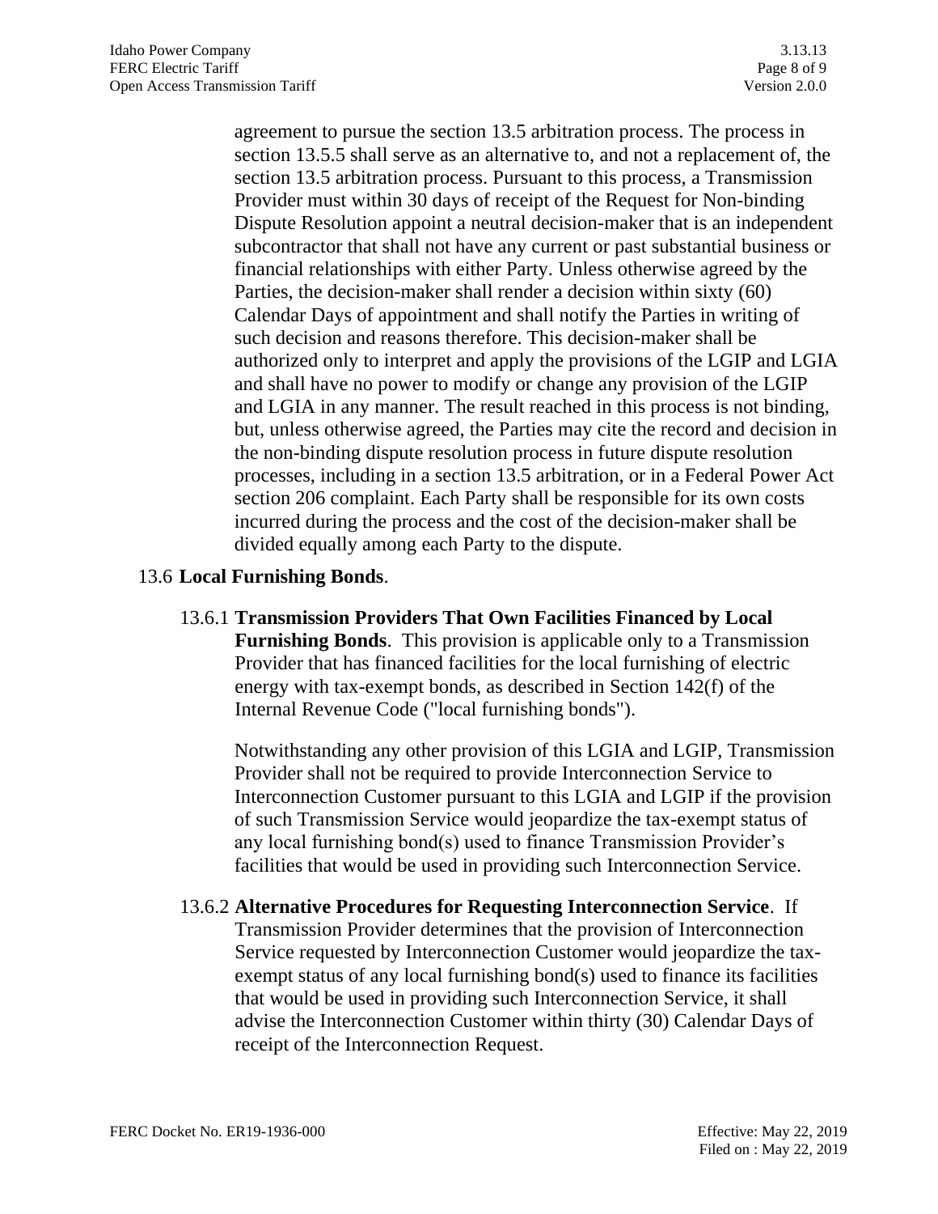agreement to pursue the section 13.5 arbitration process. The process in section 13.5.5 shall serve as an alternative to, and not a replacement of, the section 13.5 arbitration process. Pursuant to this process, a Transmission Provider must within 30 days of receipt of the Request for Non-binding Dispute Resolution appoint a neutral decision-maker that is an independent subcontractor that shall not have any current or past substantial business or financial relationships with either Party. Unless otherwise agreed by the Parties, the decision-maker shall render a decision within sixty (60) Calendar Days of appointment and shall notify the Parties in writing of such decision and reasons therefore. This decision-maker shall be authorized only to interpret and apply the provisions of the LGIP and LGIA and shall have no power to modify or change any provision of the LGIP and LGIA in any manner. The result reached in this process is not binding, but, unless otherwise agreed, the Parties may cite the record and decision in the non-binding dispute resolution process in future dispute resolution processes, including in a section 13.5 arbitration, or in a Federal Power Act section 206 complaint. Each Party shall be responsible for its own costs incurred during the process and the cost of the decision-maker shall be divided equally among each Party to the dispute.

13.6 **Local Furnishing Bonds**.

13.6.1 **Transmission Providers That Own Facilities Financed by Local Furnishing Bonds**. This provision is applicable only to a Transmission Provider that has financed facilities for the local furnishing of electric energy with tax-exempt bonds, as described in Section 142(f) of the Internal Revenue Code ("local furnishing bonds").

Notwithstanding any other provision of this LGIA and LGIP, Transmission Provider shall not be required to provide Interconnection Service to Interconnection Customer pursuant to this LGIA and LGIP if the provision of such Transmission Service would jeopardize the tax-exempt status of any local furnishing bond(s) used to finance Transmission Provider's facilities that would be used in providing such Interconnection Service.

13.6.2 **Alternative Procedures for Requesting Interconnection Service**. If Transmission Provider determines that the provision of Interconnection Service requested by Interconnection Customer would jeopardize the tax-exempt status of any local furnishing bond(s) used to finance its facilities that would be used in providing such Interconnection Service, it shall advise the Interconnection Customer within thirty (30) Calendar Days of receipt of the Interconnection Request.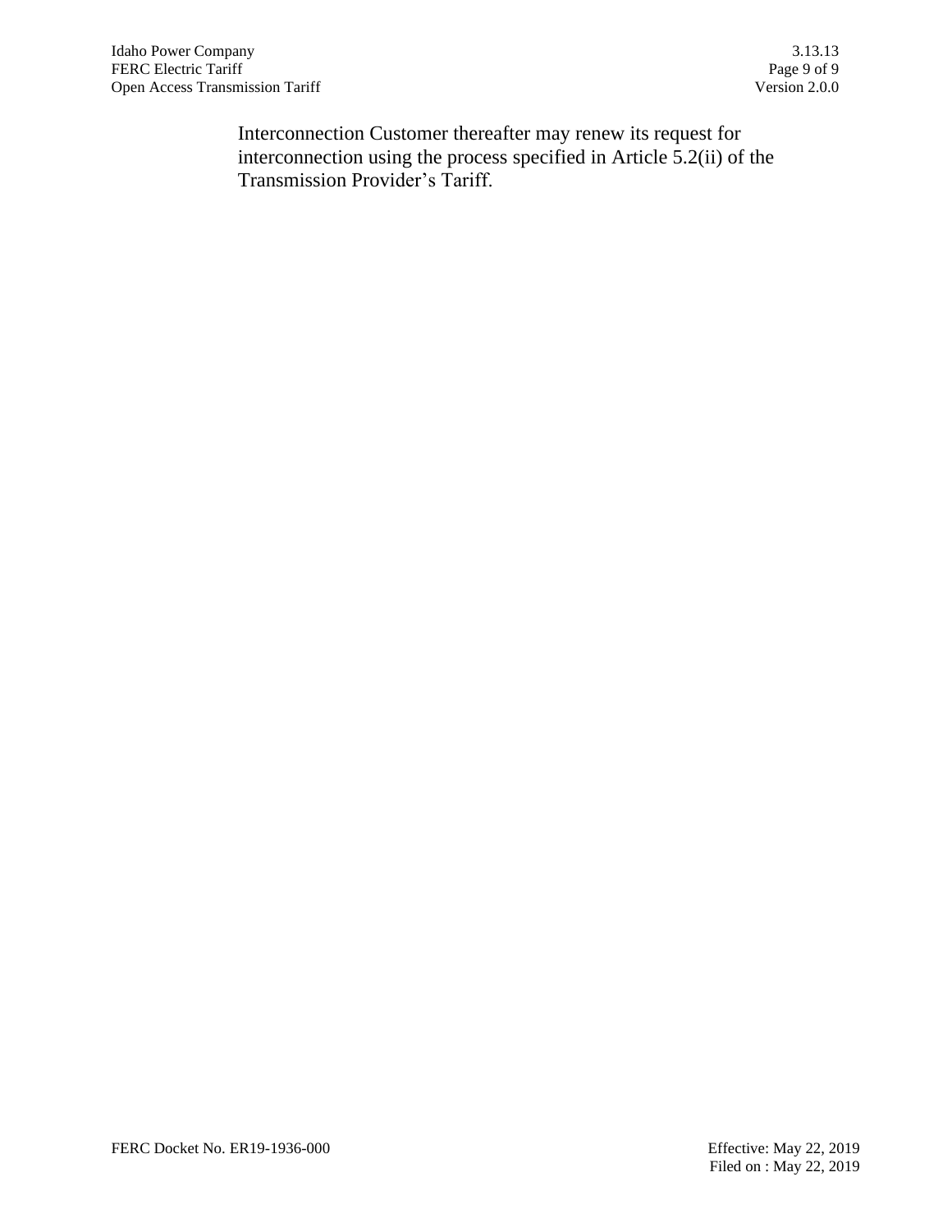Interconnection Customer thereafter may renew its request for interconnection using the process specified in Article 5.2(ii) of the Transmission Provider's Tariff.